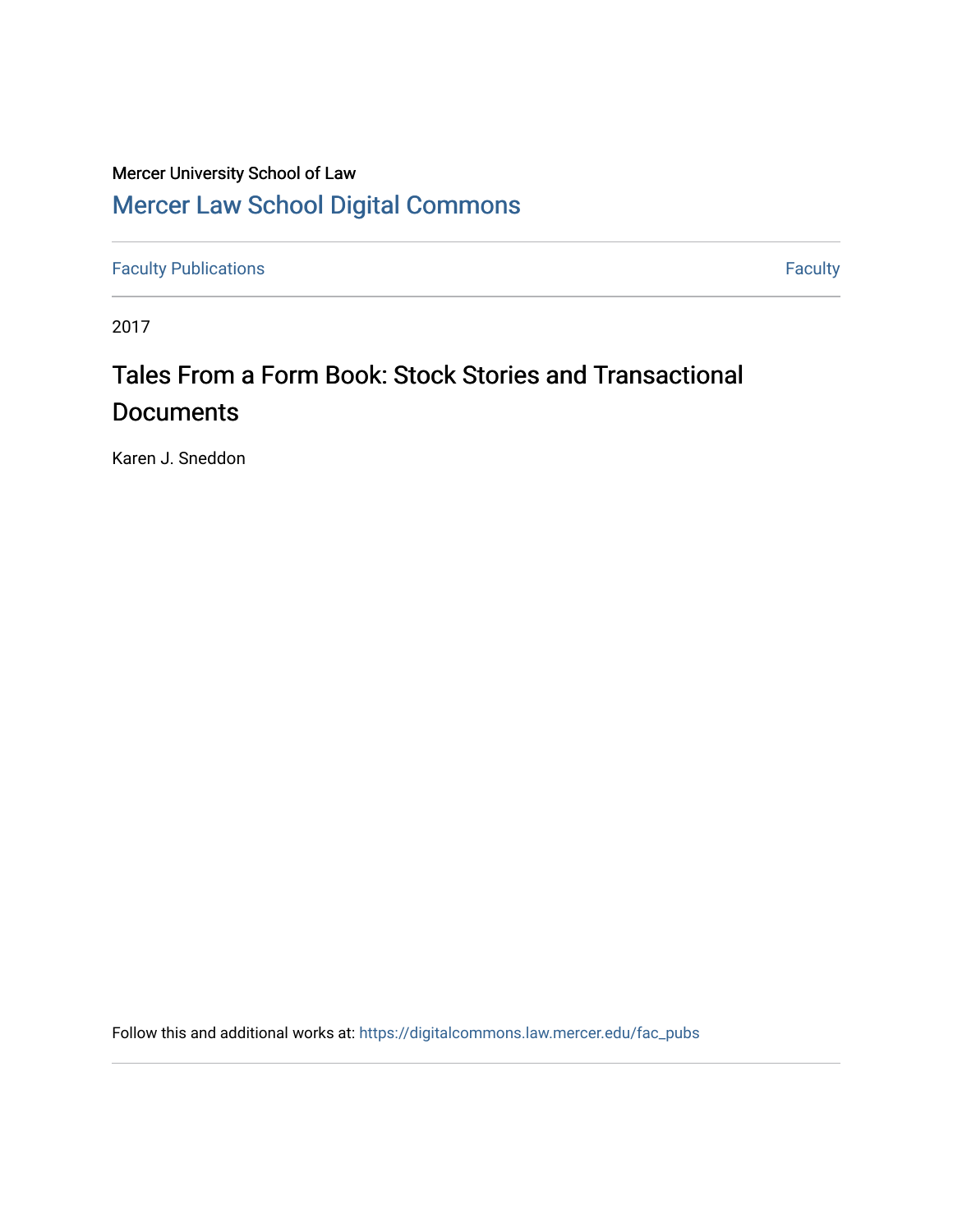Mercer University School of Law

# Mercer Law School Digital Commons

Faculty Publications | Faculty

2017

# Tales From a Form Book: Stock Stories and Transactional Documents

Karen J. Sneddon

Follow this and additional works at: https://digitalcommons.law.mercer.edu/fac_pubs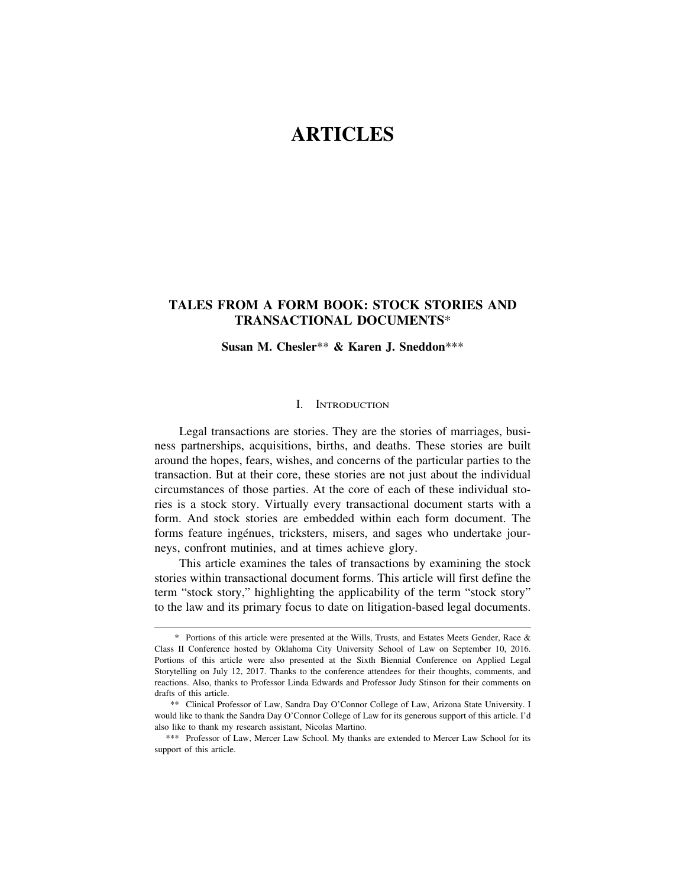# ARTICLES

## TALES FROM A FORM BOOK: STOCK STORIES AND TRANSACTIONAL DOCUMENTS*

**Susan M. Chesler\*\* & Karen J. Sneddon\*\*\***

### I. Introduction

Legal transactions are stories. They are the stories of marriages, business partnerships, acquisitions, births, and deaths. These stories are built around the hopes, fears, wishes, and concerns of the particular parties to the transaction. But at their core, these stories are not just about the individual circumstances of those parties. At the core of each of these individual stories is a stock story. Virtually every transactional document starts with a form. And stock stories are embedded within each form document. The forms feature ingénues, tricksters, misers, and sages who undertake journeys, confront mutinies, and at times achieve glory.

This article examines the tales of transactions by examining the stock stories within transactional document forms. This article will first define the term "stock story," highlighting the applicability of the term "stock story" to the law and its primary focus to date on litigation-based legal documents.

---

\* Portions of this article were presented at the Wills, Trusts, and Estates Meets Gender, Race & Class II Conference hosted by Oklahoma City University School of Law on September 10, 2016. Portions of this article were also presented at the Sixth Biennial Conference on Applied Legal Storytelling on July 12, 2017. Thanks to the conference attendees for their thoughts, comments, and reactions. Also, thanks to Professor Linda Edwards and Professor Judy Stinson for their comments on drafts of this article.

\*\* Clinical Professor of Law, Sandra Day O'Connor College of Law, Arizona State University. I would like to thank the Sandra Day O'Connor College of Law for its generous support of this article. I'd also like to thank my research assistant, Nicolas Martino.

\*\*\* Professor of Law, Mercer Law School. My thanks are extended to Mercer Law School for its support of this article.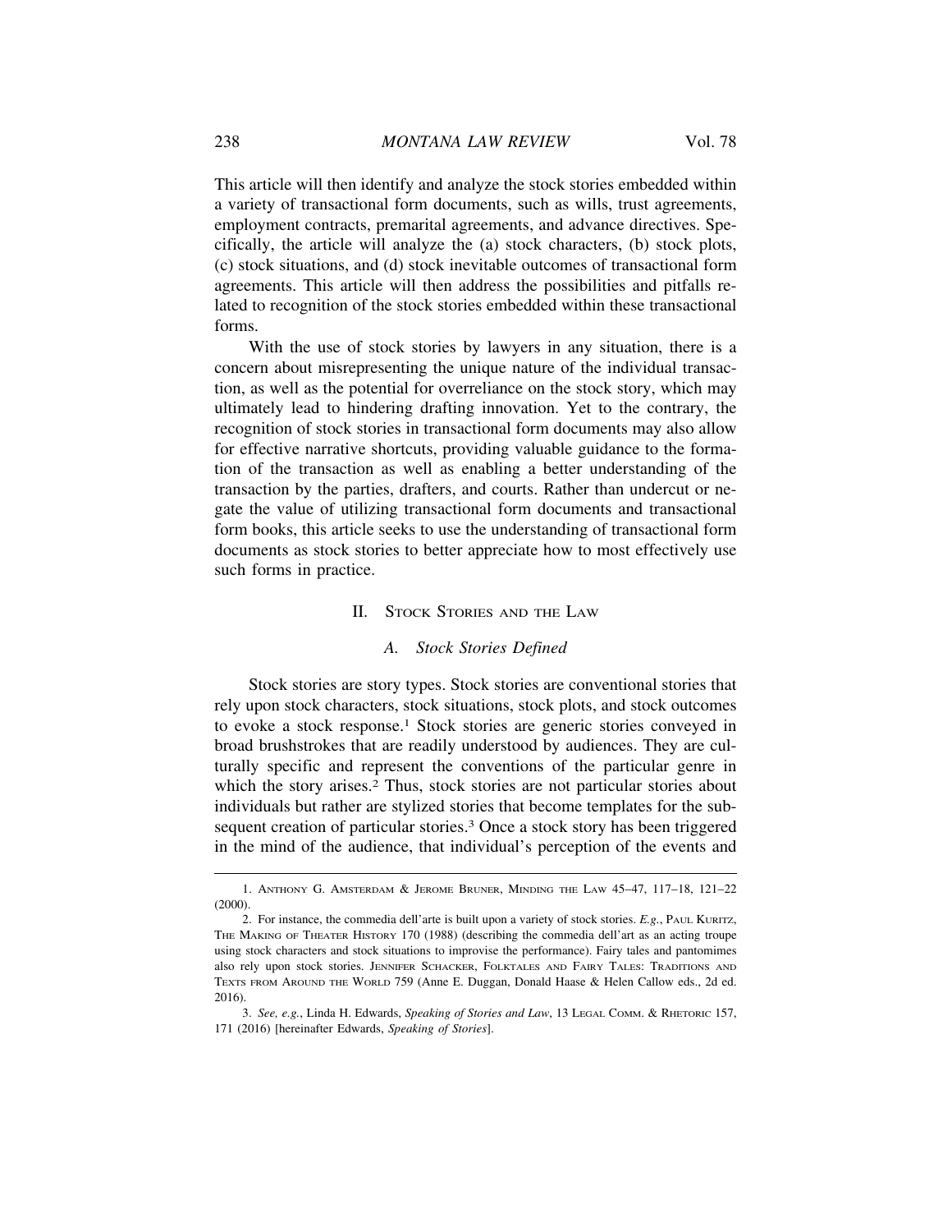This article will then identify and analyze the stock stories embedded within a variety of transactional form documents, such as wills, trust agreements, employment contracts, premarital agreements, and advance directives. Specifically, the article will analyze the (a) stock characters, (b) stock plots, (c) stock situations, and (d) stock inevitable outcomes of transactional form agreements. This article will then address the possibilities and pitfalls related to recognition of the stock stories embedded within these transactional forms.

With the use of stock stories by lawyers in any situation, there is a concern about misrepresenting the unique nature of the individual transaction, as well as the potential for overreliance on the stock story, which may ultimately lead to hindering drafting innovation. Yet to the contrary, the recognition of stock stories in transactional form documents may also allow for effective narrative shortcuts, providing valuable guidance to the formation of the transaction as well as enabling a better understanding of the transaction by the parties, drafters, and courts. Rather than undercut or negate the value of utilizing transactional form documents and transactional form books, this article seeks to use the understanding of transactional form documents as stock stories to better appreciate how to most effectively use such forms in practice.

## II. Stock Stories and the Law

### A. *Stock Stories Defined*

Stock stories are story types. Stock stories are conventional stories that rely upon stock characters, stock situations, stock plots, and stock outcomes to evoke a stock response.[1] Stock stories are generic stories conveyed in broad brushstrokes that are readily understood by audiences. They are culturally specific and represent the conventions of the particular genre in which the story arises.[2] Thus, stock stories are not particular stories about individuals but rather are stylized stories that become templates for the subsequent creation of particular stories.[3] Once a stock story has been triggered in the mind of the audience, that individual's perception of the events and

---

1. Anthony G. Amsterdam & Jerome Bruner, Minding the Law 45–47, 117–18, 121–22 (2000).

2. For instance, the commedia dell'arte is built upon a variety of stock stories. *E.g.*, Paul Kuritz, The Making of Theater History 170 (1988) (describing the commedia dell'art as an acting troupe using stock characters and stock situations to improvise the performance). Fairy tales and pantomimes also rely upon stock stories. Jennifer Schacker, Folktales and Fairy Tales: Traditions and Texts from Around the World 759 (Anne E. Duggan, Donald Haase & Helen Callow eds., 2d ed. 2016).

3. *See, e.g.*, Linda H. Edwards, *Speaking of Stories and Law*, 13 Legal Comm. & Rhetoric 157, 171 (2016) [hereinafter Edwards, *Speaking of Stories*].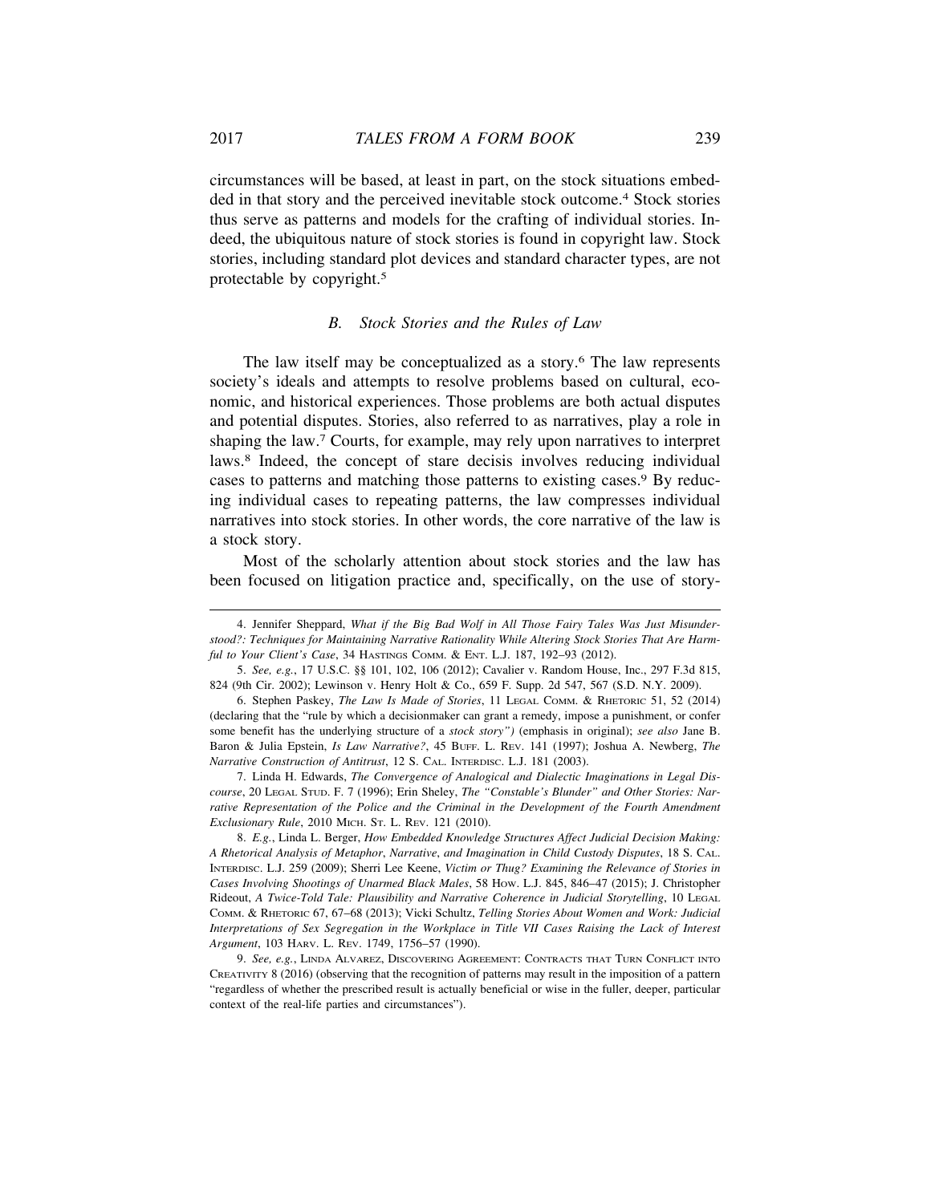circumstances will be based, at least in part, on the stock situations embedded in that story and the perceived inevitable stock outcome.[4] Stock stories thus serve as patterns and models for the crafting of individual stories. Indeed, the ubiquitous nature of stock stories is found in copyright law. Stock stories, including standard plot devices and standard character types, are not protectable by copyright.[5]

### *B. Stock Stories and the Rules of Law*

The law itself may be conceptualized as a story.[6] The law represents society's ideals and attempts to resolve problems based on cultural, economic, and historical experiences. Those problems are both actual disputes and potential disputes. Stories, also referred to as narratives, play a role in shaping the law.[7] Courts, for example, may rely upon narratives to interpret laws.[8] Indeed, the concept of stare decisis involves reducing individual cases to patterns and matching those patterns to existing cases.[9] By reducing individual cases to repeating patterns, the law compresses individual narratives into stock stories. In other words, the core narrative of the law is a stock story.

Most of the scholarly attention about stock stories and the law has been focused on litigation practice and, specifically, on the use of story-

---

4. Jennifer Sheppard, *What if the Big Bad Wolf in All Those Fairy Tales Was Just Misunderstood?: Techniques for Maintaining Narrative Rationality While Altering Stock Stories That Are Harmful to Your Client's Case*, 34 HASTINGS COMM. & ENT. L.J. 187, 192–93 (2012).

5. *See, e.g.*, 17 U.S.C. §§ 101, 102, 106 (2012); Cavalier v. Random House, Inc., 297 F.3d 815, 824 (9th Cir. 2002); Lewinson v. Henry Holt & Co., 659 F. Supp. 2d 547, 567 (S.D. N.Y. 2009).

6. Stephen Paskey, *The Law Is Made of Stories*, 11 LEGAL COMM. & RHETORIC 51, 52 (2014) (declaring that the "rule by which a decisionmaker can grant a remedy, impose a punishment, or confer some benefit has the underlying structure of a *stock story")* (emphasis in original); *see also* Jane B. Baron & Julia Epstein, *Is Law Narrative?*, 45 BUFF. L. REV. 141 (1997); Joshua A. Newberg, *The Narrative Construction of Antitrust*, 12 S. CAL. INTERDISC. L.J. 181 (2003).

7. Linda H. Edwards, *The Convergence of Analogical and Dialectic Imaginations in Legal Discourse*, 20 LEGAL STUD. F. 7 (1996); Erin Sheley, *The "Constable's Blunder" and Other Stories: Narrative Representation of the Police and the Criminal in the Development of the Fourth Amendment Exclusionary Rule*, 2010 MICH. ST. L. REV. 121 (2010).

8. *E.g.*, Linda L. Berger, *How Embedded Knowledge Structures Affect Judicial Decision Making: A Rhetorical Analysis of Metaphor, Narrative, and Imagination in Child Custody Disputes*, 18 S. CAL. INTERDISC. L.J. 259 (2009); Sherri Lee Keene, *Victim or Thug? Examining the Relevance of Stories in Cases Involving Shootings of Unarmed Black Males*, 58 HOW. L.J. 845, 846–47 (2015); J. Christopher Rideout, *A Twice-Told Tale: Plausibility and Narrative Coherence in Judicial Storytelling*, 10 LEGAL COMM. & RHETORIC 67, 67–68 (2013); Vicki Schultz, *Telling Stories About Women and Work: Judicial Interpretations of Sex Segregation in the Workplace in Title VII Cases Raising the Lack of Interest Argument*, 103 HARV. L. REV. 1749, 1756–57 (1990).

9. *See, e.g.*, LINDA ALVAREZ, DISCOVERING AGREEMENT: CONTRACTS THAT TURN CONFLICT INTO CREATIVITY 8 (2016) (observing that the recognition of patterns may result in the imposition of a pattern "regardless of whether the prescribed result is actually beneficial or wise in the fuller, deeper, particular context of the real-life parties and circumstances").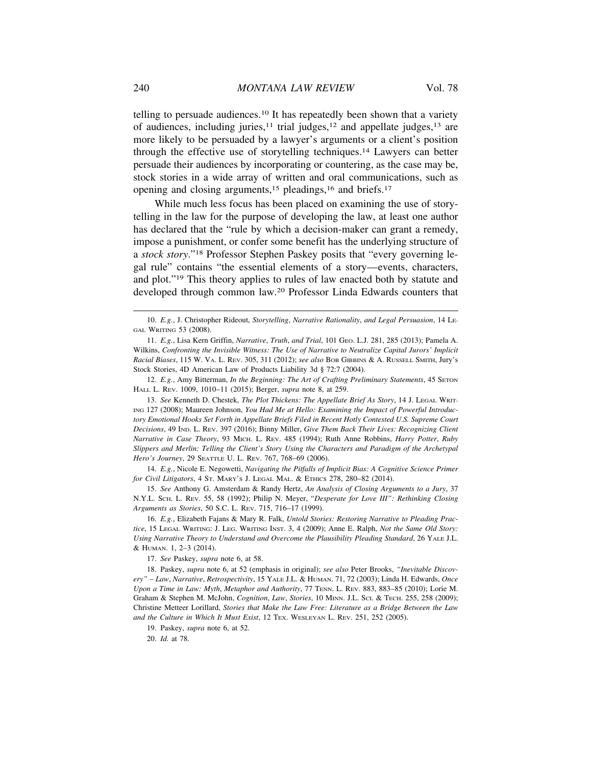telling to persuade audiences.[10] It has repeatedly been shown that a variety of audiences, including juries,[11] trial judges,[12] and appellate judges,[13] are more likely to be persuaded by a lawyer's arguments or a client's position through the effective use of storytelling techniques.[14] Lawyers can better persuade their audiences by incorporating or countering, as the case may be, stock stories in a wide array of written and oral communications, such as opening and closing arguments,[15] pleadings,[16] and briefs.[17]

While much less focus has been placed on examining the use of storytelling in the law for the purpose of developing the law, at least one author has declared that the "rule by which a decision-maker can grant a remedy, impose a punishment, or confer some benefit has the underlying structure of a *stock story*."[18] Professor Stephen Paskey posits that "every governing legal rule" contains "the essential elements of a story—events, characters, and plot."[19] This theory applies to rules of law enacted both by statute and developed through common law.[20] Professor Linda Edwards counters that

---

10. *E.g.*, J. Christopher Rideout, *Storytelling*, *Narrative Rationality*, *and Legal Persuasion*, 14 LEGAL WRITING 53 (2008).

11. *E.g.*, Lisa Kern Griffin, *Narrative*, *Truth*, *and Trial*, 101 GEO. L.J. 281, 285 (2013); Pamela A. Wilkins, *Confronting the Invisible Witness: The Use of Narrative to Neutralize Capital Jurors' Implicit Racial Biases*, 115 W. VA. L. REV. 305, 311 (2012); *see also* BOB GIBBINS & A. RUSSELL SMITH, Jury's Stock Stories, 4D American Law of Products Liability 3d § 72:7 (2004).

12. *E.g.*, Amy Bitterman, *In the Beginning: The Art of Crafting Preliminary Statements*, 45 SETON HALL L. REV. 1009, 1010–11 (2015); Berger, *supra* note 8, at 259.

13. *See* Kenneth D. Chestek, *The Plot Thickens: The Appellate Brief As Story*, 14 J. LEGAL WRITING 127 (2008); Maureen Johnson, *You Had Me at Hello: Examining the Impact of Powerful Introductory Emotional Hooks Set Forth in Appellate Briefs Filed in Recent Hotly Contested U.S. Supreme Court Decisions*, 49 IND. L. REV. 397 (2016); Binny Miller, *Give Them Back Their Lives: Recognizing Client Narrative in Case Theory*, 93 MICH. L. REV. 485 (1994); Ruth Anne Robbins, *Harry Potter*, *Ruby Slippers and Merlin: Telling the Client's Story Using the Characters and Paradigm of the Archetypal Hero's Journey*, 29 SEATTLE U. L. REV. 767, 768–69 (2006).

14. *E.g.*, Nicole E. Negowetti, *Navigating the Pitfalls of Implicit Bias: A Cognitive Science Primer for Civil Litigators*, 4 ST. MARY'S J. LEGAL MAL. & ETHICS 278, 280–82 (2014).

15. *See* Anthony G. Amsterdam & Randy Hertz, *An Analysis of Closing Arguments to a Jury*, 37 N.Y.L. SCH. L. REV. 55, 58 (1992); Philip N. Meyer, *"Desperate for Love III": Rethinking Closing Arguments as Stories*, 50 S.C. L. REV. 715, 716–17 (1999).

16. *E.g.*, Elizabeth Fajans & Mary R. Falk, *Untold Stories: Restoring Narrative to Pleading Practice*, 15 LEGAL WRITING: J. LEG. WRITING INST. 3, 4 (2009); Anne E. Ralph, *Not the Same Old Story: Using Narrative Theory to Understand and Overcome the Plausibility Pleading Standard*, 26 YALE J.L. & HUMAN. 1, 2–3 (2014).

17. *See* Paskey, *supra* note 6, at 58.

18. Paskey, *supra* note 6, at 52 (emphasis in original); *see also* Peter Brooks, *"Inevitable Discovery" – Law*, *Narrative*, *Retrospectivity*, 15 YALE J.L. & HUMAN. 71, 72 (2003); Linda H. Edwards, *Once Upon a Time in Law: Myth*, *Metaphor and Authority*, 77 TENN. L. REV. 883, 883–85 (2010); Lorie M. Graham & Stephen M. McJohn, *Cognition*, *Law*, *Stories*, 10 MINN. J.L. SCI. & TECH. 255, 258 (2009); Christine Metteer Lorillard, *Stories that Make the Law Free: Literature as a Bridge Between the Law and the Culture in Which It Must Exist*, 12 TEX. WESLEYAN L. REV. 251, 252 (2005).

19. Paskey, *supra* note 6, at 52.

20. *Id.* at 78.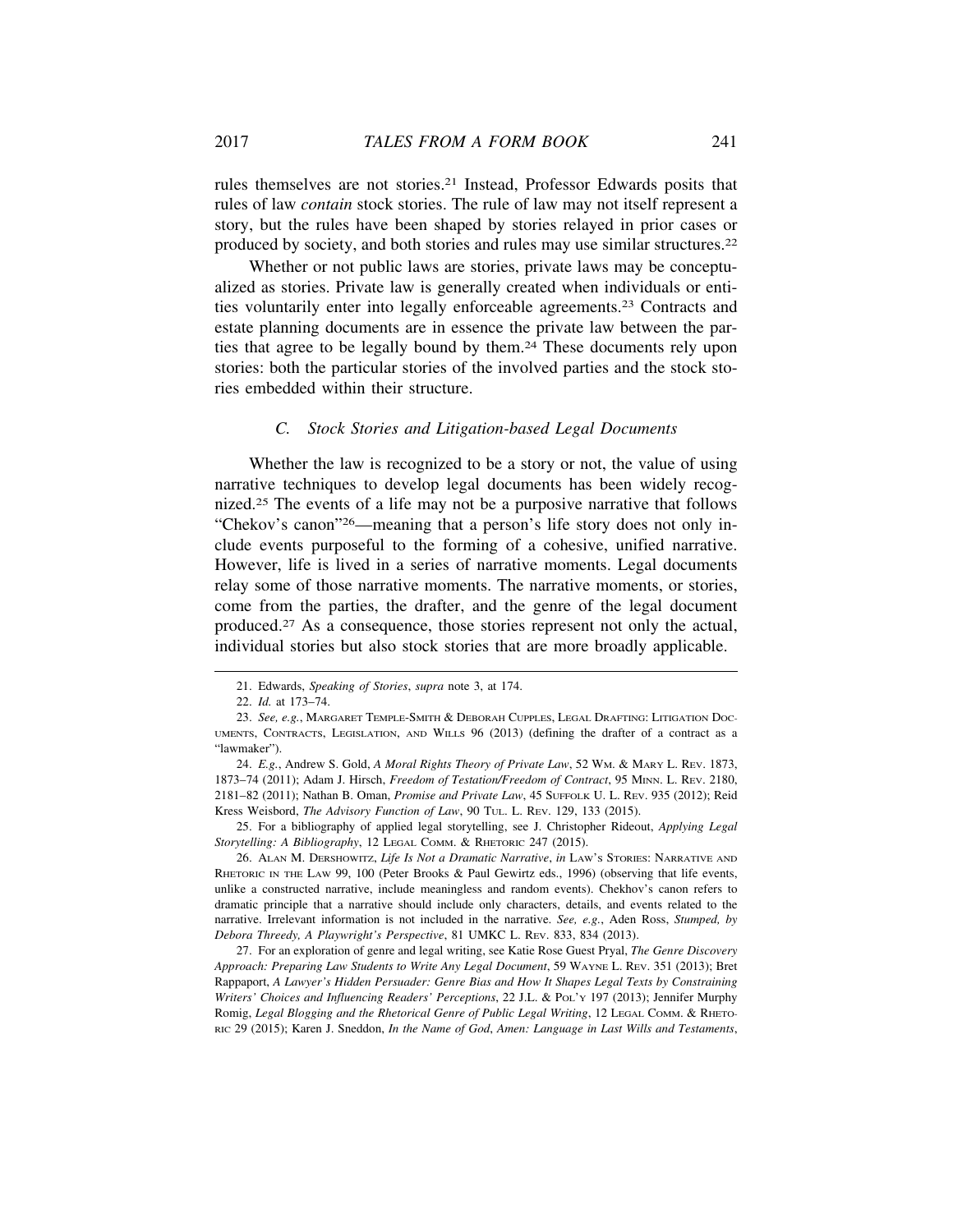rules themselves are not stories.[21] Instead, Professor Edwards posits that rules of law *contain* stock stories. The rule of law may not itself represent a story, but the rules have been shaped by stories relayed in prior cases or produced by society, and both stories and rules may use similar structures.[22]

Whether or not public laws are stories, private laws may be conceptualized as stories. Private law is generally created when individuals or entities voluntarily enter into legally enforceable agreements.[23] Contracts and estate planning documents are in essence the private law between the parties that agree to be legally bound by them.[24] These documents rely upon stories: both the particular stories of the involved parties and the stock stories embedded within their structure.

### *C. Stock Stories and Litigation-based Legal Documents*

Whether the law is recognized to be a story or not, the value of using narrative techniques to develop legal documents has been widely recognized.[25] The events of a life may not be a purposive narrative that follows "Chekov's canon"[26]—meaning that a person's life story does not only include events purposeful to the forming of a cohesive, unified narrative. However, life is lived in a series of narrative moments. Legal documents relay some of those narrative moments. The narrative moments, or stories, come from the parties, the drafter, and the genre of the legal document produced.[27] As a consequence, those stories represent not only the actual, individual stories but also stock stories that are more broadly applicable.

---

21. Edwards, *Speaking of Stories*, *supra* note 3, at 174.

22. *Id.* at 173–74.

23. *See, e.g.*, MARGARET TEMPLE-SMITH & DEBORAH CUPPLES, LEGAL DRAFTING: LITIGATION DOCUMENTS, CONTRACTS, LEGISLATION, AND WILLS 96 (2013) (defining the drafter of a contract as a "lawmaker").

24. *E.g.*, Andrew S. Gold, *A Moral Rights Theory of Private Law*, 52 WM. & MARY L. REV. 1873, 1873–74 (2011); Adam J. Hirsch, *Freedom of Testation/Freedom of Contract*, 95 MINN. L. REV. 2180, 2181–82 (2011); Nathan B. Oman, *Promise and Private Law*, 45 SUFFOLK U. L. REV. 935 (2012); Reid Kress Weisbord, *The Advisory Function of Law*, 90 TUL. L. REV. 129, 133 (2015).

25. For a bibliography of applied legal storytelling, see J. Christopher Rideout, *Applying Legal Storytelling: A Bibliography*, 12 LEGAL COMM. & RHETORIC 247 (2015).

26. ALAN M. DERSHOWITZ, *Life Is Not a Dramatic Narrative*, *in* LAW'S STORIES: NARRATIVE AND RHETORIC IN THE LAW 99, 100 (Peter Brooks & Paul Gewirtz eds., 1996) (observing that life events, unlike a constructed narrative, include meaningless and random events). Chekhov's canon refers to dramatic principle that a narrative should include only characters, details, and events related to the narrative. Irrelevant information is not included in the narrative. *See, e.g.*, Aden Ross, *Stumped, by Debora Threedy, A Playwright's Perspective*, 81 UMKC L. REV. 833, 834 (2013).

27. For an exploration of genre and legal writing, see Katie Rose Guest Pryal, *The Genre Discovery Approach: Preparing Law Students to Write Any Legal Document*, 59 WAYNE L. REV. 351 (2013); Bret Rappaport, *A Lawyer's Hidden Persuader: Genre Bias and How It Shapes Legal Texts by Constraining Writers' Choices and Influencing Readers' Perceptions*, 22 J.L. & POL'Y 197 (2013); Jennifer Murphy Romig, *Legal Blogging and the Rhetorical Genre of Public Legal Writing*, 12 LEGAL COMM. & RHETORIC 29 (2015); Karen J. Sneddon, *In the Name of God, Amen: Language in Last Wills and Testaments*,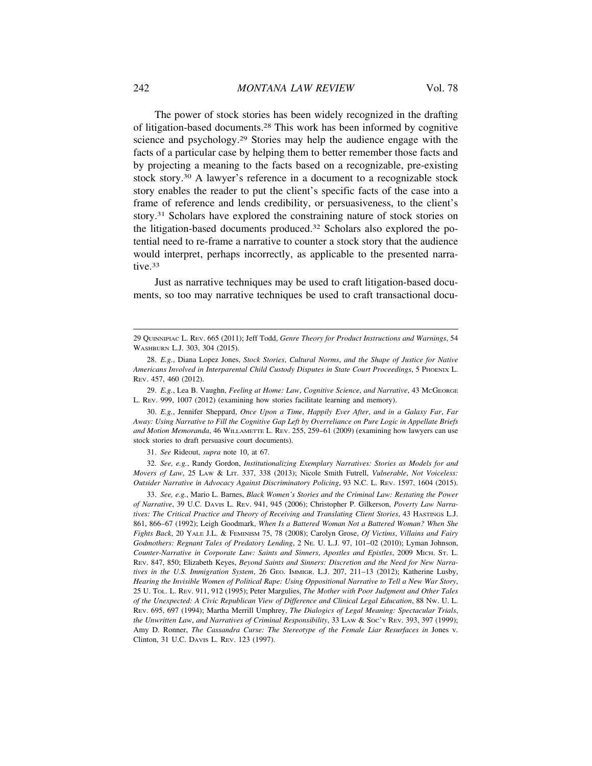The power of stock stories has been widely recognized in the drafting of litigation-based documents.[28] This work has been informed by cognitive science and psychology.[29] Stories may help the audience engage with the facts of a particular case by helping them to better remember those facts and by projecting a meaning to the facts based on a recognizable, pre-existing stock story.[30] A lawyer's reference in a document to a recognizable stock story enables the reader to put the client's specific facts of the case into a frame of reference and lends credibility, or persuasiveness, to the client's story.[31] Scholars have explored the constraining nature of stock stories on the litigation-based documents produced.[32] Scholars also explored the potential need to re-frame a narrative to counter a stock story that the audience would interpret, perhaps incorrectly, as applicable to the presented narrative.[33]

Just as narrative techniques may be used to craft litigation-based documents, so too may narrative techniques be used to craft transactional docu-

---

29 QUINNIPIAC L. REV. 665 (2011); Jeff Todd, *Genre Theory for Product Instructions and Warnings*, 54 WASHBURN L.J. 303, 304 (2015).

28. *E.g.*, Diana Lopez Jones, *Stock Stories, Cultural Norms, and the Shape of Justice for Native Americans Involved in Interparental Child Custody Disputes in State Court Proceedings*, 5 PHOENIX L. REV. 457, 460 (2012).

29. *E.g.*, Lea B. Vaughn, *Feeling at Home: Law, Cognitive Science, and Narrative*, 43 MCGEORGE L. REV. 999, 1007 (2012) (examining how stories facilitate learning and memory).

30. *E.g.*, Jennifer Sheppard, *Once Upon a Time, Happily Ever After, and in a Galaxy Far, Far Away: Using Narrative to Fill the Cognitive Gap Left by Overreliance on Pure Logic in Appellate Briefs and Motion Memoranda*, 46 WILLAMETTE L. REV. 255, 259–61 (2009) (examining how lawyers can use stock stories to draft persuasive court documents).

31. *See* Rideout, *supra* note 10, at 67.

32. *See, e.g.*, Randy Gordon, *Institutionalizing Exemplary Narratives: Stories as Models for and Movers of Law*, 25 LAW & LIT. 337, 338 (2013); Nicole Smith Futrell, *Vulnerable, Not Voiceless: Outsider Narrative in Advocacy Against Discriminatory Policing*, 93 N.C. L. REV. 1597, 1604 (2015).

33. *See, e.g.*, Mario L. Barnes, *Black Women's Stories and the Criminal Law: Restating the Power of Narrative*, 39 U.C. DAVIS L. REV. 941, 945 (2006); Christopher P. Gilkerson, *Poverty Law Narratives: The Critical Practice and Theory of Receiving and Translating Client Stories*, 43 HASTINGS L.J. 861, 866–67 (1992); Leigh Goodmark, *When Is a Battered Woman Not a Battered Woman? When She Fights Back*, 20 YALE J.L. & FEMINISM 75, 78 (2008); Carolyn Grose, *Of Victims, Villains and Fairy Godmothers: Regnant Tales of Predatory Lending*, 2 NE. U. L.J. 97, 101–02 (2010); Lyman Johnson, *Counter-Narrative in Corporate Law: Saints and Sinners, Apostles and Epistles*, 2009 MICH. ST. L. REV. 847, 850; Elizabeth Keyes, *Beyond Saints and Sinners: Discretion and the Need for New Narratives in the U.S. Immigration System*, 26 GEO. IMMIGR. L.J. 207, 211–13 (2012); Katherine Lusby, *Hearing the Invisible Women of Political Rape: Using Oppositional Narrative to Tell a New War Story*, 25 U. TOL. L. REV. 911, 912 (1995); Peter Margulies, *The Mother with Poor Judgment and Other Tales of the Unexpected: A Civic Republican View of Difference and Clinical Legal Education*, 88 NW. U. L. REV. 695, 697 (1994); Martha Merrill Umphrey, *The Dialogics of Legal Meaning: Spectacular Trials, the Unwritten Law, and Narratives of Criminal Responsibility*, 33 LAW & SOC'Y REV. 393, 397 (1999); Amy D. Ronner, *The Cassandra Curse: The Stereotype of the Female Liar Resurfaces in* Jones v. Clinton, 31 U.C. DAVIS L. REV. 123 (1997).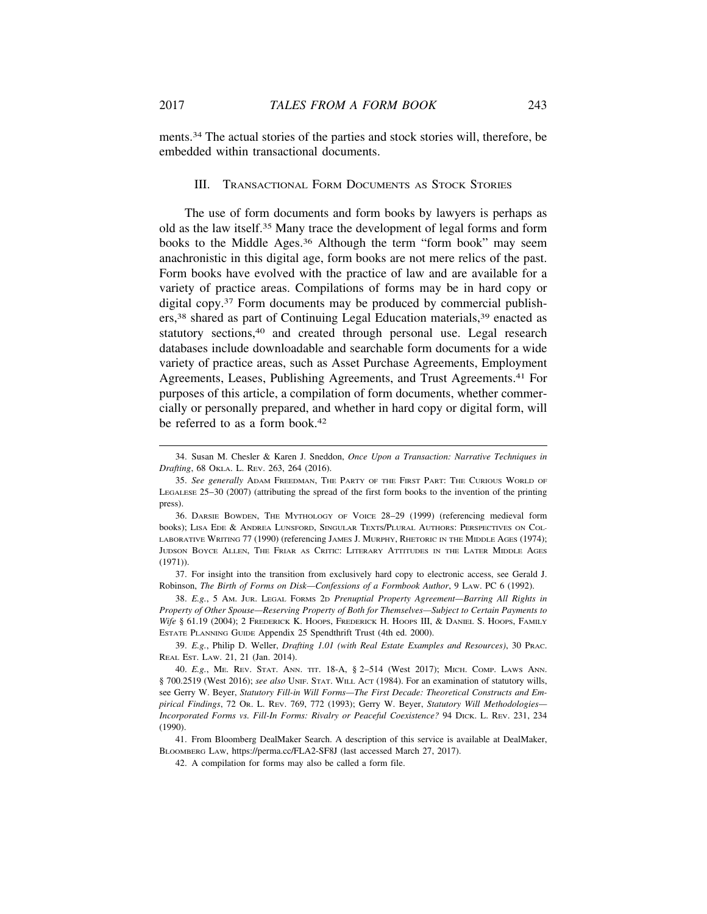ments.[34] The actual stories of the parties and stock stories will, therefore, be embedded within transactional documents.

## III. Transactional Form Documents as Stock Stories

The use of form documents and form books by lawyers is perhaps as old as the law itself.[35] Many trace the development of legal forms and form books to the Middle Ages.[36] Although the term "form book" may seem anachronistic in this digital age, form books are not mere relics of the past. Form books have evolved with the practice of law and are available for a variety of practice areas. Compilations of forms may be in hard copy or digital copy.[37] Form documents may be produced by commercial publishers,[38] shared as part of Continuing Legal Education materials,[39] enacted as statutory sections,[40] and created through personal use. Legal research databases include downloadable and searchable form documents for a wide variety of practice areas, such as Asset Purchase Agreements, Employment Agreements, Leases, Publishing Agreements, and Trust Agreements.[41] For purposes of this article, a compilation of form documents, whether commercially or personally prepared, and whether in hard copy or digital form, will be referred to as a form book.[42]

---

34. Susan M. Chesler & Karen J. Sneddon, *Once Upon a Transaction: Narrative Techniques in Drafting*, 68 Okla. L. Rev. 263, 264 (2016).

35. *See generally* Adam Freedman, The Party of the First Part: The Curious World of Legalese 25–30 (2007) (attributing the spread of the first form books to the invention of the printing press).

36. Darsie Bowden, The Mythology of Voice 28–29 (1999) (referencing medieval form books); Lisa Ede & Andrea Lunsford, Singular Texts/Plural Authors: Perspectives on Collaborative Writing 77 (1990) (referencing James J. Murphy, Rhetoric in the Middle Ages (1974); Judson Boyce Allen, The Friar as Critic: Literary Attitudes in the Later Middle Ages (1971)).

37. For insight into the transition from exclusively hard copy to electronic access, see Gerald J. Robinson, *The Birth of Forms on Disk—Confessions of a Formbook Author*, 9 Law. PC 6 (1992).

38. *E.g.*, 5 Am. Jur. Legal Forms 2d *Prenuptial Property Agreement—Barring All Rights in Property of Other Spouse—Reserving Property of Both for Themselves—Subject to Certain Payments to Wife* § 61.19 (2004); 2 Frederick K. Hoops, Frederick H. Hoops III, & Daniel S. Hoops, Family Estate Planning Guide Appendix 25 Spendthrift Trust (4th ed. 2000).

39. *E.g.*, Philip D. Weller, *Drafting 1.01 (with Real Estate Examples and Resources)*, 30 Prac. Real Est. Law. 21, 21 (Jan. 2014).

40. *E.g.*, Me. Rev. Stat. Ann. tit. 18-A, § 2–514 (West 2017); Mich. Comp. Laws Ann. § 700.2519 (West 2016); *see also* Unif. Stat. Will Act (1984). For an examination of statutory wills, see Gerry W. Beyer, *Statutory Fill-in Will Forms—The First Decade: Theoretical Constructs and Empirical Findings*, 72 Or. L. Rev. 769, 772 (1993); Gerry W. Beyer, *Statutory Will Methodologies—Incorporated Forms vs. Fill-In Forms: Rivalry or Peaceful Coexistence?* 94 Dick. L. Rev. 231, 234 (1990).

41. From Bloomberg DealMaker Search. A description of this service is available at DealMaker, Bloomberg Law, https://perma.cc/FLA2-SF8J (last accessed March 27, 2017).

42. A compilation for forms may also be called a form file.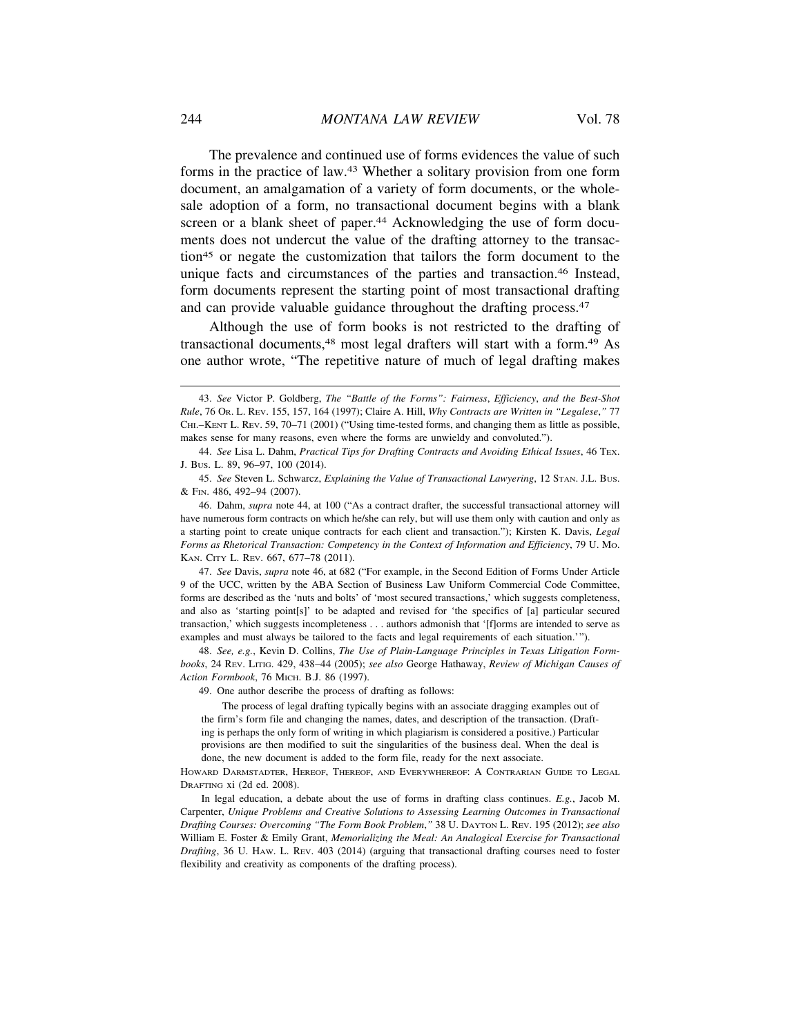The prevalence and continued use of forms evidences the value of such forms in the practice of law.[43] Whether a solitary provision from one form document, an amalgamation of a variety of form documents, or the wholesale adoption of a form, no transactional document begins with a blank screen or a blank sheet of paper.[44] Acknowledging the use of form documents does not undercut the value of the drafting attorney to the transaction[45] or negate the customization that tailors the form document to the unique facts and circumstances of the parties and transaction.[46] Instead, form documents represent the starting point of most transactional drafting and can provide valuable guidance throughout the drafting process.[47]

Although the use of form books is not restricted to the drafting of transactional documents,[48] most legal drafters will start with a form.[49] As one author wrote, "The repetitive nature of much of legal drafting makes

---

43. *See* Victor P. Goldberg, *The "Battle of the Forms": Fairness, Efficiency, and the Best-Shot Rule*, 76 OR. L. REV. 155, 157, 164 (1997); Claire A. Hill, *Why Contracts are Written in "Legalese,"* 77 CHI.–KENT L. REV. 59, 70–71 (2001) ("Using time-tested forms, and changing them as little as possible, makes sense for many reasons, even where the forms are unwieldy and convoluted.").

44. *See* Lisa L. Dahm, *Practical Tips for Drafting Contracts and Avoiding Ethical Issues*, 46 TEX. J. BUS. L. 89, 96–97, 100 (2014).

45. *See* Steven L. Schwarcz, *Explaining the Value of Transactional Lawyering*, 12 STAN. J.L. BUS. & FIN. 486, 492–94 (2007).

46. Dahm, *supra* note 44, at 100 ("As a contract drafter, the successful transactional attorney will have numerous form contracts on which he/she can rely, but will use them only with caution and only as a starting point to create unique contracts for each client and transaction."); Kirsten K. Davis, *Legal Forms as Rhetorical Transaction: Competency in the Context of Information and Efficiency*, 79 U. MO. KAN. CITY L. REV. 667, 677–78 (2011).

47. *See* Davis, *supra* note 46, at 682 ("For example, in the Second Edition of Forms Under Article 9 of the UCC, written by the ABA Section of Business Law Uniform Commercial Code Committee, forms are described as the 'nuts and bolts' of 'most secured transactions,' which suggests completeness, and also as 'starting point[s]' to be adapted and revised for 'the specifics of [a] particular secured transaction,' which suggests incompleteness . . . authors admonish that '[f]orms are intended to serve as examples and must always be tailored to the facts and legal requirements of each situation.'").

48. *See, e.g.*, Kevin D. Collins, *The Use of Plain-Language Principles in Texas Litigation Formbooks*, 24 REV. LITIG. 429, 438–44 (2005); *see also* George Hathaway, *Review of Michigan Causes of Action Formbook*, 76 MICH. B.J. 86 (1997).

49. One author describe the process of drafting as follows:

> The process of legal drafting typically begins with an associate dragging examples out of the firm's form file and changing the names, dates, and description of the transaction. (Drafting is perhaps the only form of writing in which plagiarism is considered a positive.) Particular provisions are then modified to suit the singularities of the business deal. When the deal is done, the new document is added to the form file, ready for the next associate.

HOWARD DARMSTADTER, HEREOF, THEREOF, AND EVERYWHEREOF: A CONTRARIAN GUIDE TO LEGAL DRAFTING xi (2d ed. 2008).

In legal education, a debate about the use of forms in drafting class continues. *E.g.*, Jacob M. Carpenter, *Unique Problems and Creative Solutions to Assessing Learning Outcomes in Transactional Drafting Courses: Overcoming "The Form Book Problem,"* 38 U. DAYTON L. REV. 195 (2012); *see also* William E. Foster & Emily Grant, *Memorializing the Meal: An Analogical Exercise for Transactional Drafting*, 36 U. HAW. L. REV. 403 (2014) (arguing that transactional drafting courses need to foster flexibility and creativity as components of the drafting process).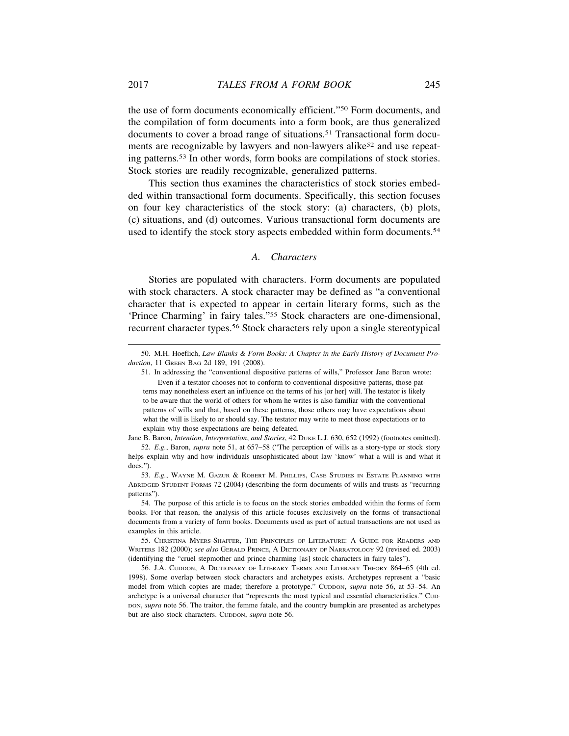the use of form documents economically efficient."[50] Form documents, and the compilation of form documents into a form book, are thus generalized documents to cover a broad range of situations.[51] Transactional form documents are recognizable by lawyers and non-lawyers alike[52] and use repeating patterns.[53] In other words, form books are compilations of stock stories. Stock stories are readily recognizable, generalized patterns.

This section thus examines the characteristics of stock stories embedded within transactional form documents. Specifically, this section focuses on four key characteristics of the stock story: (a) characters, (b) plots, (c) situations, and (d) outcomes. Various transactional form documents are used to identify the stock story aspects embedded within form documents.[54]

### A. Characters

Stories are populated with characters. Form documents are populated with stock characters. A stock character may be defined as "a conventional character that is expected to appear in certain literary forms, such as the 'Prince Charming' in fairy tales."[55] Stock characters are one-dimensional, recurrent character types.[56] Stock characters rely upon a single stereotypical

---

50. M.H. Hoeflich, *Law Blanks & Form Books: A Chapter in the Early History of Document Production*, 11 Green Bag 2d 189, 191 (2008).

51. In addressing the "conventional dispositive patterns of wills," Professor Jane Baron wrote:

> Even if a testator chooses not to conform to conventional dispositive patterns, those patterns may nonetheless exert an influence on the terms of his [or her] will. The testator is likely to be aware that the world of others for whom he writes is also familiar with the conventional patterns of wills and that, based on these patterns, those others may have expectations about what the will is likely to or should say. The testator may write to meet those expectations or to explain why those expectations are being defeated.

Jane B. Baron, *Intention*, *Interpretation*, *and Stories*, 42 Duke L.J. 630, 652 (1992) (footnotes omitted).

52. *E.g.*, Baron, *supra* note 51, at 657–58 ("The perception of wills as a story-type or stock story helps explain why and how individuals unsophisticated about law 'know' what a will is and what it does.").

53. *E.g.*, Wayne M. Gazur & Robert M. Phillips, Case Studies in Estate Planning with Abridged Student Forms 72 (2004) (describing the form documents of wills and trusts as "recurring patterns").

54. The purpose of this article is to focus on the stock stories embedded within the forms of form books. For that reason, the analysis of this article focuses exclusively on the forms of transactional documents from a variety of form books. Documents used as part of actual transactions are not used as examples in this article.

55. Christina Myers-Shaffer, The Principles of Literature: A Guide for Readers and Writers 182 (2000); *see also* Gerald Prince, A Dictionary of Narratology 92 (revised ed. 2003) (identifying the "cruel stepmother and prince charming [as] stock characters in fairy tales").

56. J.A. Cuddon, A Dictionary of Literary Terms and Literary Theory 864–65 (4th ed. 1998). Some overlap between stock characters and archetypes exists. Archetypes represent a "basic model from which copies are made; therefore a prototype." Cuddon, *supra* note 56, at 53–54. An archetype is a universal character that "represents the most typical and essential characteristics." Cuddon, *supra* note 56. The traitor, the femme fatale, and the country bumpkin are presented as archetypes but are also stock characters. Cuddon, *supra* note 56.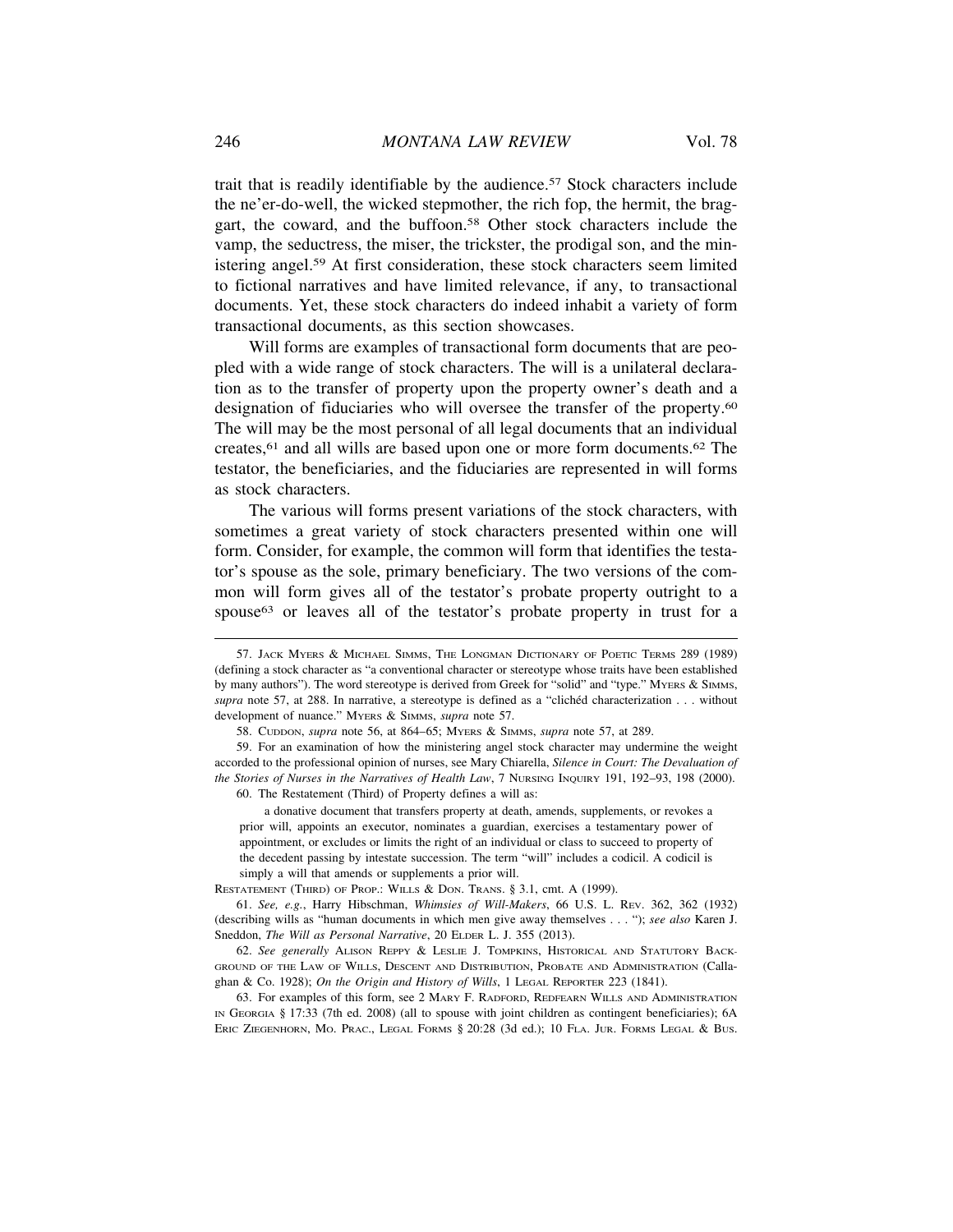trait that is readily identifiable by the audience.[57] Stock characters include the ne'er-do-well, the wicked stepmother, the rich fop, the hermit, the braggart, the coward, and the buffoon.[58] Other stock characters include the vamp, the seductress, the miser, the trickster, the prodigal son, and the ministering angel.[59] At first consideration, these stock characters seem limited to fictional narratives and have limited relevance, if any, to transactional documents. Yet, these stock characters do indeed inhabit a variety of form transactional documents, as this section showcases.

Will forms are examples of transactional form documents that are peopled with a wide range of stock characters. The will is a unilateral declaration as to the transfer of property upon the property owner's death and a designation of fiduciaries who will oversee the transfer of the property.[60] The will may be the most personal of all legal documents that an individual creates,[61] and all wills are based upon one or more form documents.[62] The testator, the beneficiaries, and the fiduciaries are represented in will forms as stock characters.

The various will forms present variations of the stock characters, with sometimes a great variety of stock characters presented within one will form. Consider, for example, the common will form that identifies the testator's spouse as the sole, primary beneficiary. The two versions of the common will form gives all of the testator's probate property outright to a spouse[63] or leaves all of the testator's probate property in trust for a

---

57. Jack Myers & Michael Simms, The Longman Dictionary of Poetic Terms 289 (1989) (defining a stock character as "a conventional character or stereotype whose traits have been established by many authors"). The word stereotype is derived from Greek for "solid" and "type." Myers & Simms, *supra* note 57, at 288. In narrative, a stereotype is defined as a "clichéd characterization . . . without development of nuance." Myers & Simms, *supra* note 57.

58. Cuddon, *supra* note 56, at 864–65; Myers & Simms, *supra* note 57, at 289.

59. For an examination of how the ministering angel stock character may undermine the weight accorded to the professional opinion of nurses, see Mary Chiarella, *Silence in Court: The Devaluation of the Stories of Nurses in the Narratives of Health Law*, 7 Nursing Inquiry 191, 192–93, 198 (2000).

60. The Restatement (Third) of Property defines a will as:

> a donative document that transfers property at death, amends, supplements, or revokes a prior will, appoints an executor, nominates a guardian, exercises a testamentary power of appointment, or excludes or limits the right of an individual or class to succeed to property of the decedent passing by intestate succession. The term "will" includes a codicil. A codicil is simply a will that amends or supplements a prior will.

Restatement (Third) of Prop.: Wills & Don. Trans. § 3.1, cmt. A (1999).

61. *See, e.g.*, Harry Hibschman, *Whimsies of Will-Makers*, 66 U.S. L. Rev. 362, 362 (1932) (describing wills as "human documents in which men give away themselves . . . "); *see also* Karen J. Sneddon, *The Will as Personal Narrative*, 20 Elder L. J. 355 (2013).

62. *See generally* Alison Reppy & Leslie J. Tompkins, Historical and Statutory Background of the Law of Wills, Descent and Distribution, Probate and Administration (Callaghan & Co. 1928); *On the Origin and History of Wills*, 1 Legal Reporter 223 (1841).

63. For examples of this form, see 2 Mary F. Radford, Redfearn Wills and Administration in Georgia § 17:33 (7th ed. 2008) (all to spouse with joint children as contingent beneficiaries); 6A Eric Ziegenhorn, Mo. Prac., Legal Forms § 20:28 (3d ed.); 10 Fla. Jur. Forms Legal & Bus.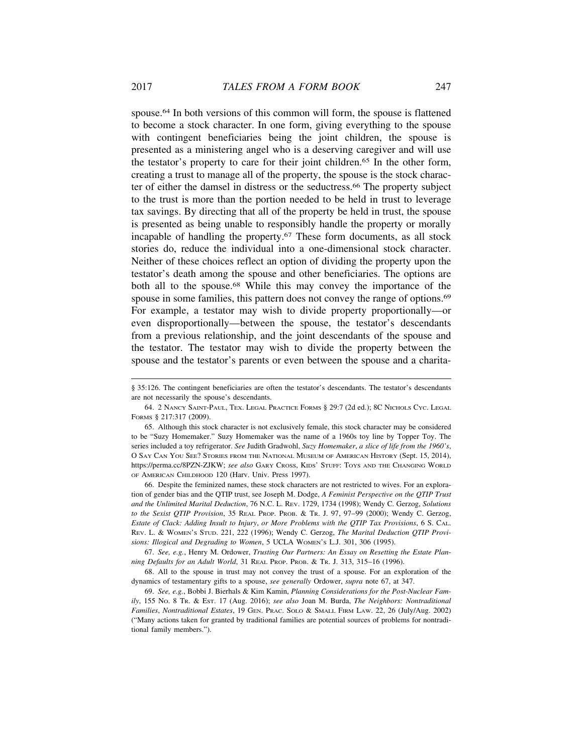spouse.[64] In both versions of this common will form, the spouse is flattened to become a stock character. In one form, giving everything to the spouse with contingent beneficiaries being the joint children, the spouse is presented as a ministering angel who is a deserving caregiver and will use the testator's property to care for their joint children.[65] In the other form, creating a trust to manage all of the property, the spouse is the stock character of either the damsel in distress or the seductress.[66] The property subject to the trust is more than the portion needed to be held in trust to leverage tax savings. By directing that all of the property be held in trust, the spouse is presented as being unable to responsibly handle the property or morally incapable of handling the property.[67] These form documents, as all stock stories do, reduce the individual into a one-dimensional stock character. Neither of these choices reflect an option of dividing the property upon the testator's death among the spouse and other beneficiaries. The options are both all to the spouse.[68] While this may convey the importance of the spouse in some families, this pattern does not convey the range of options.[69] For example, a testator may wish to divide property proportionally—or even disproportionally—between the spouse, the testator's descendants from a previous relationship, and the joint descendants of the spouse and the testator. The testator may wish to divide the property between the spouse and the testator's parents or even between the spouse and a charita-

---

§ 35:126. The contingent beneficiaries are often the testator's descendants. The testator's descendants are not necessarily the spouse's descendants.

64. 2 NANCY SAINT-PAUL, TEX. LEGAL PRACTICE FORMS § 29:7 (2d ed.); 8C NICHOLS CYC. LEGAL FORMS § 217:317 (2009).

65. Although this stock character is not exclusively female, this stock character may be considered to be "Suzy Homemaker." Suzy Homemaker was the name of a 1960s toy line by Topper Toy. The series included a toy refrigerator. *See* Judith Gradwohl, *Suzy Homemaker, a slice of life from the 1960's*, O SAY CAN YOU SEE? STORIES FROM THE NATIONAL MUSEUM OF AMERICAN HISTORY (Sept. 15, 2014), https://perma.cc/8PZN-ZJKW; *see also* GARY CROSS, KIDS' STUFF: TOYS AND THE CHANGING WORLD OF AMERICAN CHILDHOOD 120 (Harv. Univ. Press 1997).

66. Despite the feminized names, these stock characters are not restricted to wives. For an exploration of gender bias and the QTIP trust, see Joseph M. Dodge, *A Feminist Perspective on the QTIP Trust and the Unlimited Marital Deduction*, 76 N.C. L. REV. 1729, 1734 (1998); Wendy C. Gerzog, *Solutions to the Sexist QTIP Provision*, 35 REAL PROP. PROB. & TR. J. 97, 97–99 (2000); Wendy C. Gerzog, *Estate of Clack: Adding Insult to Injury, or More Problems with the QTIP Tax Provisions*, 6 S. CAL. REV. L. & WOMEN'S STUD. 221, 222 (1996); Wendy C. Gerzog, *The Marital Deduction QTIP Provisions: Illogical and Degrading to Women*, 5 UCLA WOMEN'S L.J. 301, 306 (1995).

67. *See, e.g.*, Henry M. Ordower, *Trusting Our Partners: An Essay on Resetting the Estate Planning Defaults for an Adult World*, 31 REAL PROP. PROB. & TR. J. 313, 315–16 (1996).

68. All to the spouse in trust may not convey the trust of a spouse. For an exploration of the dynamics of testamentary gifts to a spouse, *see generally* Ordower, *supra* note 67, at 347.

69. *See, e.g.*, Bobbi J. Bierhals & Kim Kamin, *Planning Considerations for the Post-Nuclear Family*, 155 NO. 8 TR. & EST. 17 (Aug. 2016); *see also* Joan M. Burda, *The Neighbors: Nontraditional Families, Nontraditional Estates*, 19 GEN. PRAC. SOLO & SMALL FIRM LAW. 22, 26 (July/Aug. 2002) ("Many actions taken for granted by traditional families are potential sources of problems for nontraditional family members.").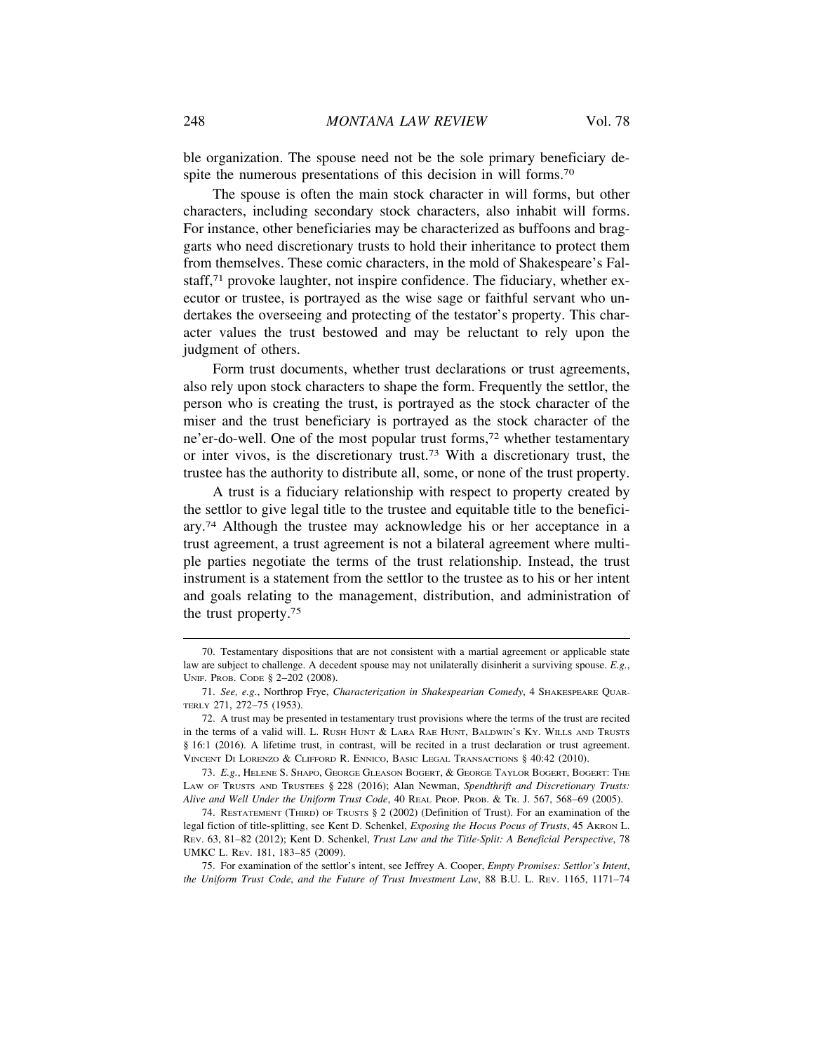ble organization. The spouse need not be the sole primary beneficiary despite the numerous presentations of this decision in will forms.[70]

The spouse is often the main stock character in will forms, but other characters, including secondary stock characters, also inhabit will forms. For instance, other beneficiaries may be characterized as buffoons and braggarts who need discretionary trusts to hold their inheritance to protect them from themselves. These comic characters, in the mold of Shakespeare's Falstaff,[71] provoke laughter, not inspire confidence. The fiduciary, whether executor or trustee, is portrayed as the wise sage or faithful servant who undertakes the overseeing and protecting of the testator's property. This character values the trust bestowed and may be reluctant to rely upon the judgment of others.

Form trust documents, whether trust declarations or trust agreements, also rely upon stock characters to shape the form. Frequently the settlor, the person who is creating the trust, is portrayed as the stock character of the miser and the trust beneficiary is portrayed as the stock character of the ne'er-do-well. One of the most popular trust forms,[72] whether testamentary or inter vivos, is the discretionary trust.[73] With a discretionary trust, the trustee has the authority to distribute all, some, or none of the trust property.

A trust is a fiduciary relationship with respect to property created by the settlor to give legal title to the trustee and equitable title to the beneficiary.[74] Although the trustee may acknowledge his or her acceptance in a trust agreement, a trust agreement is not a bilateral agreement where multiple parties negotiate the terms of the trust relationship. Instead, the trust instrument is a statement from the settlor to the trustee as to his or her intent and goals relating to the management, distribution, and administration of the trust property.[75]

---

70. Testamentary dispositions that are not consistent with a martial agreement or applicable state law are subject to challenge. A decedent spouse may not unilaterally disinherit a surviving spouse. *E.g.*, UNIF. PROB. CODE § 2–202 (2008).

71. *See, e.g.*, Northrop Frye, *Characterization in Shakespearian Comedy*, 4 SHAKESPEARE QUARTERLY 271, 272–75 (1953).

72. A trust may be presented in testamentary trust provisions where the terms of the trust are recited in the terms of a valid will. L. RUSH HUNT & LARA RAE HUNT, BALDWIN'S KY. WILLS AND TRUSTS § 16:1 (2016). A lifetime trust, in contrast, will be recited in a trust declaration or trust agreement. VINCENT DI LORENZO & CLIFFORD R. ENNICO, BASIC LEGAL TRANSACTIONS § 40:42 (2010).

73. *E.g.*, HELENE S. SHAPO, GEORGE GLEASON BOGERT, & GEORGE TAYLOR BOGERT, BOGERT: THE LAW OF TRUSTS AND TRUSTEES § 228 (2016); Alan Newman, *Spendthrift and Discretionary Trusts: Alive and Well Under the Uniform Trust Code*, 40 REAL PROP. PROB. & TR. J. 567, 568–69 (2005).

74. RESTATEMENT (THIRD) OF TRUSTS § 2 (2002) (Definition of Trust). For an examination of the legal fiction of title-splitting, see Kent D. Schenkel, *Exposing the Hocus Pocus of Trusts*, 45 AKRON L. REV. 63, 81–82 (2012); Kent D. Schenkel, *Trust Law and the Title-Split: A Beneficial Perspective*, 78 UMKC L. REV. 181, 183–85 (2009).

75. For examination of the settlor's intent, see Jeffrey A. Cooper, *Empty Promises: Settlor's Intent, the Uniform Trust Code, and the Future of Trust Investment Law*, 88 B.U. L. REV. 1165, 1171–74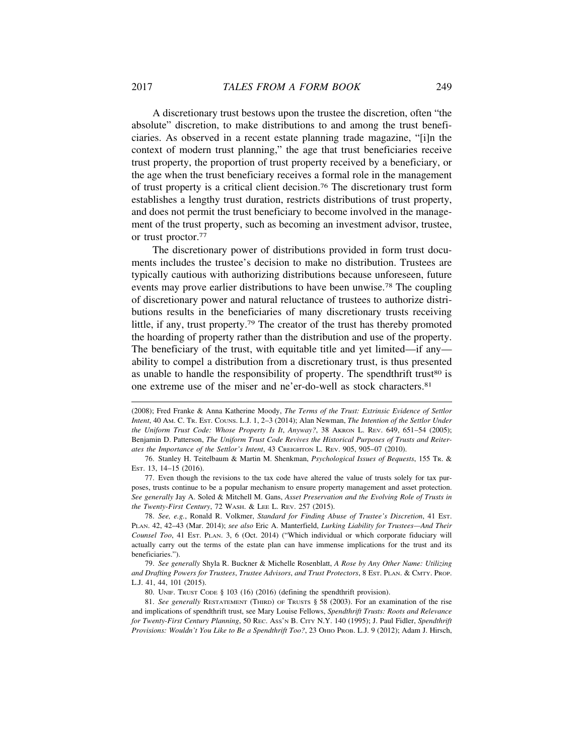A discretionary trust bestows upon the trustee the discretion, often "the absolute" discretion, to make distributions to and among the trust beneficiaries. As observed in a recent estate planning trade magazine, "[i]n the context of modern trust planning," the age that trust beneficiaries receive trust property, the proportion of trust property received by a beneficiary, or the age when the trust beneficiary receives a formal role in the management of trust property is a critical client decision.[76] The discretionary trust form establishes a lengthy trust duration, restricts distributions of trust property, and does not permit the trust beneficiary to become involved in the management of the trust property, such as becoming an investment advisor, trustee, or trust proctor.[77]

The discretionary power of distributions provided in form trust documents includes the trustee's decision to make no distribution. Trustees are typically cautious with authorizing distributions because unforeseen, future events may prove earlier distributions to have been unwise.[78] The coupling of discretionary power and natural reluctance of trustees to authorize distributions results in the beneficiaries of many discretionary trusts receiving little, if any, trust property.[79] The creator of the trust has thereby promoted the hoarding of property rather than the distribution and use of the property. The beneficiary of the trust, with equitable title and yet limited—if any—ability to compel a distribution from a discretionary trust, is thus presented as unable to handle the responsibility of property. The spendthrift trust[80] is one extreme use of the miser and ne'er-do-well as stock characters.[81]

---

(2008); Fred Franke & Anna Katherine Moody, *The Terms of the Trust: Extrinsic Evidence of Settlor Intent*, 40 Am. C. Tr. Est. Couns. L.J. 1, 2–3 (2014); Alan Newman, *The Intention of the Settlor Under the Uniform Trust Code: Whose Property Is It, Anyway?*, 38 Akron L. Rev. 649, 651–54 (2005); Benjamin D. Patterson, *The Uniform Trust Code Revives the Historical Purposes of Trusts and Reiterates the Importance of the Settlor's Intent*, 43 Creighton L. Rev. 905, 905–07 (2010).

76. Stanley H. Teitelbaum & Martin M. Shenkman, *Psychological Issues of Bequests*, 155 Tr. & Est. 13, 14–15 (2016).

77. Even though the revisions to the tax code have altered the value of trusts solely for tax purposes, trusts continue to be a popular mechanism to ensure property management and asset protection. *See generally* Jay A. Soled & Mitchell M. Gans, *Asset Preservation and the Evolving Role of Trusts in the Twenty-First Century*, 72 Wash. & Lee L. Rev. 257 (2015).

78. *See, e.g.*, Ronald R. Volkmer, *Standard for Finding Abuse of Trustee's Discretion*, 41 Est. Plan. 42, 42–43 (Mar. 2014); *see also* Eric A. Manterfield, *Lurking Liability for Trustees—And Their Counsel Too*, 41 Est. Plan. 3, 6 (Oct. 2014) ("Which individual or which corporate fiduciary will actually carry out the terms of the estate plan can have immense implications for the trust and its beneficiaries.").

79. *See generally* Shyla R. Buckner & Michelle Rosenblatt, *A Rose by Any Other Name: Utilizing and Drafting Powers for Trustees, Trustee Advisors, and Trust Protectors*, 8 Est. Plan. & Cmty. Prop. L.J. 41, 44, 101 (2015).

80. Unif. Trust Code § 103 (16) (2016) (defining the spendthrift provision).

81. *See generally* Restatement (Third) of Trusts § 58 (2003). For an examination of the rise and implications of spendthrift trust, see Mary Louise Fellows, *Spendthrift Trusts: Roots and Relevance for Twenty-First Century Planning*, 50 Rec. Ass'n B. City N.Y. 140 (1995); J. Paul Fidler, *Spendthrift Provisions: Wouldn't You Like to Be a Spendthrift Too?*, 23 Ohio Prob. L.J. 9 (2012); Adam J. Hirsch,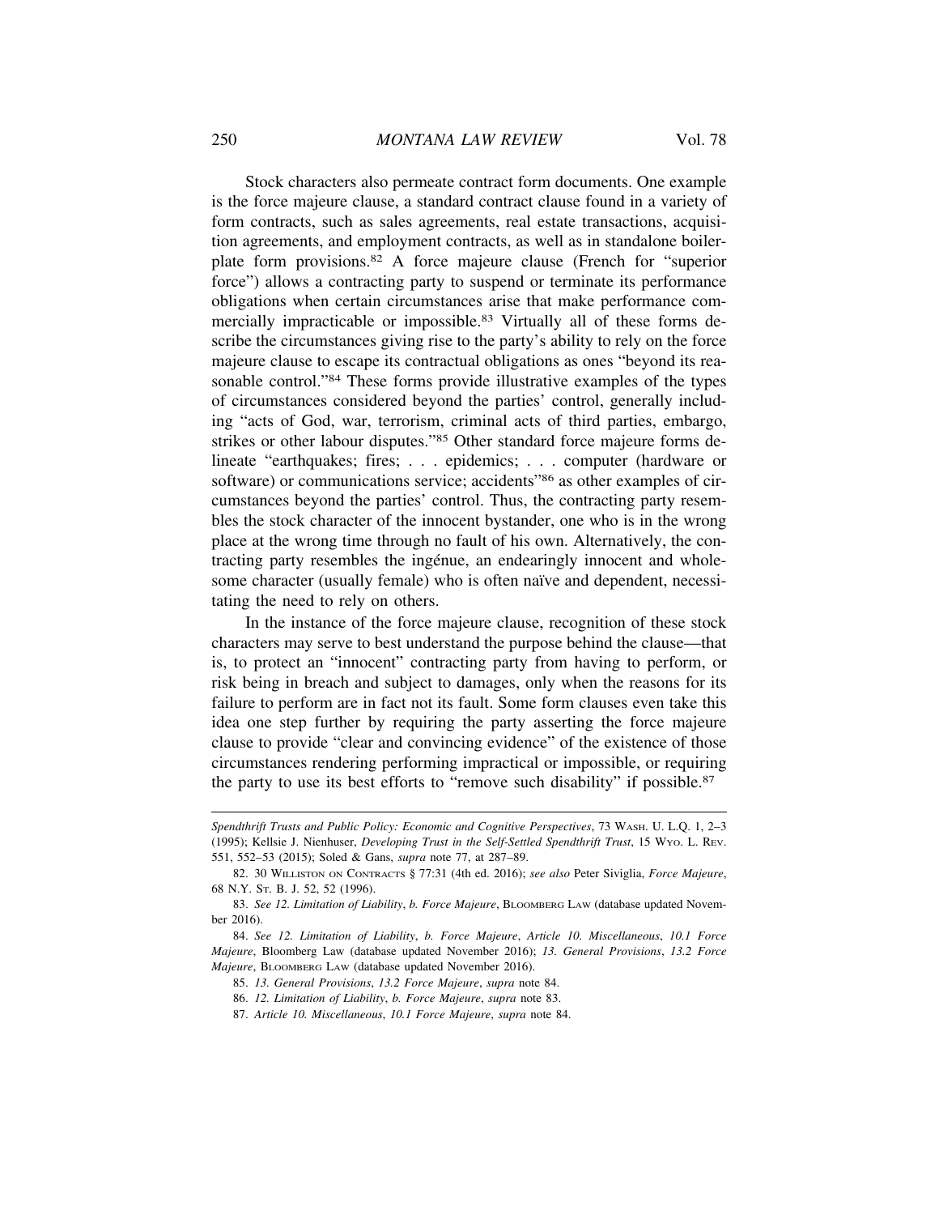Stock characters also permeate contract form documents. One example is the force majeure clause, a standard contract clause found in a variety of form contracts, such as sales agreements, real estate transactions, acquisition agreements, and employment contracts, as well as in standalone boilerplate form provisions.[82] A force majeure clause (French for "superior force") allows a contracting party to suspend or terminate its performance obligations when certain circumstances arise that make performance commercially impracticable or impossible.[83] Virtually all of these forms describe the circumstances giving rise to the party's ability to rely on the force majeure clause to escape its contractual obligations as ones "beyond its reasonable control."[84] These forms provide illustrative examples of the types of circumstances considered beyond the parties' control, generally including "acts of God, war, terrorism, criminal acts of third parties, embargo, strikes or other labour disputes."[85] Other standard force majeure forms delineate "earthquakes; fires; . . . epidemics; . . . computer (hardware or software) or communications service; accidents"[86] as other examples of circumstances beyond the parties' control. Thus, the contracting party resembles the stock character of the innocent bystander, one who is in the wrong place at the wrong time through no fault of his own. Alternatively, the contracting party resembles the ingénue, an endearingly innocent and wholesome character (usually female) who is often naïve and dependent, necessitating the need to rely on others.

In the instance of the force majeure clause, recognition of these stock characters may serve to best understand the purpose behind the clause—that is, to protect an "innocent" contracting party from having to perform, or risk being in breach and subject to damages, only when the reasons for its failure to perform are in fact not its fault. Some form clauses even take this idea one step further by requiring the party asserting the force majeure clause to provide "clear and convincing evidence" of the existence of those circumstances rendering performing impractical or impossible, or requiring the party to use its best efforts to "remove such disability" if possible.[87]

---

*Spendthrift Trusts and Public Policy: Economic and Cognitive Perspectives*, 73 WASH. U. L.Q. 1, 2–3 (1995); Kellsie J. Nienhuser, *Developing Trust in the Self-Settled Spendthrift Trust*, 15 WYO. L. REV. 551, 552–53 (2015); Soled & Gans, *supra* note 77, at 287–89.

82. 30 WILLISTON ON CONTRACTS § 77:31 (4th ed. 2016); *see also* Peter Siviglia, *Force Majeure*, 68 N.Y. ST. B. J. 52, 52 (1996).

83. *See 12. Limitation of Liability*, *b. Force Majeure*, BLOOMBERG LAW (database updated November 2016).

84. *See 12. Limitation of Liability*, *b. Force Majeure*, *Article 10. Miscellaneous*, *10.1 Force Majeure*, Bloomberg Law (database updated November 2016); *13. General Provisions*, *13.2 Force Majeure*, BLOOMBERG LAW (database updated November 2016).

85. *13. General Provisions*, *13.2 Force Majeure*, *supra* note 84.

86. *12. Limitation of Liability*, *b. Force Majeure*, *supra* note 83.

87. *Article 10. Miscellaneous*, *10.1 Force Majeure*, *supra* note 84.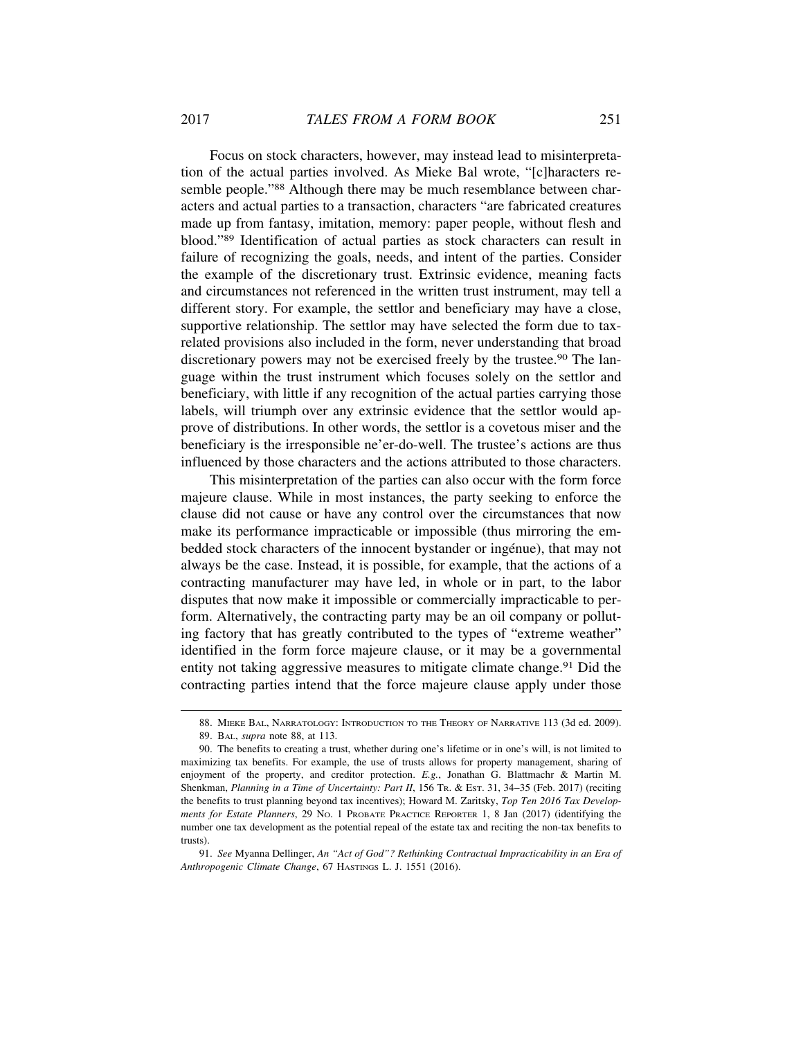Focus on stock characters, however, may instead lead to misinterpretation of the actual parties involved. As Mieke Bal wrote, "[c]haracters resemble people."[88] Although there may be much resemblance between characters and actual parties to a transaction, characters "are fabricated creatures made up from fantasy, imitation, memory: paper people, without flesh and blood."[89] Identification of actual parties as stock characters can result in failure of recognizing the goals, needs, and intent of the parties. Consider the example of the discretionary trust. Extrinsic evidence, meaning facts and circumstances not referenced in the written trust instrument, may tell a different story. For example, the settlor and beneficiary may have a close, supportive relationship. The settlor may have selected the form due to tax-related provisions also included in the form, never understanding that broad discretionary powers may not be exercised freely by the trustee.[90] The language within the trust instrument which focuses solely on the settlor and beneficiary, with little if any recognition of the actual parties carrying those labels, will triumph over any extrinsic evidence that the settlor would approve of distributions. In other words, the settlor is a covetous miser and the beneficiary is the irresponsible ne'er-do-well. The trustee's actions are thus influenced by those characters and the actions attributed to those characters.

This misinterpretation of the parties can also occur with the form force majeure clause. While in most instances, the party seeking to enforce the clause did not cause or have any control over the circumstances that now make its performance impracticable or impossible (thus mirroring the embedded stock characters of the innocent bystander or ingénue), that may not always be the case. Instead, it is possible, for example, that the actions of a contracting manufacturer may have led, in whole or in part, to the labor disputes that now make it impossible or commercially impracticable to perform. Alternatively, the contracting party may be an oil company or polluting factory that has greatly contributed to the types of "extreme weather" identified in the form force majeure clause, or it may be a governmental entity not taking aggressive measures to mitigate climate change.[91] Did the contracting parties intend that the force majeure clause apply under those

---

88. Mieke Bal, Narratology: Introduction to the Theory of Narrative 113 (3d ed. 2009).

89. Bal, *supra* note 88, at 113.

90. The benefits to creating a trust, whether during one's lifetime or in one's will, is not limited to maximizing tax benefits. For example, the use of trusts allows for property management, sharing of enjoyment of the property, and creditor protection. *E.g.*, Jonathan G. Blattmachr & Martin M. Shenkman, *Planning in a Time of Uncertainty: Part II*, 156 Tr. & Est. 31, 34–35 (Feb. 2017) (reciting the benefits to trust planning beyond tax incentives); Howard M. Zaritsky, *Top Ten 2016 Tax Developments for Estate Planners*, 29 No. 1 Probate Practice Reporter 1, 8 Jan (2017) (identifying the number one tax development as the potential repeal of the estate tax and reciting the non-tax benefits to trusts).

91. *See* Myanna Dellinger, *An "Act of God"? Rethinking Contractual Impracticability in an Era of Anthropogenic Climate Change*, 67 Hastings L. J. 1551 (2016).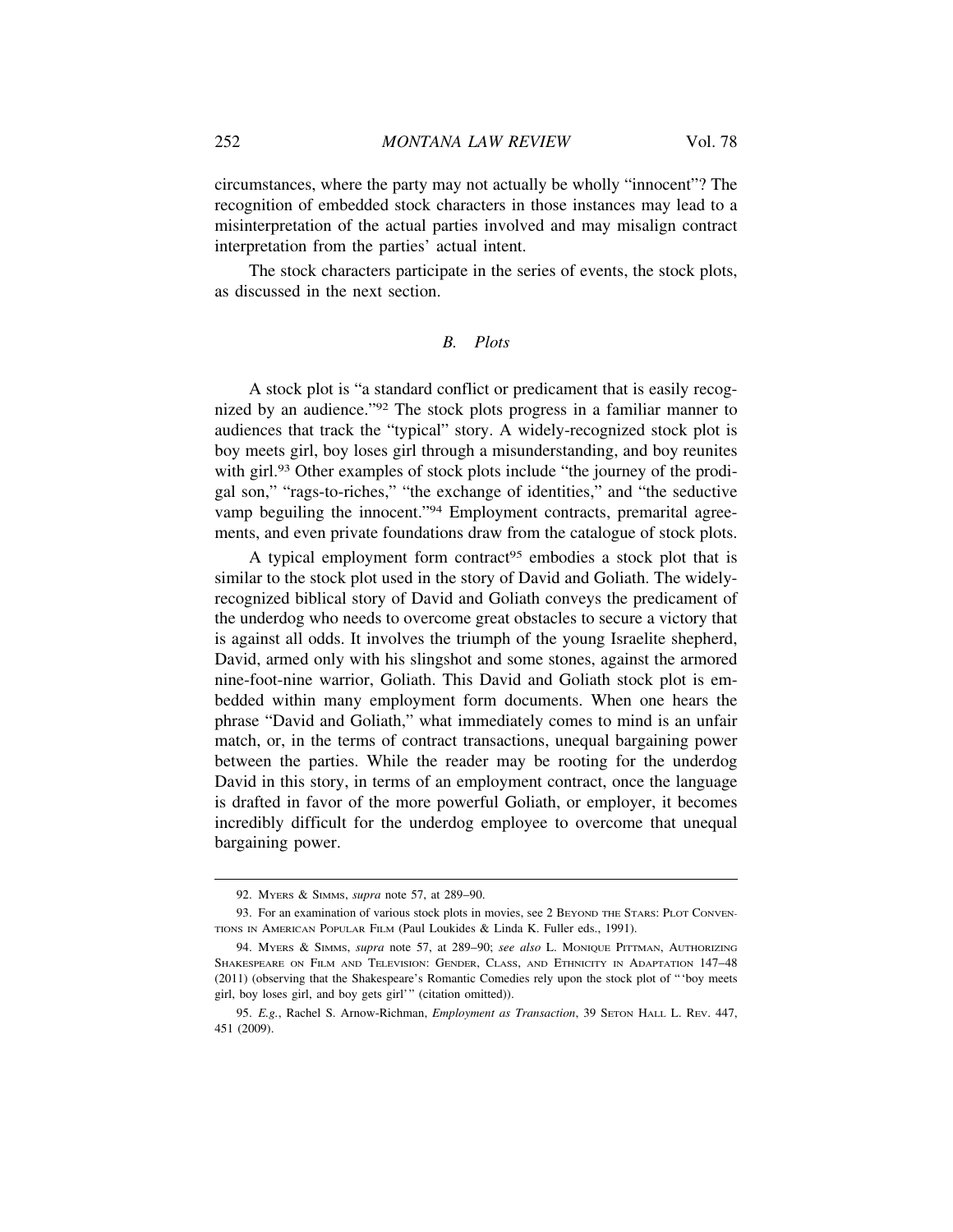circumstances, where the party may not actually be wholly "innocent"? The recognition of embedded stock characters in those instances may lead to a misinterpretation of the actual parties involved and may misalign contract interpretation from the parties' actual intent.

The stock characters participate in the series of events, the stock plots, as discussed in the next section.

### *B. Plots*

A stock plot is "a standard conflict or predicament that is easily recognized by an audience."[92] The stock plots progress in a familiar manner to audiences that track the "typical" story. A widely-recognized stock plot is boy meets girl, boy loses girl through a misunderstanding, and boy reunites with girl.[93] Other examples of stock plots include "the journey of the prodigal son," "rags-to-riches," "the exchange of identities," and "the seductive vamp beguiling the innocent."[94] Employment contracts, premarital agreements, and even private foundations draw from the catalogue of stock plots.

A typical employment form contract[95] embodies a stock plot that is similar to the stock plot used in the story of David and Goliath. The widely-recognized biblical story of David and Goliath conveys the predicament of the underdog who needs to overcome great obstacles to secure a victory that is against all odds. It involves the triumph of the young Israelite shepherd, David, armed only with his slingshot and some stones, against the armored nine-foot-nine warrior, Goliath. This David and Goliath stock plot is embedded within many employment form documents. When one hears the phrase "David and Goliath," what immediately comes to mind is an unfair match, or, in the terms of contract transactions, unequal bargaining power between the parties. While the reader may be rooting for the underdog David in this story, in terms of an employment contract, once the language is drafted in favor of the more powerful Goliath, or employer, it becomes incredibly difficult for the underdog employee to overcome that unequal bargaining power.

---

92. MYERS & SIMMS, *supra* note 57, at 289–90.

93. For an examination of various stock plots in movies, see 2 BEYOND THE STARS: PLOT CONVENTIONS IN AMERICAN POPULAR FILM (Paul Loukides & Linda K. Fuller eds., 1991).

94. MYERS & SIMMS, *supra* note 57, at 289–90; *see also* L. MONIQUE PITTMAN, AUTHORIZING SHAKESPEARE ON FILM AND TELEVISION: GENDER, CLASS, AND ETHNICITY IN ADAPTATION 147–48 (2011) (observing that the Shakespeare's Romantic Comedies rely upon the stock plot of "'boy meets girl, boy loses girl, and boy gets girl'" (citation omitted)).

95. *E.g.*, Rachel S. Arnow-Richman, *Employment as Transaction*, 39 SETON HALL L. REV. 447, 451 (2009).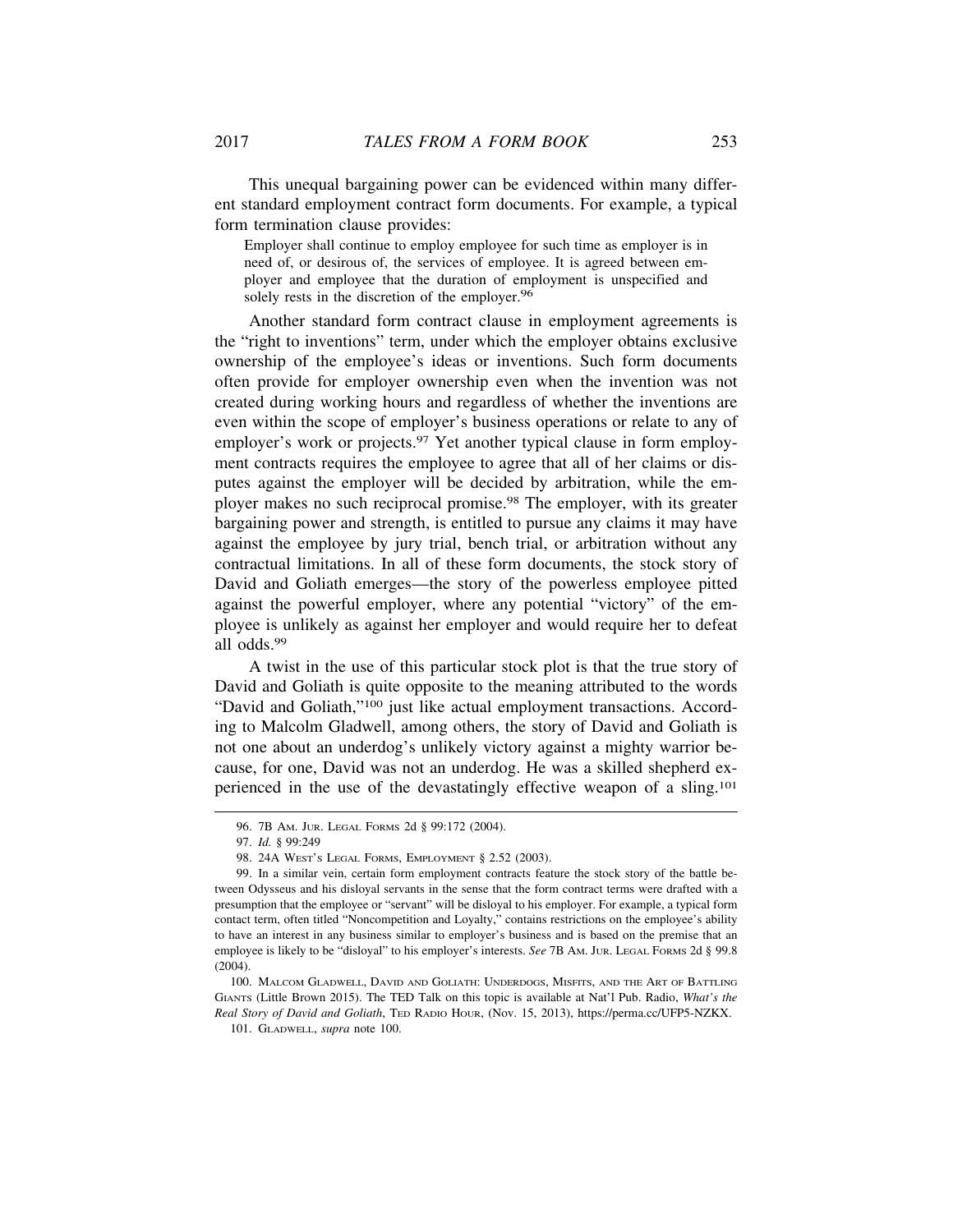This unequal bargaining power can be evidenced within many different standard employment contract form documents. For example, a typical form termination clause provides:

> Employer shall continue to employ employee for such time as employer is in need of, or desirous of, the services of employee. It is agreed between employer and employee that the duration of employment is unspecified and solely rests in the discretion of the employer.[96]

Another standard form contract clause in employment agreements is the "right to inventions" term, under which the employer obtains exclusive ownership of the employee's ideas or inventions. Such form documents often provide for employer ownership even when the invention was not created during working hours and regardless of whether the inventions are even within the scope of employer's business operations or relate to any of employer's work or projects.[97] Yet another typical clause in form employment contracts requires the employee to agree that all of her claims or disputes against the employer will be decided by arbitration, while the employer makes no such reciprocal promise.[98] The employer, with its greater bargaining power and strength, is entitled to pursue any claims it may have against the employee by jury trial, bench trial, or arbitration without any contractual limitations. In all of these form documents, the stock story of David and Goliath emerges—the story of the powerless employee pitted against the powerful employer, where any potential "victory" of the employee is unlikely as against her employer and would require her to defeat all odds.[99]

A twist in the use of this particular stock plot is that the true story of David and Goliath is quite opposite to the meaning attributed to the words "David and Goliath,"[100] just like actual employment transactions. According to Malcolm Gladwell, among others, the story of David and Goliath is not one about an underdog's unlikely victory against a mighty warrior because, for one, David was not an underdog. He was a skilled shepherd experienced in the use of the devastatingly effective weapon of a sling.[101]

---

96. 7B Am. Jur. Legal Forms 2d § 99:172 (2004).

97. *Id.* § 99:249

98. 24A West's Legal Forms, Employment § 2.52 (2003).

99. In a similar vein, certain form employment contracts feature the stock story of the battle between Odysseus and his disloyal servants in the sense that the form contract terms were drafted with a presumption that the employee or "servant" will be disloyal to his employer. For example, a typical form contact term, often titled "Noncompetition and Loyalty," contains restrictions on the employee's ability to have an interest in any business similar to employer's business and is based on the premise that an employee is likely to be "disloyal" to his employer's interests. *See* 7B Am. Jur. Legal Forms 2d § 99.8 (2004).

100. Malcom Gladwell, David and Goliath: Underdogs, Misfits, and the Art of Battling Giants (Little Brown 2015). The TED Talk on this topic is available at Nat'l Pub. Radio, *What's the Real Story of David and Goliath*, Ted Radio Hour, (Nov. 15, 2013), https://perma.cc/UFP5-NZKX.

101. Gladwell, *supra* note 100.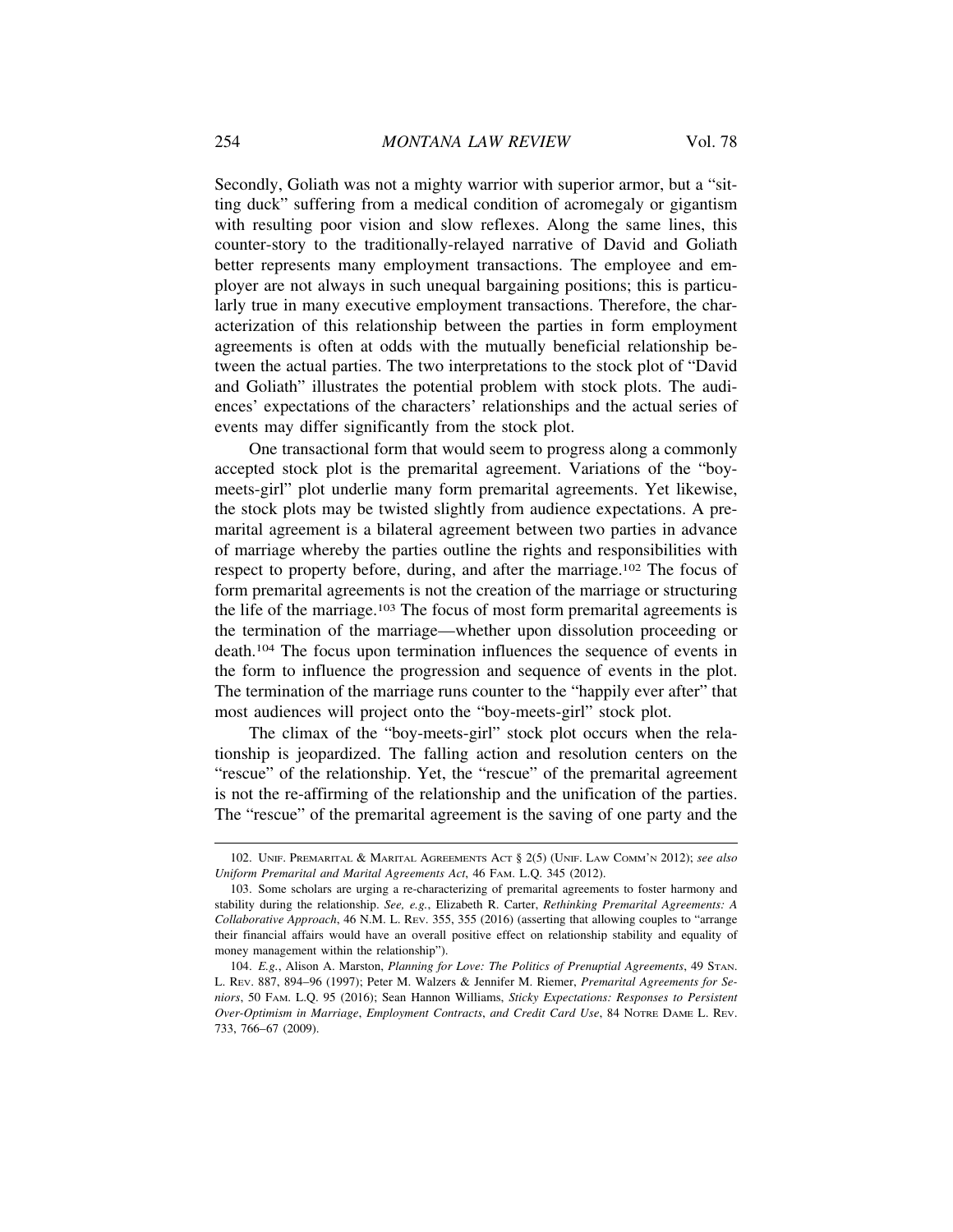Secondly, Goliath was not a mighty warrior with superior armor, but a "sitting duck" suffering from a medical condition of acromegaly or gigantism with resulting poor vision and slow reflexes. Along the same lines, this counter-story to the traditionally-relayed narrative of David and Goliath better represents many employment transactions. The employee and employer are not always in such unequal bargaining positions; this is particularly true in many executive employment transactions. Therefore, the characterization of this relationship between the parties in form employment agreements is often at odds with the mutually beneficial relationship between the actual parties. The two interpretations to the stock plot of "David and Goliath" illustrates the potential problem with stock plots. The audiences' expectations of the characters' relationships and the actual series of events may differ significantly from the stock plot.

One transactional form that would seem to progress along a commonly accepted stock plot is the premarital agreement. Variations of the "boy-meets-girl" plot underlie many form premarital agreements. Yet likewise, the stock plots may be twisted slightly from audience expectations. A premarital agreement is a bilateral agreement between two parties in advance of marriage whereby the parties outline the rights and responsibilities with respect to property before, during, and after the marriage.[102] The focus of form premarital agreements is not the creation of the marriage or structuring the life of the marriage.[103] The focus of most form premarital agreements is the termination of the marriage—whether upon dissolution proceeding or death.[104] The focus upon termination influences the sequence of events in the form to influence the progression and sequence of events in the plot. The termination of the marriage runs counter to the "happily ever after" that most audiences will project onto the "boy-meets-girl" stock plot.

The climax of the "boy-meets-girl" stock plot occurs when the relationship is jeopardized. The falling action and resolution centers on the "rescue" of the relationship. Yet, the "rescue" of the premarital agreement is not the re-affirming of the relationship and the unification of the parties. The "rescue" of the premarital agreement is the saving of one party and the

---

102. UNIF. PREMARITAL & MARITAL AGREEMENTS ACT § 2(5) (UNIF. LAW COMM'N 2012); *see also Uniform Premarital and Marital Agreements Act*, 46 FAM. L.Q. 345 (2012).

103. Some scholars are urging a re-characterizing of premarital agreements to foster harmony and stability during the relationship. *See, e.g.*, Elizabeth R. Carter, *Rethinking Premarital Agreements: A Collaborative Approach*, 46 N.M. L. REV. 355, 355 (2016) (asserting that allowing couples to "arrange their financial affairs would have an overall positive effect on relationship stability and equality of money management within the relationship").

104. *E.g.*, Alison A. Marston, *Planning for Love: The Politics of Prenuptial Agreements*, 49 STAN. L. REV. 887, 894–96 (1997); Peter M. Walzers & Jennifer M. Riemer, *Premarital Agreements for Seniors*, 50 FAM. L.Q. 95 (2016); Sean Hannon Williams, *Sticky Expectations: Responses to Persistent Over-Optimism in Marriage*, *Employment Contracts*, *and Credit Card Use*, 84 NOTRE DAME L. REV. 733, 766–67 (2009).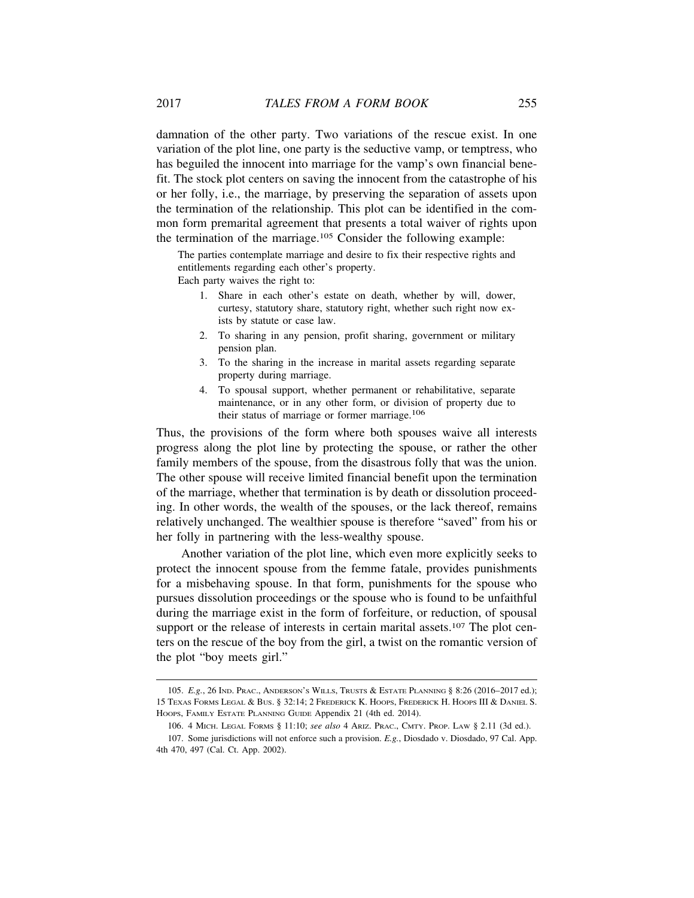damnation of the other party. Two variations of the rescue exist. In one variation of the plot line, one party is the seductive vamp, or temptress, who has beguiled the innocent into marriage for the vamp's own financial benefit. The stock plot centers on saving the innocent from the catastrophe of his or her folly, i.e., the marriage, by preserving the separation of assets upon the termination of the relationship. This plot can be identified in the common form premarital agreement that presents a total waiver of rights upon the termination of the marriage.[105] Consider the following example:

> The parties contemplate marriage and desire to fix their respective rights and entitlements regarding each other's property.
>
> Each party waives the right to:
>
> 1. Share in each other's estate on death, whether by will, dower, curtesy, statutory share, statutory right, whether such right now exists by statute or case law.
> 2. To sharing in any pension, profit sharing, government or military pension plan.
> 3. To the sharing in the increase in marital assets regarding separate property during marriage.
> 4. To spousal support, whether permanent or rehabilitative, separate maintenance, or in any other form, or division of property due to their status of marriage or former marriage.[106]

Thus, the provisions of the form where both spouses waive all interests progress along the plot line by protecting the spouse, or rather the other family members of the spouse, from the disastrous folly that was the union. The other spouse will receive limited financial benefit upon the termination of the marriage, whether that termination is by death or dissolution proceeding. In other words, the wealth of the spouses, or the lack thereof, remains relatively unchanged. The wealthier spouse is therefore "saved" from his or her folly in partnering with the less-wealthy spouse.

Another variation of the plot line, which even more explicitly seeks to protect the innocent spouse from the femme fatale, provides punishments for a misbehaving spouse. In that form, punishments for the spouse who pursues dissolution proceedings or the spouse who is found to be unfaithful during the marriage exist in the form of forfeiture, or reduction, of spousal support or the release of interests in certain marital assets.[107] The plot centers on the rescue of the boy from the girl, a twist on the romantic version of the plot "boy meets girl."

---

105. *E.g.*, 26 IND. PRAC., ANDERSON'S WILLS, TRUSTS & ESTATE PLANNING § 8:26 (2016–2017 ed.); 15 TEXAS FORMS LEGAL & BUS. § 32:14; 2 FREDERICK K. HOOPS, FREDERICK H. HOOPS III & DANIEL S. HOOPS, FAMILY ESTATE PLANNING GUIDE Appendix 21 (4th ed. 2014).

106. 4 MICH. LEGAL FORMS § 11:10; *see also* 4 ARIZ. PRAC., CMTY. PROP. LAW § 2.11 (3d ed.).

107. Some jurisdictions will not enforce such a provision. *E.g.*, Diosdado v. Diosdado, 97 Cal. App. 4th 470, 497 (Cal. Ct. App. 2002).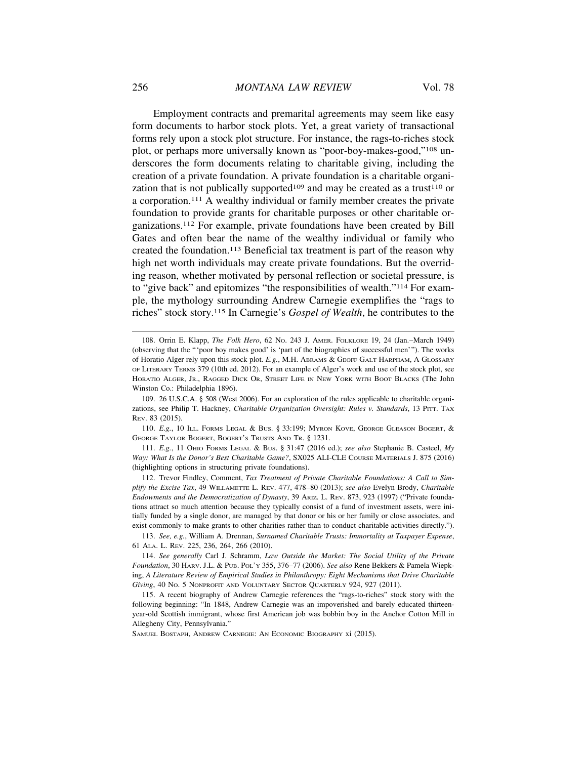Employment contracts and premarital agreements may seem like easy form documents to harbor stock plots. Yet, a great variety of transactional forms rely upon a stock plot structure. For instance, the rags-to-riches stock plot, or perhaps more universally known as "poor-boy-makes-good,"[108] underscores the form documents relating to charitable giving, including the creation of a private foundation. A private foundation is a charitable organization that is not publically supported[109] and may be created as a trust[110] or a corporation.[111] A wealthy individual or family member creates the private foundation to provide grants for charitable purposes or other charitable organizations.[112] For example, private foundations have been created by Bill Gates and often bear the name of the wealthy individual or family who created the foundation.[113] Beneficial tax treatment is part of the reason why high net worth individuals may create private foundations. But the overriding reason, whether motivated by personal reflection or societal pressure, is to "give back" and epitomizes "the responsibilities of wealth."[114] For example, the mythology surrounding Andrew Carnegie exemplifies the "rags to riches" stock story.[115] In Carnegie's *Gospel of Wealth*, he contributes to the

---

108. Orrin E. Klapp, *The Folk Hero*, 62 No. 243 J. Amer. Folklore 19, 24 (Jan.–March 1949) (observing that the "'poor boy makes good' is 'part of the biographies of successful men'"). The works of Horatio Alger rely upon this stock plot. *E.g.*, M.H. Abrams & Geoff Galt Harpham, A Glossary of Literary Terms 379 (10th ed. 2012). For an example of Alger's work and use of the stock plot, see Horatio Alger, Jr., Ragged Dick Or, Street Life in New York with Boot Blacks (The John Winston Co.: Philadelphia 1896).

109. 26 U.S.C.A. § 508 (West 2006). For an exploration of the rules applicable to charitable organizations, see Philip T. Hackney, *Charitable Organization Oversight: Rules v. Standards*, 13 Pitt. Tax Rev. 83 (2015).

110. *E.g.*, 10 Ill. Forms Legal & Bus. § 33:199; Myron Kove, George Gleason Bogert, & George Taylor Bogert, Bogert's Trusts And Tr. § 1231.

111. *E.g.*, 11 Ohio Forms Legal & Bus. § 31:47 (2016 ed.); *see also* Stephanie B. Casteel, *My Way: What Is the Donor's Best Charitable Game?*, SX025 ALI-CLE Course Materials J. 875 (2016) (highlighting options in structuring private foundations).

112. Trevor Findley, Comment, *Tax Treatment of Private Charitable Foundations: A Call to Simplify the Excise Tax*, 49 Willamette L. Rev. 477, 478–80 (2013); *see also* Evelyn Brody, *Charitable Endowments and the Democratization of Dynasty*, 39 Ariz. L. Rev. 873, 923 (1997) ("Private foundations attract so much attention because they typically consist of a fund of investment assets, were initially funded by a single donor, are managed by that donor or his or her family or close associates, and exist commonly to make grants to other charities rather than to conduct charitable activities directly.").

113. *See, e.g.*, William A. Drennan, *Surnamed Charitable Trusts: Immortality at Taxpayer Expense*, 61 Ala. L. Rev. 225, 236, 264, 266 (2010).

114. *See generally* Carl J. Schramm, *Law Outside the Market: The Social Utility of the Private Foundation*, 30 Harv. J.L. & Pub. Pol'y 355, 376–77 (2006). *See also* Rene Bekkers & Pamela Wiepking, *A Literature Review of Empirical Studies in Philanthropy: Eight Mechanisms that Drive Charitable Giving*, 40 No. 5 Nonprofit and Voluntary Sector Quarterly 924, 927 (2011).

115. A recent biography of Andrew Carnegie references the "rags-to-riches" stock story with the following beginning: "In 1848, Andrew Carnegie was an impoverished and barely educated thirteen-year-old Scottish immigrant, whose first American job was bobbin boy in the Anchor Cotton Mill in Allegheny City, Pennsylvania."

Samuel Bostaph, Andrew Carnegie: An Economic Biography xi (2015).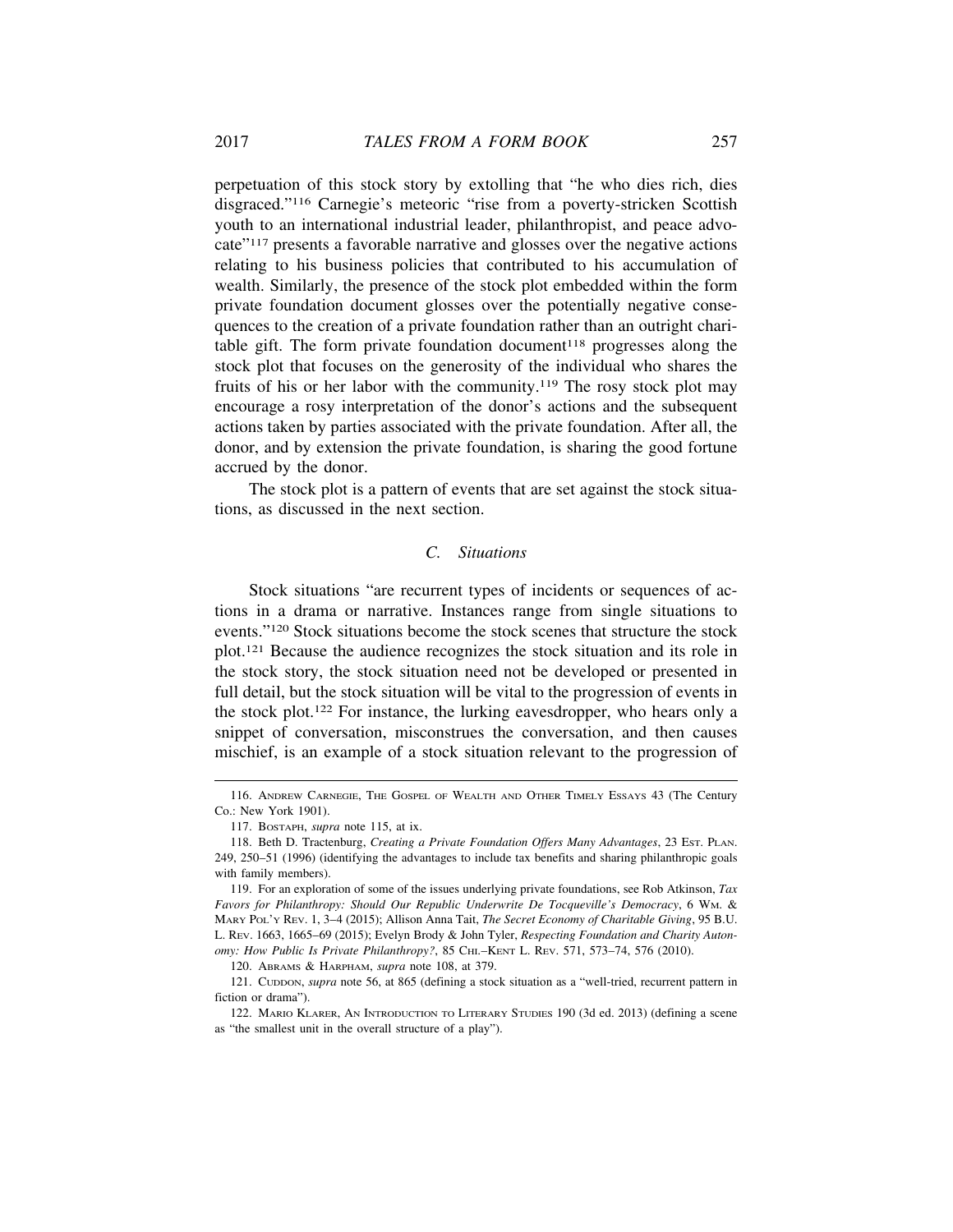perpetuation of this stock story by extolling that "he who dies rich, dies disgraced."[116] Carnegie's meteoric "rise from a poverty-stricken Scottish youth to an international industrial leader, philanthropist, and peace advocate"[117] presents a favorable narrative and glosses over the negative actions relating to his business policies that contributed to his accumulation of wealth. Similarly, the presence of the stock plot embedded within the form private foundation document glosses over the potentially negative consequences to the creation of a private foundation rather than an outright charitable gift. The form private foundation document[118] progresses along the stock plot that focuses on the generosity of the individual who shares the fruits of his or her labor with the community.[119] The rosy stock plot may encourage a rosy interpretation of the donor's actions and the subsequent actions taken by parties associated with the private foundation. After all, the donor, and by extension the private foundation, is sharing the good fortune accrued by the donor.

The stock plot is a pattern of events that are set against the stock situations, as discussed in the next section.

### *C. Situations*

Stock situations "are recurrent types of incidents or sequences of actions in a drama or narrative. Instances range from single situations to events."[120] Stock situations become the stock scenes that structure the stock plot.[121] Because the audience recognizes the stock situation and its role in the stock story, the stock situation need not be developed or presented in full detail, but the stock situation will be vital to the progression of events in the stock plot.[122] For instance, the lurking eavesdropper, who hears only a snippet of conversation, misconstrues the conversation, and then causes mischief, is an example of a stock situation relevant to the progression of

---

116. Andrew Carnegie, The Gospel of Wealth and Other Timely Essays 43 (The Century Co.: New York 1901).

117. Bostaph, *supra* note 115, at ix.

118. Beth D. Tractenburg, *Creating a Private Foundation Offers Many Advantages*, 23 Est. Plan. 249, 250–51 (1996) (identifying the advantages to include tax benefits and sharing philanthropic goals with family members).

119. For an exploration of some of the issues underlying private foundations, see Rob Atkinson, *Tax Favors for Philanthropy: Should Our Republic Underwrite De Tocqueville's Democracy*, 6 Wm. & Mary Pol'y Rev. 1, 3–4 (2015); Allison Anna Tait, *The Secret Economy of Charitable Giving*, 95 B.U. L. Rev. 1663, 1665–69 (2015); Evelyn Brody & John Tyler, *Respecting Foundation and Charity Autonomy: How Public Is Private Philanthropy?*, 85 Chi.–Kent L. Rev. 571, 573–74, 576 (2010).

120. Abrams & Harpham, *supra* note 108, at 379.

121. Cuddon, *supra* note 56, at 865 (defining a stock situation as a "well-tried, recurrent pattern in fiction or drama").

122. Mario Klarer, An Introduction to Literary Studies 190 (3d ed. 2013) (defining a scene as "the smallest unit in the overall structure of a play").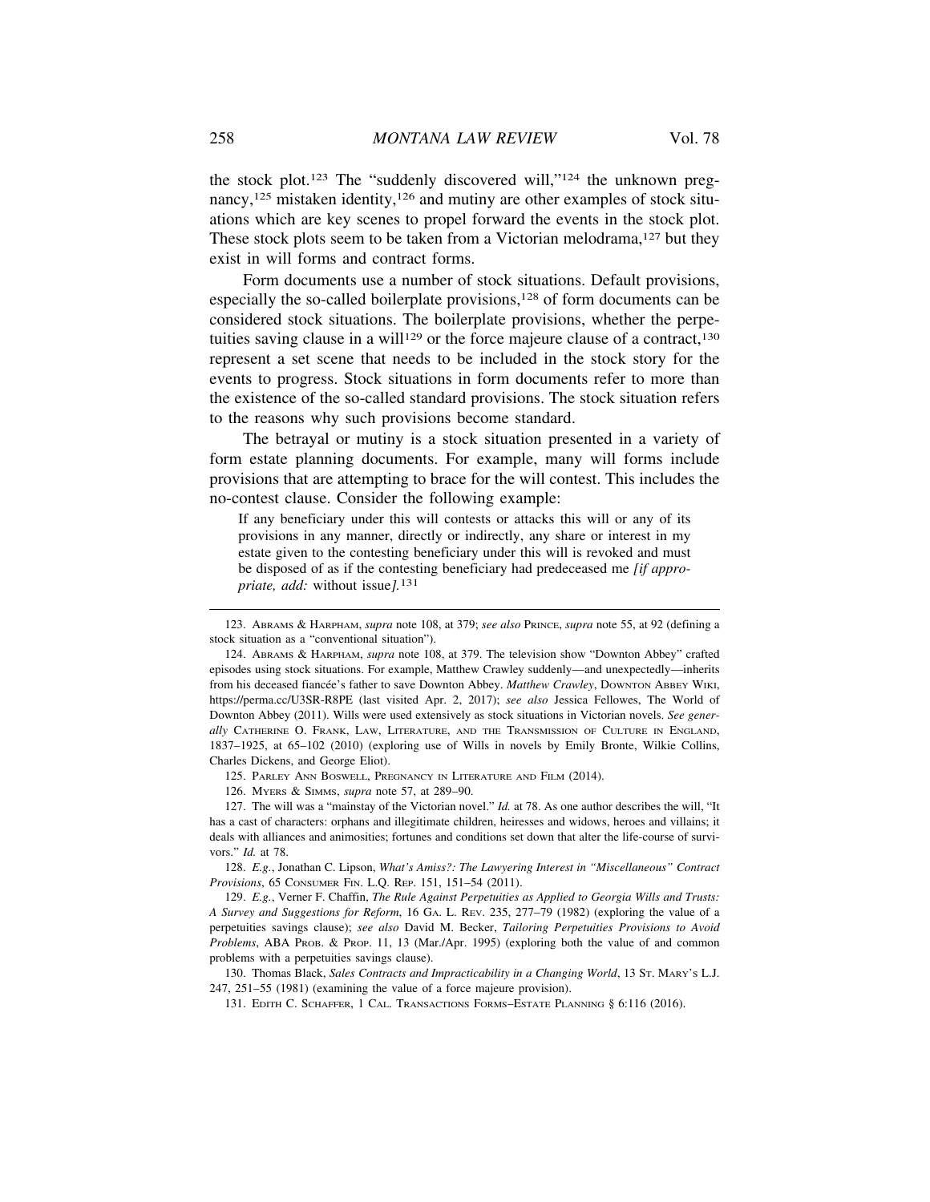the stock plot.[123] The "suddenly discovered will,"[124] the unknown pregnancy,[125] mistaken identity,[126] and mutiny are other examples of stock situations which are key scenes to propel forward the events in the stock plot. These stock plots seem to be taken from a Victorian melodrama,[127] but they exist in will forms and contract forms.

Form documents use a number of stock situations. Default provisions, especially the so-called boilerplate provisions,[128] of form documents can be considered stock situations. The boilerplate provisions, whether the perpetuities saving clause in a will[129] or the force majeure clause of a contract,[130] represent a set scene that needs to be included in the stock story for the events to progress. Stock situations in form documents refer to more than the existence of the so-called standard provisions. The stock situation refers to the reasons why such provisions become standard.

The betrayal or mutiny is a stock situation presented in a variety of form estate planning documents. For example, many will forms include provisions that are attempting to brace for the will contest. This includes the no-contest clause. Consider the following example:

> If any beneficiary under this will contests or attacks this will or any of its provisions in any manner, directly or indirectly, any share or interest in my estate given to the contesting beneficiary under this will is revoked and must be disposed of as if the contesting beneficiary had predeceased me *[if appropriate, add:* without issue*]*.[131]

---

123. ABRAMS & HARPHAM, *supra* note 108, at 379; *see also* PRINCE, *supra* note 55, at 92 (defining a stock situation as a "conventional situation").

124. ABRAMS & HARPHAM, *supra* note 108, at 379. The television show "Downton Abbey" crafted episodes using stock situations. For example, Matthew Crawley suddenly—and unexpectedly—inherits from his deceased fiancée's father to save Downton Abbey. *Matthew Crawley*, DOWNTON ABBEY WIKI, https://perma.cc/U3SR-R8PE (last visited Apr. 2, 2017); *see also* Jessica Fellowes, The World of Downton Abbey (2011). Wills were used extensively as stock situations in Victorian novels. *See generally* CATHERINE O. FRANK, LAW, LITERATURE, AND THE TRANSMISSION OF CULTURE IN ENGLAND, 1837–1925, at 65–102 (2010) (exploring use of Wills in novels by Emily Bronte, Wilkie Collins, Charles Dickens, and George Eliot).

125. PARLEY ANN BOSWELL, PREGNANCY IN LITERATURE AND FILM (2014).

126. MYERS & SIMMS, *supra* note 57, at 289–90.

127. The will was a "mainstay of the Victorian novel." *Id.* at 78. As one author describes the will, "It has a cast of characters: orphans and illegitimate children, heiresses and widows, heroes and villains; it deals with alliances and animosities; fortunes and conditions set down that alter the life-course of survivors." *Id.* at 78.

128. *E.g.*, Jonathan C. Lipson, *What's Amiss?: The Lawyering Interest in "Miscellaneous" Contract Provisions*, 65 CONSUMER FIN. L.Q. REP. 151, 151–54 (2011).

129. *E.g.*, Verner F. Chaffin, *The Rule Against Perpetuities as Applied to Georgia Wills and Trusts: A Survey and Suggestions for Reform*, 16 GA. L. REV. 235, 277–79 (1982) (exploring the value of a perpetuities savings clause); *see also* David M. Becker, *Tailoring Perpetuities Provisions to Avoid Problems*, ABA PROB. & PROP. 11, 13 (Mar./Apr. 1995) (exploring both the value of and common problems with a perpetuities savings clause).

130. Thomas Black, *Sales Contracts and Impracticability in a Changing World*, 13 ST. MARY'S L.J. 247, 251–55 (1981) (examining the value of a force majeure provision).

131. EDITH C. SCHAFFER, 1 CAL. TRANSACTIONS FORMS–ESTATE PLANNING § 6:116 (2016).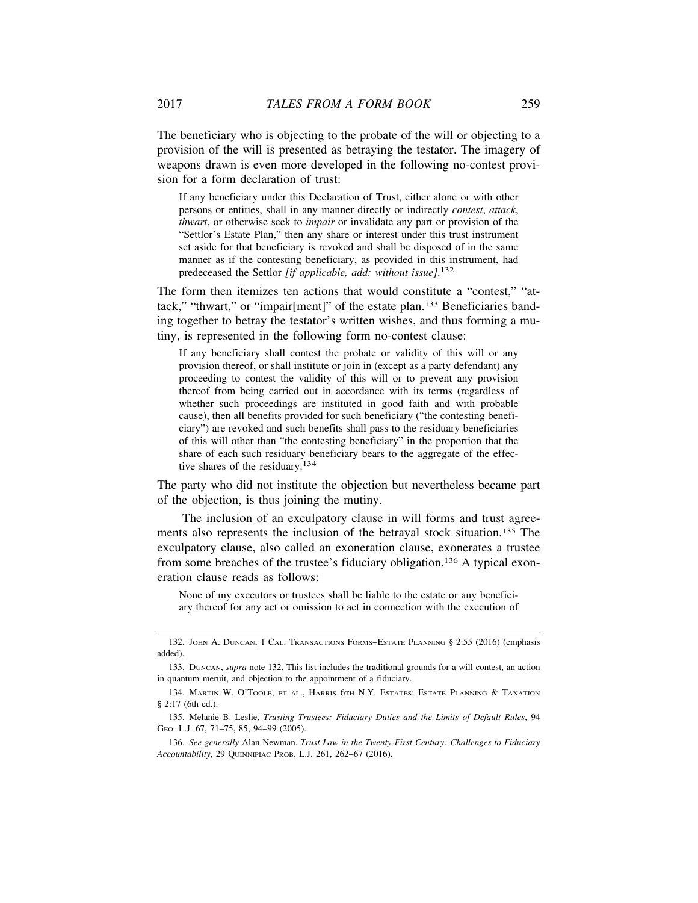The beneficiary who is objecting to the probate of the will or objecting to a provision of the will is presented as betraying the testator. The imagery of weapons drawn is even more developed in the following no-contest provision for a form declaration of trust:

> If any beneficiary under this Declaration of Trust, either alone or with other persons or entities, shall in any manner directly or indirectly *contest*, *attack*, *thwart*, or otherwise seek to *impair* or invalidate any part or provision of the "Settlor's Estate Plan," then any share or interest under this trust instrument set aside for that beneficiary is revoked and shall be disposed of in the same manner as if the contesting beneficiary, as provided in this instrument, had predeceased the Settlor *[if applicable, add: without issue]*.[132]

The form then itemizes ten actions that would constitute a "contest," "attack," "thwart," or "impair[ment]" of the estate plan.[133] Beneficiaries banding together to betray the testator's written wishes, and thus forming a mutiny, is represented in the following form no-contest clause:

> If any beneficiary shall contest the probate or validity of this will or any provision thereof, or shall institute or join in (except as a party defendant) any proceeding to contest the validity of this will or to prevent any provision thereof from being carried out in accordance with its terms (regardless of whether such proceedings are instituted in good faith and with probable cause), then all benefits provided for such beneficiary ("the contesting beneficiary") are revoked and such benefits shall pass to the residuary beneficiaries of this will other than "the contesting beneficiary" in the proportion that the share of each such residuary beneficiary bears to the aggregate of the effective shares of the residuary.[134]

The party who did not institute the objection but nevertheless became part of the objection, is thus joining the mutiny.

The inclusion of an exculpatory clause in will forms and trust agreements also represents the inclusion of the betrayal stock situation.[135] The exculpatory clause, also called an exoneration clause, exonerates a trustee from some breaches of the trustee's fiduciary obligation.[136] A typical exoneration clause reads as follows:

> None of my executors or trustees shall be liable to the estate or any beneficiary thereof for any act or omission to act in connection with the execution of

132. John A. Duncan, 1 Cal. Transactions Forms–Estate Planning § 2:55 (2016) (emphasis added).

133. Duncan, *supra* note 132. This list includes the traditional grounds for a will contest, an action in quantum meruit, and objection to the appointment of a fiduciary.

134. Martin W. O'Toole, et al., Harris 6th N.Y. Estates: Estate Planning & Taxation § 2:17 (6th ed.).

135. Melanie B. Leslie, *Trusting Trustees: Fiduciary Duties and the Limits of Default Rules*, 94 Geo. L.J. 67, 71–75, 85, 94–99 (2005).

136. *See generally* Alan Newman, *Trust Law in the Twenty-First Century: Challenges to Fiduciary Accountability*, 29 Quinnipiac Prob. L.J. 261, 262–67 (2016).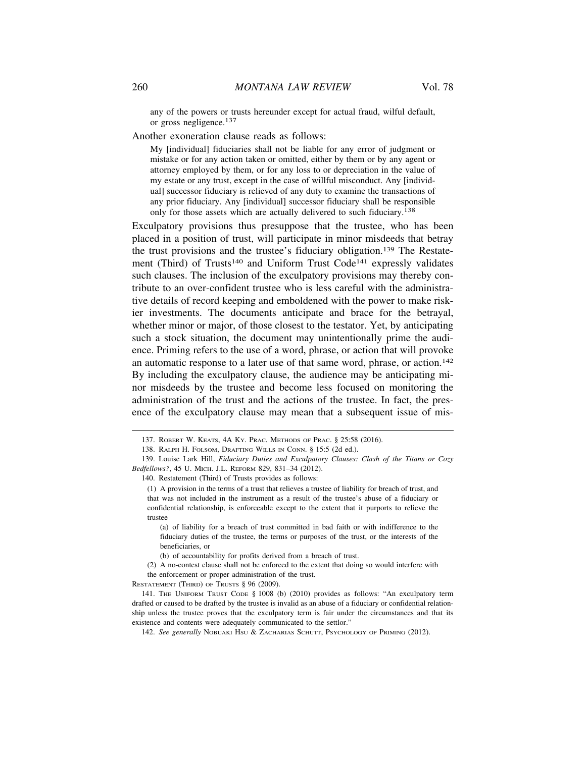> any of the powers or trusts hereunder except for actual fraud, wilful default, or gross negligence.[137]

Another exoneration clause reads as follows:

> My [individual] fiduciaries shall not be liable for any error of judgment or mistake or for any action taken or omitted, either by them or by any agent or attorney employed by them, or for any loss to or depreciation in the value of my estate or any trust, except in the case of willful misconduct. Any [individual] successor fiduciary is relieved of any duty to examine the transactions of any prior fiduciary. Any [individual] successor fiduciary shall be responsible only for those assets which are actually delivered to such fiduciary.[138]

Exculpatory provisions thus presuppose that the trustee, who has been placed in a position of trust, will participate in minor misdeeds that betray the trust provisions and the trustee's fiduciary obligation.[139] The Restatement (Third) of Trusts[140] and Uniform Trust Code[141] expressly validates such clauses. The inclusion of the exculpatory provisions may thereby contribute to an over-confident trustee who is less careful with the administrative details of record keeping and emboldened with the power to make riskier investments. The documents anticipate and brace for the betrayal, whether minor or major, of those closest to the testator. Yet, by anticipating such a stock situation, the document may unintentionally prime the audience. Priming refers to the use of a word, phrase, or action that will provoke an automatic response to a later use of that same word, phrase, or action.[142] By including the exculpatory clause, the audience may be anticipating minor misdeeds by the trustee and become less focused on monitoring the administration of the trust and the actions of the trustee. In fact, the presence of the exculpatory clause may mean that a subsequent issue of mis-

---

137. Robert W. Keats, 4A Ky. Prac. Methods of Prac. § 25:58 (2016).

138. Ralph H. Folsom, Drafting Wills in Conn. § 15:5 (2d ed.).

139. Louise Lark Hill, *Fiduciary Duties and Exculpatory Clauses: Clash of the Titans or Cozy Bedfellows?*, 45 U. Mich. J.L. Reform 829, 831–34 (2012).

140. Restatement (Third) of Trusts provides as follows:

> (1) A provision in the terms of a trust that relieves a trustee of liability for breach of trust, and that was not included in the instrument as a result of the trustee's abuse of a fiduciary or confidential relationship, is enforceable except to the extent that it purports to relieve the trustee
>
> > (a) of liability for a breach of trust committed in bad faith or with indifference to the fiduciary duties of the trustee, the terms or purposes of the trust, or the interests of the beneficiaries, or
> >
> > (b) of accountability for profits derived from a breach of trust.
>
> (2) A no-contest clause shall not be enforced to the extent that doing so would interfere with the enforcement or proper administration of the trust.

Restatement (Third) of Trusts § 96 (2009).

141. The Uniform Trust Code § 1008 (b) (2010) provides as follows: "An exculpatory term drafted or caused to be drafted by the trustee is invalid as an abuse of a fiduciary or confidential relationship unless the trustee proves that the exculpatory term is fair under the circumstances and that its existence and contents were adequately communicated to the settlor."

142. *See generally* Nobuaki Hsu & Zacharias Schutt, Psychology of Priming (2012).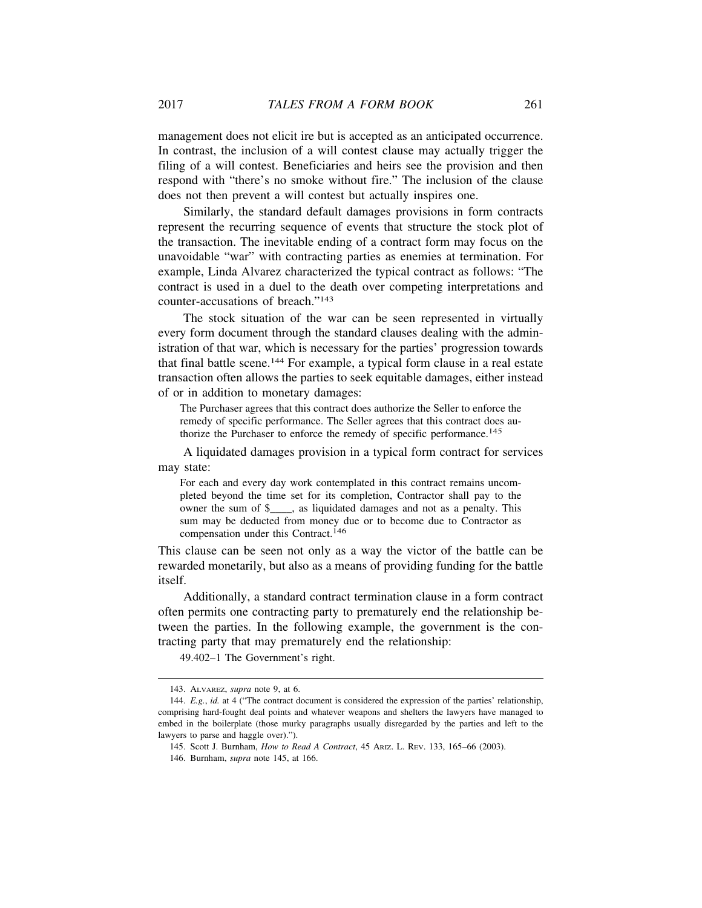management does not elicit ire but is accepted as an anticipated occurrence. In contrast, the inclusion of a will contest clause may actually trigger the filing of a will contest. Beneficiaries and heirs see the provision and then respond with "there's no smoke without fire." The inclusion of the clause does not then prevent a will contest but actually inspires one.

Similarly, the standard default damages provisions in form contracts represent the recurring sequence of events that structure the stock plot of the transaction. The inevitable ending of a contract form may focus on the unavoidable "war" with contracting parties as enemies at termination. For example, Linda Alvarez characterized the typical contract as follows: "The contract is used in a duel to the death over competing interpretations and counter-accusations of breach."[143]

The stock situation of the war can be seen represented in virtually every form document through the standard clauses dealing with the administration of that war, which is necessary for the parties' progression towards that final battle scene.[144] For example, a typical form clause in a real estate transaction often allows the parties to seek equitable damages, either instead of or in addition to monetary damages:

> The Purchaser agrees that this contract does authorize the Seller to enforce the remedy of specific performance. The Seller agrees that this contract does authorize the Purchaser to enforce the remedy of specific performance.[145]

A liquidated damages provision in a typical form contract for services may state:

> For each and every day work contemplated in this contract remains uncompleted beyond the time set for its completion, Contractor shall pay to the owner the sum of $____, as liquidated damages and not as a penalty. This sum may be deducted from money due or to become due to Contractor as compensation under this Contract.[146]

This clause can be seen not only as a way the victor of the battle can be rewarded monetarily, but also as a means of providing funding for the battle itself.

Additionally, a standard contract termination clause in a form contract often permits one contracting party to prematurely end the relationship between the parties. In the following example, the government is the contracting party that may prematurely end the relationship:

> 49.402–1 The Government's right.

---

143. Alvarez, *supra* note 9, at 6.

144. *E.g.*, *id.* at 4 ("The contract document is considered the expression of the parties' relationship, comprising hard-fought deal points and whatever weapons and shelters the lawyers have managed to embed in the boilerplate (those murky paragraphs usually disregarded by the parties and left to the lawyers to parse and haggle over).").

145. Scott J. Burnham, *How to Read A Contract*, 45 Ariz. L. Rev. 133, 165–66 (2003).

146. Burnham, *supra* note 145, at 166.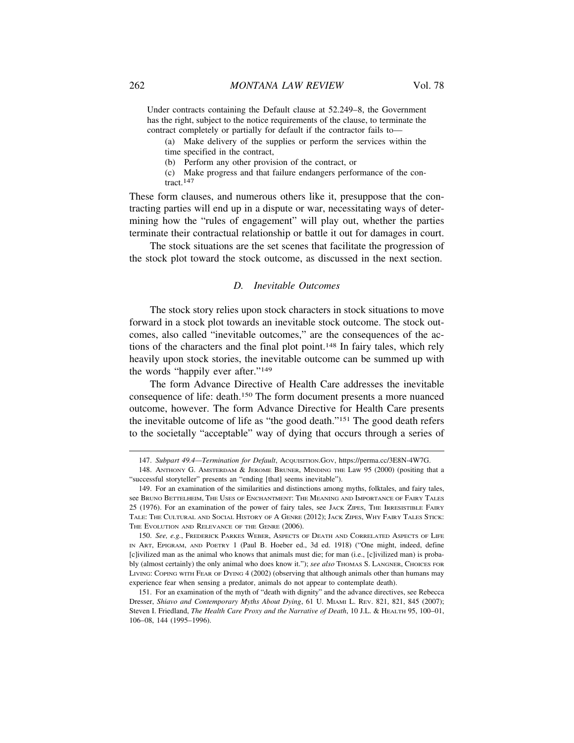Under contracts containing the Default clause at 52.249–8, the Government has the right, subject to the notice requirements of the clause, to terminate the contract completely or partially for default if the contractor fails to—

(a) Make delivery of the supplies or perform the services within the time specified in the contract,

(b) Perform any other provision of the contract, or

(c) Make progress and that failure endangers performance of the contract.[147]

These form clauses, and numerous others like it, presuppose that the contracting parties will end up in a dispute or war, necessitating ways of determining how the "rules of engagement" will play out, whether the parties terminate their contractual relationship or battle it out for damages in court.

The stock situations are the set scenes that facilitate the progression of the stock plot toward the stock outcome, as discussed in the next section.

### *D. Inevitable Outcomes*

The stock story relies upon stock characters in stock situations to move forward in a stock plot towards an inevitable stock outcome. The stock outcomes, also called "inevitable outcomes," are the consequences of the actions of the characters and the final plot point.[148] In fairy tales, which rely heavily upon stock stories, the inevitable outcome can be summed up with the words "happily ever after."[149]

The form Advance Directive of Health Care addresses the inevitable consequence of life: death.[150] The form document presents a more nuanced outcome, however. The form Advance Directive for Health Care presents the inevitable outcome of life as "the good death."[151] The good death refers to the societally "acceptable" way of dying that occurs through a series of

---

147. *Subpart 49.4—Termination for Default*, ACQUISITION.GOV, https://perma.cc/3E8N-4W7G.

148. ANTHONY G. AMSTERDAM & JEROME BRUNER, MINDING THE LAW 95 (2000) (positing that a "successful storyteller" presents an "ending [that] seems inevitable").

149. For an examination of the similarities and distinctions among myths, folktales, and fairy tales, see BRUNO BETTELHEIM, THE USES OF ENCHANTMENT: THE MEANING AND IMPORTANCE OF FAIRY TALES 25 (1976). For an examination of the power of fairy tales, see JACK ZIPES, THE IRRESISTIBLE FAIRY TALE: THE CULTURAL AND SOCIAL HISTORY OF A GENRE (2012); JACK ZIPES, WHY FAIRY TALES STICK: THE EVOLUTION AND RELEVANCE OF THE GENRE (2006).

150. *See, e.g.*, FREDERICK PARKES WEBER, ASPECTS OF DEATH AND CORRELATED ASPECTS OF LIFE IN ART, EPIGRAM, AND POETRY 1 (Paul B. Hoeber ed., 3d ed. 1918) ("One might, indeed, define [c]ivilized man as the animal who knows that animals must die; for man (i.e., [c]ivilized man) is probably (almost certainly) the only animal who does know it."); *see also* THOMAS S. LANGNER, CHOICES FOR LIVING: COPING WITH FEAR OF DYING 4 (2002) (observing that although animals other than humans may experience fear when sensing a predator, animals do not appear to contemplate death).

151. For an examination of the myth of "death with dignity" and the advance directives, see Rebecca Dresser, *Shiavo and Contemporary Myths About Dying*, 61 U. MIAMI L. REV. 821, 821, 845 (2007); Steven I. Friedland, *The Health Care Proxy and the Narrative of Death*, 10 J.L. & HEALTH 95, 100–01, 106–08, 144 (1995–1996).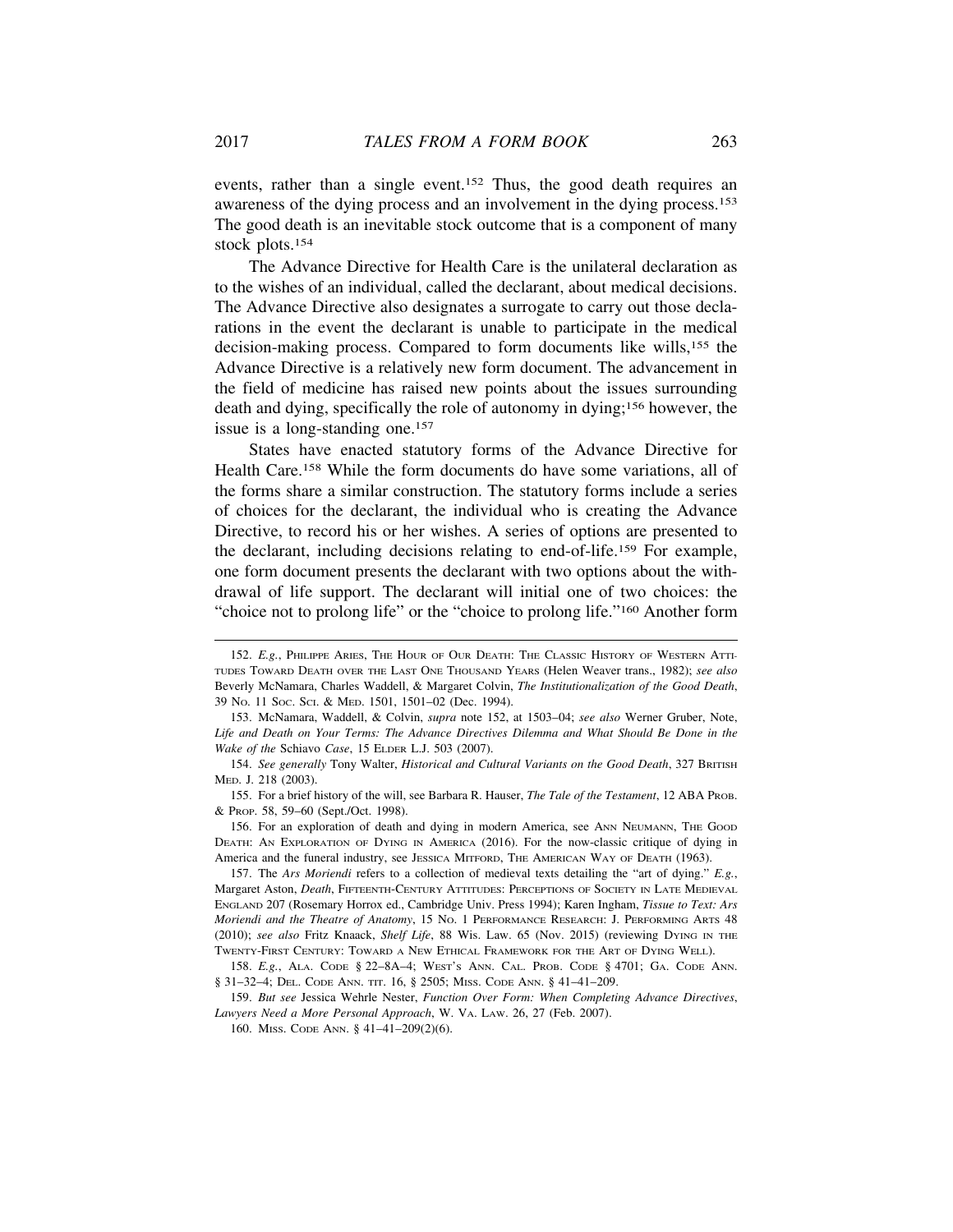events, rather than a single event.[152] Thus, the good death requires an awareness of the dying process and an involvement in the dying process.[153] The good death is an inevitable stock outcome that is a component of many stock plots.[154]

The Advance Directive for Health Care is the unilateral declaration as to the wishes of an individual, called the declarant, about medical decisions. The Advance Directive also designates a surrogate to carry out those declarations in the event the declarant is unable to participate in the medical decision-making process. Compared to form documents like wills,[155] the Advance Directive is a relatively new form document. The advancement in the field of medicine has raised new points about the issues surrounding death and dying, specifically the role of autonomy in dying;[156] however, the issue is a long-standing one.[157]

States have enacted statutory forms of the Advance Directive for Health Care.[158] While the form documents do have some variations, all of the forms share a similar construction. The statutory forms include a series of choices for the declarant, the individual who is creating the Advance Directive, to record his or her wishes. A series of options are presented to the declarant, including decisions relating to end-of-life.[159] For example, one form document presents the declarant with two options about the withdrawal of life support. The declarant will initial one of two choices: the "choice not to prolong life" or the "choice to prolong life."[160] Another form

---

152. *E.g.*, PHILIPPE ARIES, THE HOUR OF OUR DEATH: THE CLASSIC HISTORY OF WESTERN ATTITUDES TOWARD DEATH OVER THE LAST ONE THOUSAND YEARS (Helen Weaver trans., 1982); *see also* Beverly McNamara, Charles Waddell, & Margaret Colvin, *The Institutionalization of the Good Death*, 39 NO. 11 SOC. SCI. & MED. 1501, 1501–02 (Dec. 1994).

153. McNamara, Waddell, & Colvin, *supra* note 152, at 1503–04; *see also* Werner Gruber, Note, *Life and Death on Your Terms: The Advance Directives Dilemma and What Should Be Done in the Wake of the* Schiavo *Case*, 15 ELDER L.J. 503 (2007).

154. *See generally* Tony Walter, *Historical and Cultural Variants on the Good Death*, 327 BRITISH MED. J. 218 (2003).

155. For a brief history of the will, see Barbara R. Hauser, *The Tale of the Testament*, 12 ABA PROB. & PROP. 58, 59–60 (Sept./Oct. 1998).

156. For an exploration of death and dying in modern America, see ANN NEUMANN, THE GOOD DEATH: AN EXPLORATION OF DYING IN AMERICA (2016). For the now-classic critique of dying in America and the funeral industry, see JESSICA MITFORD, THE AMERICAN WAY OF DEATH (1963).

157. The *Ars Moriendi* refers to a collection of medieval texts detailing the "art of dying." *E.g.*, Margaret Aston, *Death*, FIFTEENTH-CENTURY ATTITUDES: PERCEPTIONS OF SOCIETY IN LATE MEDIEVAL ENGLAND 207 (Rosemary Horrox ed., Cambridge Univ. Press 1994); Karen Ingham, *Tissue to Text: Ars Moriendi and the Theatre of Anatomy*, 15 NO. 1 PERFORMANCE RESEARCH: J. PERFORMING ARTS 48 (2010); *see also* Fritz Knaack, *Shelf Life*, 88 Wis. Law. 65 (Nov. 2015) (reviewing DYING IN THE TWENTY-FIRST CENTURY: TOWARD A NEW ETHICAL FRAMEWORK FOR THE ART OF DYING WELL).

158. *E.g.*, ALA. CODE § 22–8A–4; WEST'S ANN. CAL. PROB. CODE § 4701; GA. CODE ANN. § 31–32–4; DEL. CODE ANN. TIT. 16, § 2505; MISS. CODE ANN. § 41–41–209.

159. *But see* Jessica Wehrle Nester, *Function Over Form: When Completing Advance Directives, Lawyers Need a More Personal Approach*, W. VA. LAW. 26, 27 (Feb. 2007).

160. MISS. CODE ANN. § 41–41–209(2)(6).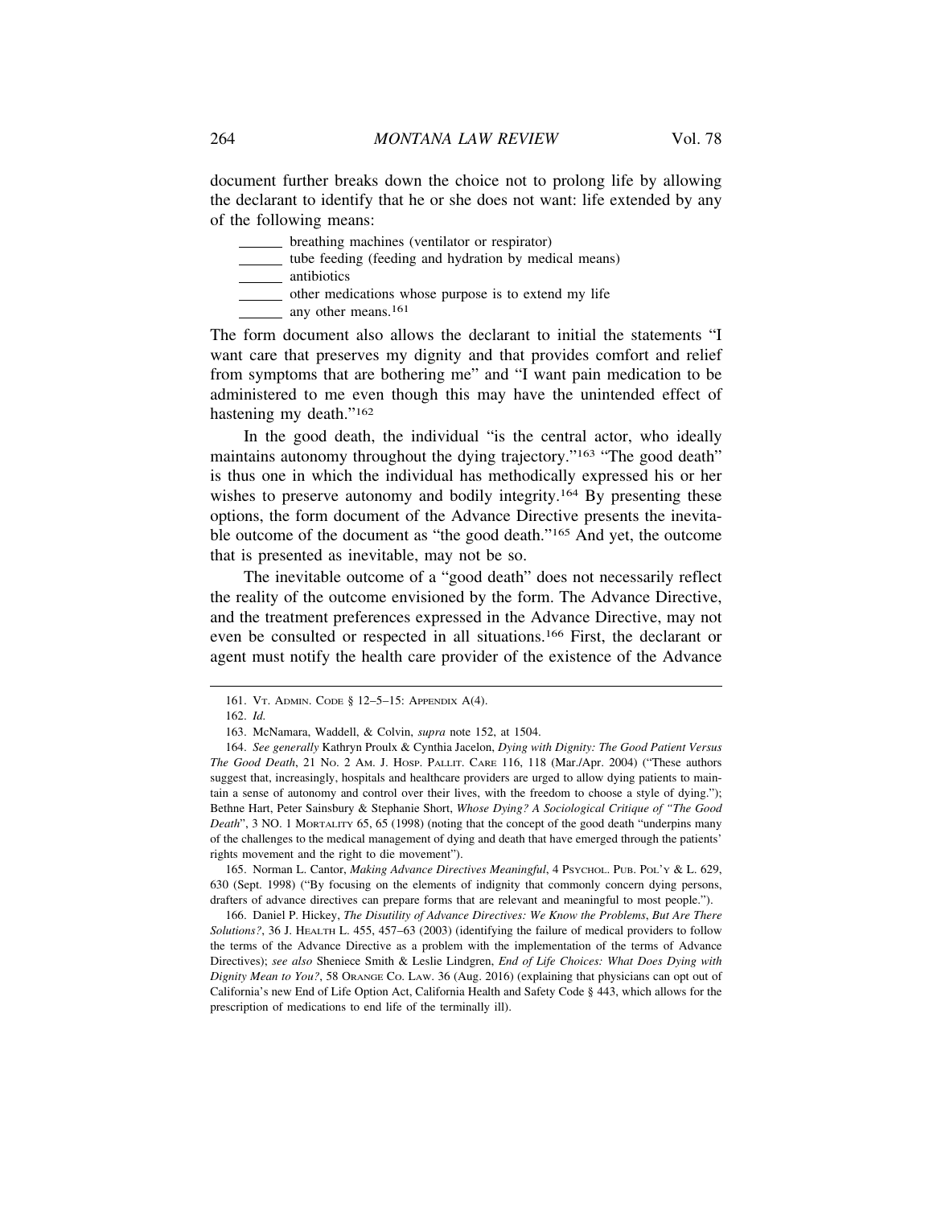document further breaks down the choice not to prolong life by allowing the declarant to identify that he or she does not want: life extended by any of the following means:

______ breathing machines (ventilator or respirator)
______ tube feeding (feeding and hydration by medical means)
______ antibiotics
______ other medications whose purpose is to extend my life
______ any other means.[161]

The form document also allows the declarant to initial the statements "I want care that preserves my dignity and that provides comfort and relief from symptoms that are bothering me" and "I want pain medication to be administered to me even though this may have the unintended effect of hastening my death."[162]

In the good death, the individual "is the central actor, who ideally maintains autonomy throughout the dying trajectory."[163] "The good death" is thus one in which the individual has methodically expressed his or her wishes to preserve autonomy and bodily integrity.[164] By presenting these options, the form document of the Advance Directive presents the inevitable outcome of the document as "the good death."[165] And yet, the outcome that is presented as inevitable, may not be so.

The inevitable outcome of a "good death" does not necessarily reflect the reality of the outcome envisioned by the form. The Advance Directive, and the treatment preferences expressed in the Advance Directive, may not even be consulted or respected in all situations.[166] First, the declarant or agent must notify the health care provider of the existence of the Advance

---

161. VT. ADMIN. CODE § 12–5–15: APPENDIX A(4).

162. *Id.*

163. McNamara, Waddell, & Colvin, *supra* note 152, at 1504.

164. *See generally* Kathryn Proulx & Cynthia Jacelon, *Dying with Dignity: The Good Patient Versus The Good Death*, 21 NO. 2 AM. J. HOSP. PALLIT. CARE 116, 118 (Mar./Apr. 2004) ("These authors suggest that, increasingly, hospitals and healthcare providers are urged to allow dying patients to maintain a sense of autonomy and control over their lives, with the freedom to choose a style of dying."); Bethne Hart, Peter Sainsbury & Stephanie Short, *Whose Dying? A Sociological Critique of "The Good Death"*, 3 NO. 1 MORTALITY 65, 65 (1998) (noting that the concept of the good death "underpins many of the challenges to the medical management of dying and death that have emerged through the patients' rights movement and the right to die movement").

165. Norman L. Cantor, *Making Advance Directives Meaningful*, 4 PSYCHOL. PUB. POL'Y & L. 629, 630 (Sept. 1998) ("By focusing on the elements of indignity that commonly concern dying persons, drafters of advance directives can prepare forms that are relevant and meaningful to most people.").

166. Daniel P. Hickey, *The Disutility of Advance Directives: We Know the Problems, But Are There Solutions?*, 36 J. HEALTH L. 455, 457–63 (2003) (identifying the failure of medical providers to follow the terms of the Advance Directive as a problem with the implementation of the terms of Advance Directives); *see also* Sheniece Smith & Leslie Lindgren, *End of Life Choices: What Does Dying with Dignity Mean to You?*, 58 ORANGE CO. LAW. 36 (Aug. 2016) (explaining that physicians can opt out of California's new End of Life Option Act, California Health and Safety Code § 443, which allows for the prescription of medications to end life of the terminally ill).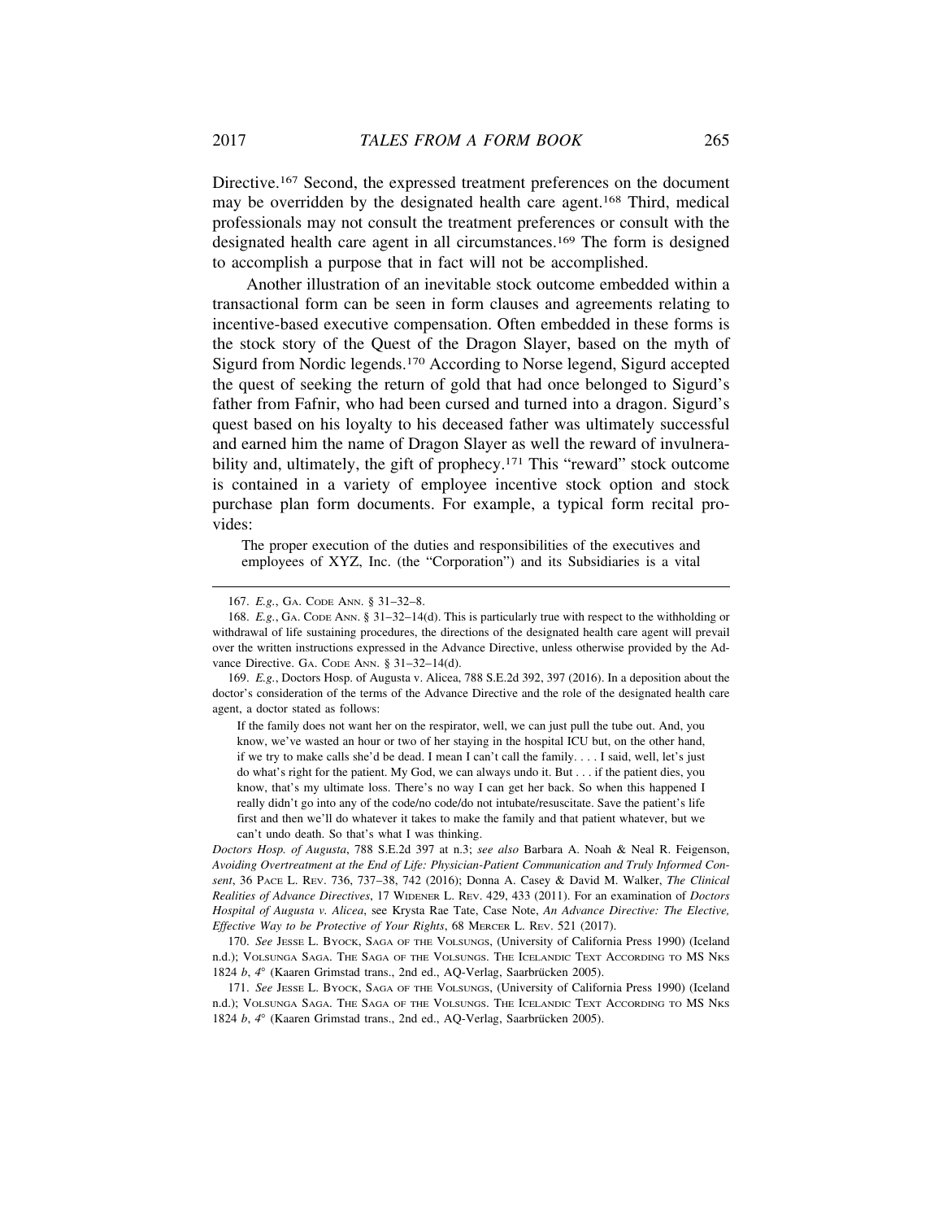Directive.[167] Second, the expressed treatment preferences on the document may be overridden by the designated health care agent.[168] Third, medical professionals may not consult the treatment preferences or consult with the designated health care agent in all circumstances.[169] The form is designed to accomplish a purpose that in fact will not be accomplished.

Another illustration of an inevitable stock outcome embedded within a transactional form can be seen in form clauses and agreements relating to incentive-based executive compensation. Often embedded in these forms is the stock story of the Quest of the Dragon Slayer, based on the myth of Sigurd from Nordic legends.[170] According to Norse legend, Sigurd accepted the quest of seeking the return of gold that had once belonged to Sigurd's father from Fafnir, who had been cursed and turned into a dragon. Sigurd's quest based on his loyalty to his deceased father was ultimately successful and earned him the name of Dragon Slayer as well the reward of invulnerability and, ultimately, the gift of prophecy.[171] This "reward" stock outcome is contained in a variety of employee incentive stock option and stock purchase plan form documents. For example, a typical form recital provides:

> The proper execution of the duties and responsibilities of the executives and employees of XYZ, Inc. (the "Corporation") and its Subsidiaries is a vital

---

167. *E.g.*, GA. CODE ANN. § 31–32–8.

168. *E.g.*, GA. CODE ANN. § 31–32–14(d). This is particularly true with respect to the withholding or withdrawal of life sustaining procedures, the directions of the designated health care agent will prevail over the written instructions expressed in the Advance Directive, unless otherwise provided by the Advance Directive. GA. CODE ANN. § 31–32–14(d).

169. *E.g.*, Doctors Hosp. of Augusta v. Alicea, 788 S.E.2d 392, 397 (2016). In a deposition about the doctor's consideration of the terms of the Advance Directive and the role of the designated health care agent, a doctor stated as follows:

> If the family does not want her on the respirator, well, we can just pull the tube out. And, you know, we've wasted an hour or two of her staying in the hospital ICU but, on the other hand, if we try to make calls she'd be dead. I mean I can't call the family. . . . I said, well, let's just do what's right for the patient. My God, we can always undo it. But . . . if the patient dies, you know, that's my ultimate loss. There's no way I can get her back. So when this happened I really didn't go into any of the code/no code/do not intubate/resuscitate. Save the patient's life first and then we'll do whatever it takes to make the family and that patient whatever, but we can't undo death. So that's what I was thinking.

*Doctors Hosp. of Augusta*, 788 S.E.2d 397 at n.3; *see also* Barbara A. Noah & Neal R. Feigenson, *Avoiding Overtreatment at the End of Life: Physician-Patient Communication and Truly Informed Consent*, 36 PACE L. REV. 736, 737–38, 742 (2016); Donna A. Casey & David M. Walker, *The Clinical Realities of Advance Directives*, 17 WIDENER L. REV. 429, 433 (2011). For an examination of *Doctors Hospital of Augusta v. Alicea*, see Krysta Rae Tate, Case Note, *An Advance Directive: The Elective, Effective Way to be Protective of Your Rights*, 68 MERCER L. REV. 521 (2017).

170. *See* JESSE L. BYOCK, SAGA OF THE VOLSUNGS, (University of California Press 1990) (Iceland n.d.); VOLSUNGA SAGA. THE SAGA OF THE VOLSUNGS. THE ICELANDIC TEXT ACCORDING TO MS NKS 1824 *b*, *4°* (Kaaren Grimstad trans., 2nd ed., AQ-Verlag, Saarbrücken 2005).

171. *See* JESSE L. BYOCK, SAGA OF THE VOLSUNGS, (University of California Press 1990) (Iceland n.d.); VOLSUNGA SAGA. THE SAGA OF THE VOLSUNGS. THE ICELANDIC TEXT ACCORDING TO MS NKS 1824 *b*, *4°* (Kaaren Grimstad trans., 2nd ed., AQ-Verlag, Saarbrücken 2005).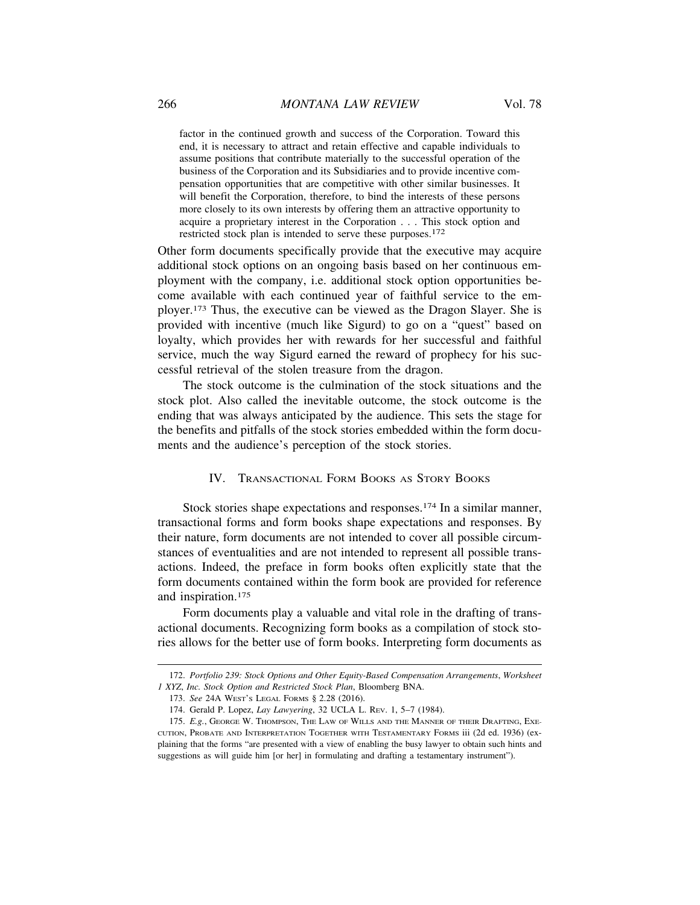> factor in the continued growth and success of the Corporation. Toward this end, it is necessary to attract and retain effective and capable individuals to assume positions that contribute materially to the successful operation of the business of the Corporation and its Subsidiaries and to provide incentive compensation opportunities that are competitive with other similar businesses. It will benefit the Corporation, therefore, to bind the interests of these persons more closely to its own interests by offering them an attractive opportunity to acquire a proprietary interest in the Corporation . . . This stock option and restricted stock plan is intended to serve these purposes.[172]

Other form documents specifically provide that the executive may acquire additional stock options on an ongoing basis based on her continuous employment with the company, i.e. additional stock option opportunities become available with each continued year of faithful service to the employer.[173] Thus, the executive can be viewed as the Dragon Slayer. She is provided with incentive (much like Sigurd) to go on a "quest" based on loyalty, which provides her with rewards for her successful and faithful service, much the way Sigurd earned the reward of prophecy for his successful retrieval of the stolen treasure from the dragon.

The stock outcome is the culmination of the stock situations and the stock plot. Also called the inevitable outcome, the stock outcome is the ending that was always anticipated by the audience. This sets the stage for the benefits and pitfalls of the stock stories embedded within the form documents and the audience's perception of the stock stories.

## IV. Transactional Form Books as Story Books

Stock stories shape expectations and responses.[174] In a similar manner, transactional forms and form books shape expectations and responses. By their nature, form documents are not intended to cover all possible circumstances of eventualities and are not intended to represent all possible transactions. Indeed, the preface in form books often explicitly state that the form documents contained within the form book are provided for reference and inspiration.[175]

Form documents play a valuable and vital role in the drafting of transactional documents. Recognizing form books as a compilation of stock stories allows for the better use of form books. Interpreting form documents as

---

172. *Portfolio 239: Stock Options and Other Equity-Based Compensation Arrangements*, *Worksheet 1 XYZ, Inc. Stock Option and Restricted Stock Plan*, Bloomberg BNA.

173. *See* 24A West's Legal Forms § 2.28 (2016).

174. Gerald P. Lopez, *Lay Lawyering*, 32 UCLA L. Rev. 1, 5–7 (1984).

175. *E.g.*, George W. Thompson, The Law of Wills and the Manner of their Drafting, Execution, Probate and Interpretation Together with Testamentary Forms iii (2d ed. 1936) (explaining that the forms "are presented with a view of enabling the busy lawyer to obtain such hints and suggestions as will guide him [or her] in formulating and drafting a testamentary instrument").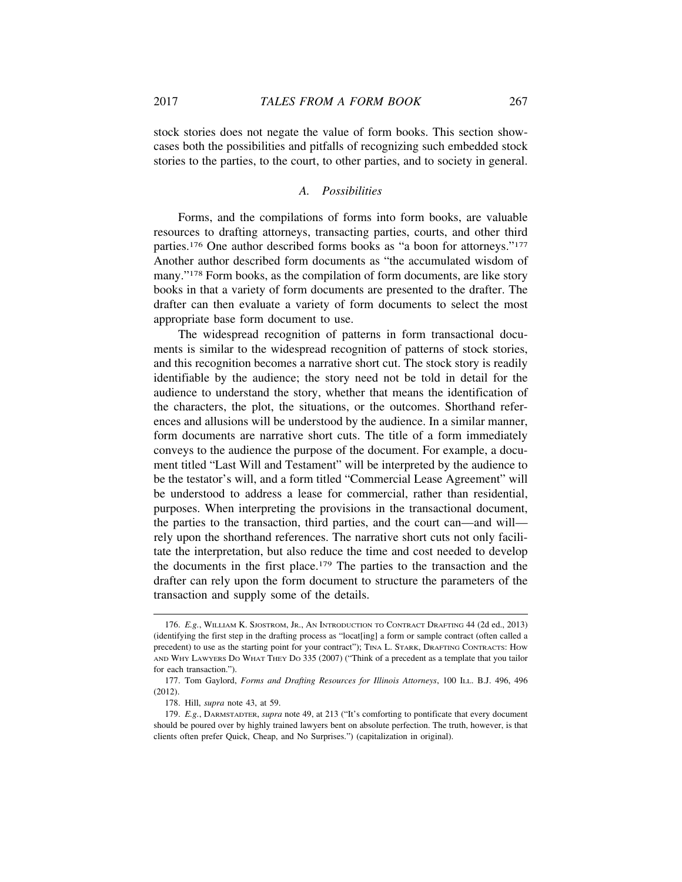stock stories does not negate the value of form books. This section showcases both the possibilities and pitfalls of recognizing such embedded stock stories to the parties, to the court, to other parties, and to society in general.

### *A. Possibilities*

Forms, and the compilations of forms into form books, are valuable resources to drafting attorneys, transacting parties, courts, and other third parties.[176] One author described forms books as "a boon for attorneys."[177] Another author described form documents as "the accumulated wisdom of many."[178] Form books, as the compilation of form documents, are like story books in that a variety of form documents are presented to the drafter. The drafter can then evaluate a variety of form documents to select the most appropriate base form document to use.

The widespread recognition of patterns in form transactional documents is similar to the widespread recognition of patterns of stock stories, and this recognition becomes a narrative short cut. The stock story is readily identifiable by the audience; the story need not be told in detail for the audience to understand the story, whether that means the identification of the characters, the plot, the situations, or the outcomes. Shorthand references and allusions will be understood by the audience. In a similar manner, form documents are narrative short cuts. The title of a form immediately conveys to the audience the purpose of the document. For example, a document titled "Last Will and Testament" will be interpreted by the audience to be the testator's will, and a form titled "Commercial Lease Agreement" will be understood to address a lease for commercial, rather than residential, purposes. When interpreting the provisions in the transactional document, the parties to the transaction, third parties, and the court can—and will—rely upon the shorthand references. The narrative short cuts not only facilitate the interpretation, but also reduce the time and cost needed to develop the documents in the first place.[179] The parties to the transaction and the drafter can rely upon the form document to structure the parameters of the transaction and supply some of the details.

---

176. *E.g.*, William K. Sjostrom, Jr., An Introduction to Contract Drafting 44 (2d ed., 2013) (identifying the first step in the drafting process as "locat[ing] a form or sample contract (often called a precedent) to use as the starting point for your contract"); Tina L. Stark, Drafting Contracts: How and Why Lawyers Do What They Do 335 (2007) ("Think of a precedent as a template that you tailor for each transaction.").

177. Tom Gaylord, *Forms and Drafting Resources for Illinois Attorneys*, 100 Ill. B.J. 496, 496 (2012).

178. Hill, *supra* note 43, at 59.

179. *E.g.*, Darmstadter, *supra* note 49, at 213 ("It's comforting to pontificate that every document should be poured over by highly trained lawyers bent on absolute perfection. The truth, however, is that clients often prefer Quick, Cheap, and No Surprises.") (capitalization in original).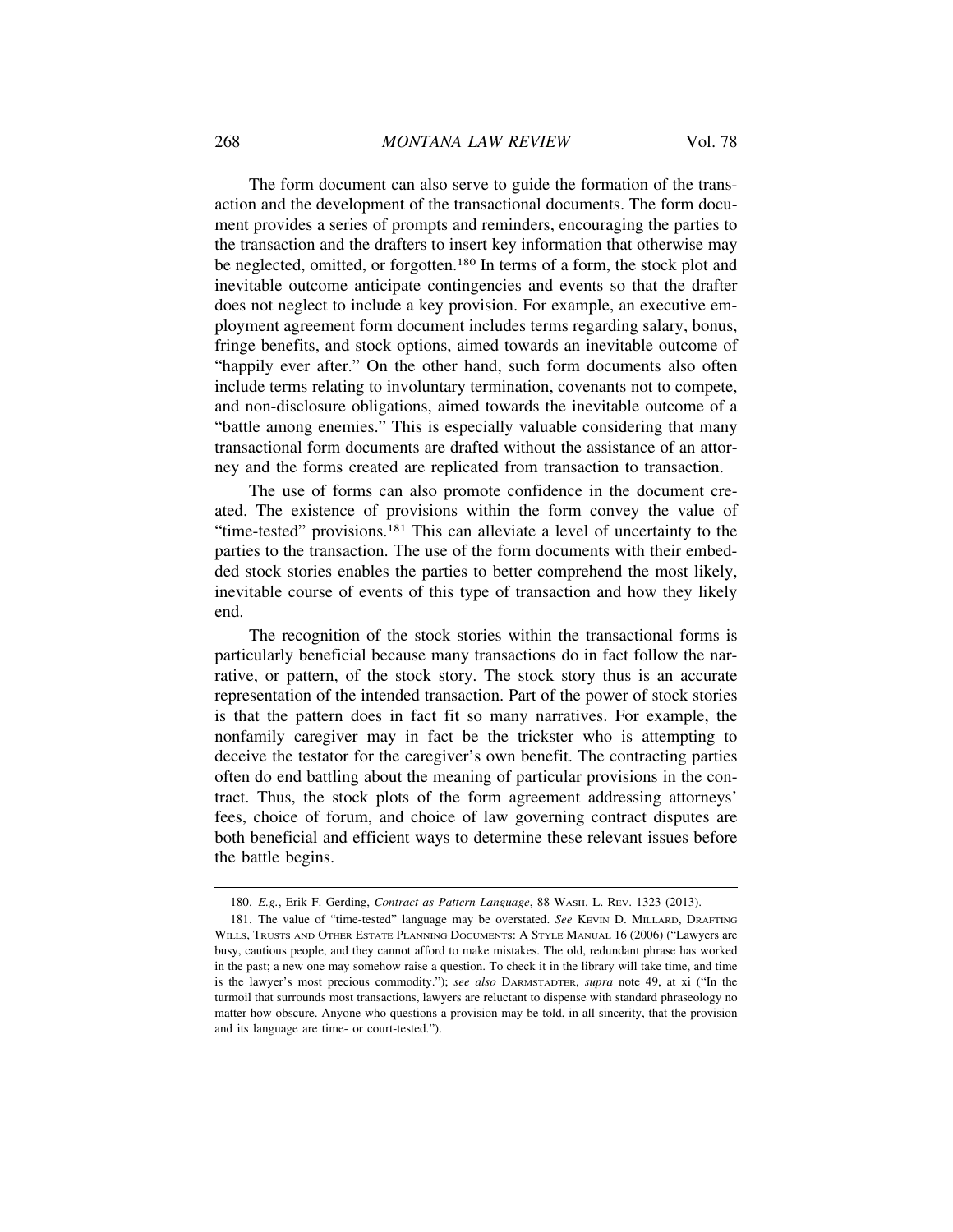The form document can also serve to guide the formation of the transaction and the development of the transactional documents. The form document provides a series of prompts and reminders, encouraging the parties to the transaction and the drafters to insert key information that otherwise may be neglected, omitted, or forgotten.[180] In terms of a form, the stock plot and inevitable outcome anticipate contingencies and events so that the drafter does not neglect to include a key provision. For example, an executive employment agreement form document includes terms regarding salary, bonus, fringe benefits, and stock options, aimed towards an inevitable outcome of "happily ever after." On the other hand, such form documents also often include terms relating to involuntary termination, covenants not to compete, and non-disclosure obligations, aimed towards the inevitable outcome of a "battle among enemies." This is especially valuable considering that many transactional form documents are drafted without the assistance of an attorney and the forms created are replicated from transaction to transaction.

The use of forms can also promote confidence in the document created. The existence of provisions within the form convey the value of "time-tested" provisions.[181] This can alleviate a level of uncertainty to the parties to the transaction. The use of the form documents with their embedded stock stories enables the parties to better comprehend the most likely, inevitable course of events of this type of transaction and how they likely end.

The recognition of the stock stories within the transactional forms is particularly beneficial because many transactions do in fact follow the narrative, or pattern, of the stock story. The stock story thus is an accurate representation of the intended transaction. Part of the power of stock stories is that the pattern does in fact fit so many narratives. For example, the nonfamily caregiver may in fact be the trickster who is attempting to deceive the testator for the caregiver's own benefit. The contracting parties often do end battling about the meaning of particular provisions in the contract. Thus, the stock plots of the form agreement addressing attorneys' fees, choice of forum, and choice of law governing contract disputes are both beneficial and efficient ways to determine these relevant issues before the battle begins.

---

180. *E.g.*, Erik F. Gerding, *Contract as Pattern Language*, 88 WASH. L. REV. 1323 (2013).

181. The value of "time-tested" language may be overstated. *See* KEVIN D. MILLARD, DRAFTING WILLS, TRUSTS AND OTHER ESTATE PLANNING DOCUMENTS: A STYLE MANUAL 16 (2006) ("Lawyers are busy, cautious people, and they cannot afford to make mistakes. The old, redundant phrase has worked in the past; a new one may somehow raise a question. To check it in the library will take time, and time is the lawyer's most precious commodity."); *see also* DARMSTADTER, *supra* note 49, at xi ("In the turmoil that surrounds most transactions, lawyers are reluctant to dispense with standard phraseology no matter how obscure. Anyone who questions a provision may be told, in all sincerity, that the provision and its language are time- or court-tested.").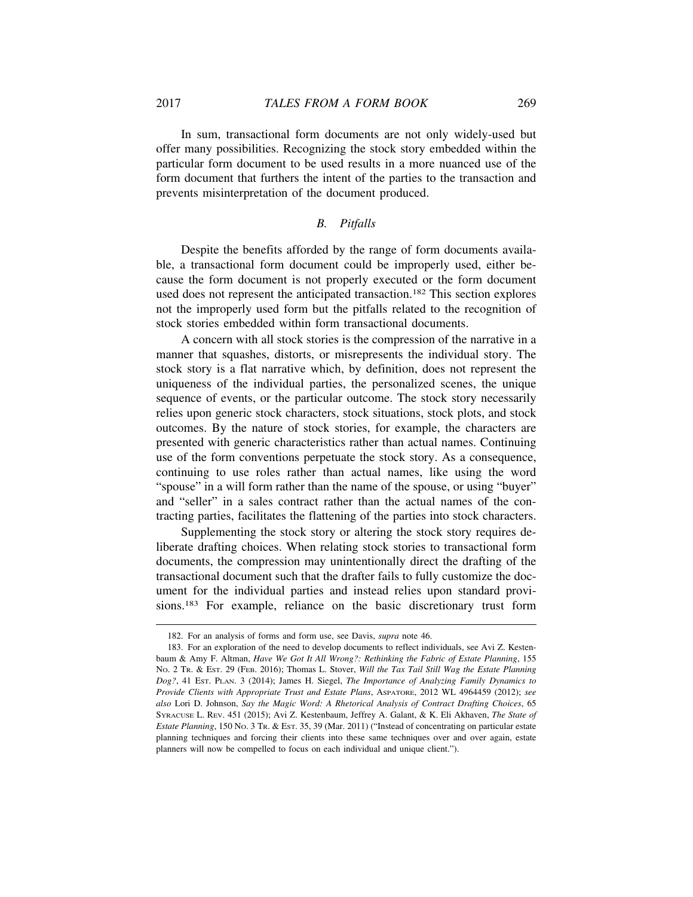In sum, transactional form documents are not only widely-used but offer many possibilities. Recognizing the stock story embedded within the particular form document to be used results in a more nuanced use of the form document that furthers the intent of the parties to the transaction and prevents misinterpretation of the document produced.

### *B. Pitfalls*

Despite the benefits afforded by the range of form documents available, a transactional form document could be improperly used, either because the form document is not properly executed or the form document used does not represent the anticipated transaction.[182] This section explores not the improperly used form but the pitfalls related to the recognition of stock stories embedded within form transactional documents.

A concern with all stock stories is the compression of the narrative in a manner that squashes, distorts, or misrepresents the individual story. The stock story is a flat narrative which, by definition, does not represent the uniqueness of the individual parties, the personalized scenes, the unique sequence of events, or the particular outcome. The stock story necessarily relies upon generic stock characters, stock situations, stock plots, and stock outcomes. By the nature of stock stories, for example, the characters are presented with generic characteristics rather than actual names. Continuing use of the form conventions perpetuate the stock story. As a consequence, continuing to use roles rather than actual names, like using the word "spouse" in a will form rather than the name of the spouse, or using "buyer" and "seller" in a sales contract rather than the actual names of the contracting parties, facilitates the flattening of the parties into stock characters.

Supplementing the stock story or altering the stock story requires deliberate drafting choices. When relating stock stories to transactional form documents, the compression may unintentionally direct the drafting of the transactional document such that the drafter fails to fully customize the document for the individual parties and instead relies upon standard provisions.[183] For example, reliance on the basic discretionary trust form

---

182. For an analysis of forms and form use, see Davis, *supra* note 46.

183. For an exploration of the need to develop documents to reflect individuals, see Avi Z. Kestenbaum & Amy F. Altman, *Have We Got It All Wrong?: Rethinking the Fabric of Estate Planning*, 155 No. 2 Tr. & Est. 29 (Feb. 2016); Thomas L. Stover, *Will the Tax Tail Still Wag the Estate Planning Dog?*, 41 Est. Plan. 3 (2014); James H. Siegel, *The Importance of Analyzing Family Dynamics to Provide Clients with Appropriate Trust and Estate Plans*, Aspatore, 2012 WL 4964459 (2012); *see also* Lori D. Johnson, *Say the Magic Word: A Rhetorical Analysis of Contract Drafting Choices*, 65 Syracuse L. Rev. 451 (2015); Avi Z. Kestenbaum, Jeffrey A. Galant, & K. Eli Akhaven, *The State of Estate Planning*, 150 No. 3 Tr. & Est. 35, 39 (Mar. 2011) ("Instead of concentrating on particular estate planning techniques and forcing their clients into these same techniques over and over again, estate planners will now be compelled to focus on each individual and unique client.").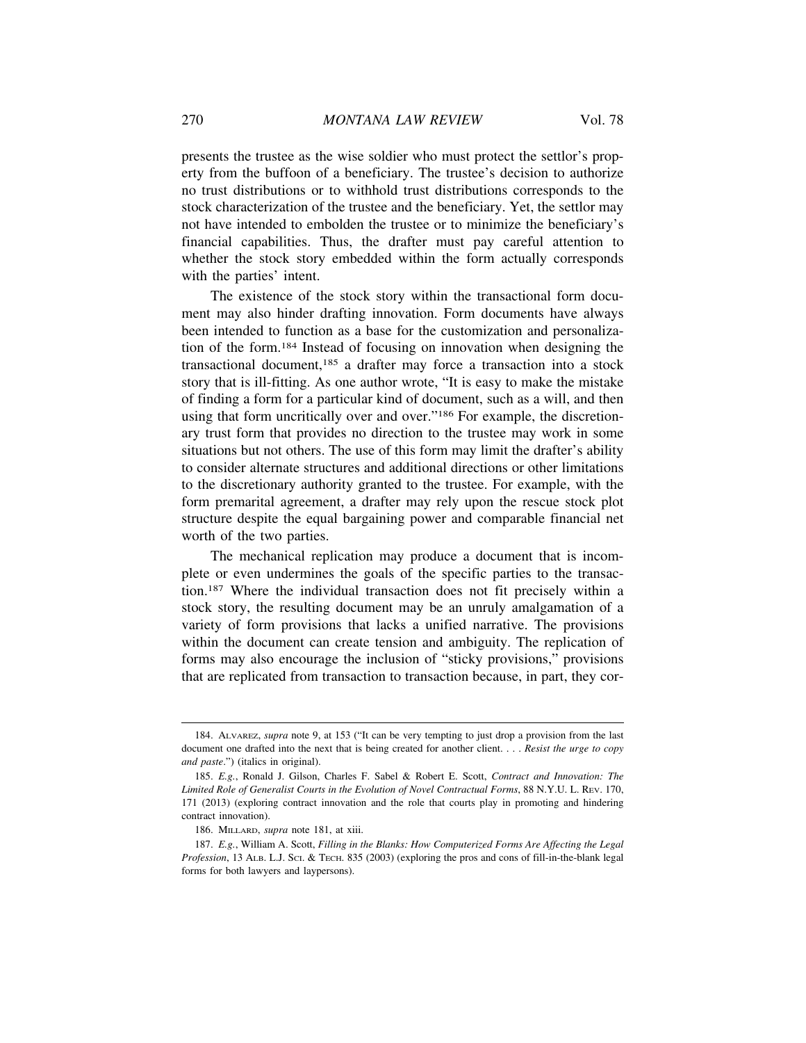presents the trustee as the wise soldier who must protect the settlor's property from the buffoon of a beneficiary. The trustee's decision to authorize no trust distributions or to withhold trust distributions corresponds to the stock characterization of the trustee and the beneficiary. Yet, the settlor may not have intended to embolden the trustee or to minimize the beneficiary's financial capabilities. Thus, the drafter must pay careful attention to whether the stock story embedded within the form actually corresponds with the parties' intent.

The existence of the stock story within the transactional form document may also hinder drafting innovation. Form documents have always been intended to function as a base for the customization and personalization of the form.[184] Instead of focusing on innovation when designing the transactional document,[185] a drafter may force a transaction into a stock story that is ill-fitting. As one author wrote, "It is easy to make the mistake of finding a form for a particular kind of document, such as a will, and then using that form uncritically over and over."[186] For example, the discretionary trust form that provides no direction to the trustee may work in some situations but not others. The use of this form may limit the drafter's ability to consider alternate structures and additional directions or other limitations to the discretionary authority granted to the trustee. For example, with the form premarital agreement, a drafter may rely upon the rescue stock plot structure despite the equal bargaining power and comparable financial net worth of the two parties.

The mechanical replication may produce a document that is incomplete or even undermines the goals of the specific parties to the transaction.[187] Where the individual transaction does not fit precisely within a stock story, the resulting document may be an unruly amalgamation of a variety of form provisions that lacks a unified narrative. The provisions within the document can create tension and ambiguity. The replication of forms may also encourage the inclusion of "sticky provisions," provisions that are replicated from transaction to transaction because, in part, they cor-

---

184. ALVAREZ, *supra* note 9, at 153 ("It can be very tempting to just drop a provision from the last document one drafted into the next that is being created for another client. . . . *Resist the urge to copy and paste*.") (italics in original).

185. *E.g.*, Ronald J. Gilson, Charles F. Sabel & Robert E. Scott, *Contract and Innovation: The Limited Role of Generalist Courts in the Evolution of Novel Contractual Forms*, 88 N.Y.U. L. REV. 170, 171 (2013) (exploring contract innovation and the role that courts play in promoting and hindering contract innovation).

186. MILLARD, *supra* note 181, at xiii.

187. *E.g.*, William A. Scott, *Filling in the Blanks: How Computerized Forms Are Affecting the Legal Profession*, 13 ALB. L.J. SCI. & TECH. 835 (2003) (exploring the pros and cons of fill-in-the-blank legal forms for both lawyers and laypersons).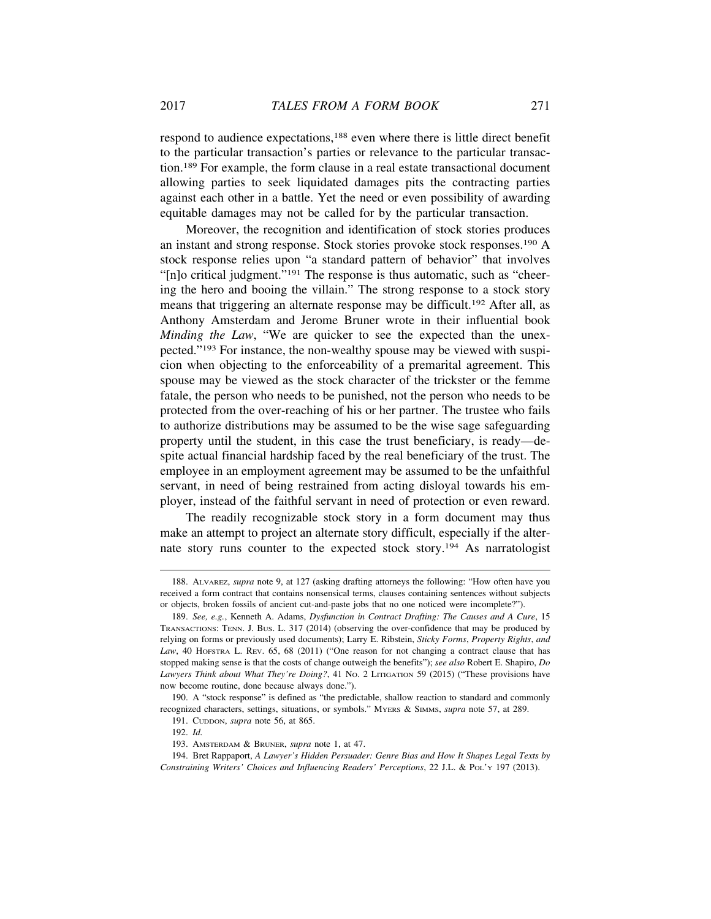respond to audience expectations,[188] even where there is little direct benefit to the particular transaction's parties or relevance to the particular transaction.[189] For example, the form clause in a real estate transactional document allowing parties to seek liquidated damages pits the contracting parties against each other in a battle. Yet the need or even possibility of awarding equitable damages may not be called for by the particular transaction.

Moreover, the recognition and identification of stock stories produces an instant and strong response. Stock stories provoke stock responses.[190] A stock response relies upon "a standard pattern of behavior" that involves "[n]o critical judgment."[191] The response is thus automatic, such as "cheering the hero and booing the villain." The strong response to a stock story means that triggering an alternate response may be difficult.[192] After all, as Anthony Amsterdam and Jerome Bruner wrote in their influential book *Minding the Law*, "We are quicker to see the expected than the unexpected."[193] For instance, the non-wealthy spouse may be viewed with suspicion when objecting to the enforceability of a premarital agreement. This spouse may be viewed as the stock character of the trickster or the femme fatale, the person who needs to be punished, not the person who needs to be protected from the over-reaching of his or her partner. The trustee who fails to authorize distributions may be assumed to be the wise sage safeguarding property until the student, in this case the trust beneficiary, is ready—despite actual financial hardship faced by the real beneficiary of the trust. The employee in an employment agreement may be assumed to be the unfaithful servant, in need of being restrained from acting disloyal towards his employer, instead of the faithful servant in need of protection or even reward.

The readily recognizable stock story in a form document may thus make an attempt to project an alternate story difficult, especially if the alternate story runs counter to the expected stock story.[194] As narratologist

---

188. ALVAREZ, *supra* note 9, at 127 (asking drafting attorneys the following: "How often have you received a form contract that contains nonsensical terms, clauses containing sentences without subjects or objects, broken fossils of ancient cut-and-paste jobs that no one noticed were incomplete?").

189. *See, e.g.*, Kenneth A. Adams, *Dysfunction in Contract Drafting: The Causes and A Cure*, 15 TRANSACTIONS: TENN. J. BUS. L. 317 (2014) (observing the over-confidence that may be produced by relying on forms or previously used documents); Larry E. Ribstein, *Sticky Forms, Property Rights, and Law*, 40 HOFSTRA L. REV. 65, 68 (2011) ("One reason for not changing a contract clause that has stopped making sense is that the costs of change outweigh the benefits"); *see also* Robert E. Shapiro, *Do Lawyers Think about What They're Doing?*, 41 NO. 2 LITIGATION 59 (2015) ("These provisions have now become routine, done because always done.").

190. A "stock response" is defined as "the predictable, shallow reaction to standard and commonly recognized characters, settings, situations, or symbols." MYERS & SIMMS, *supra* note 57, at 289.

191. CUDDON, *supra* note 56, at 865.

192. *Id.*

193. AMSTERDAM & BRUNER, *supra* note 1, at 47.

194. Bret Rappaport, *A Lawyer's Hidden Persuader: Genre Bias and How It Shapes Legal Texts by Constraining Writers' Choices and Influencing Readers' Perceptions*, 22 J.L. & POL'Y 197 (2013).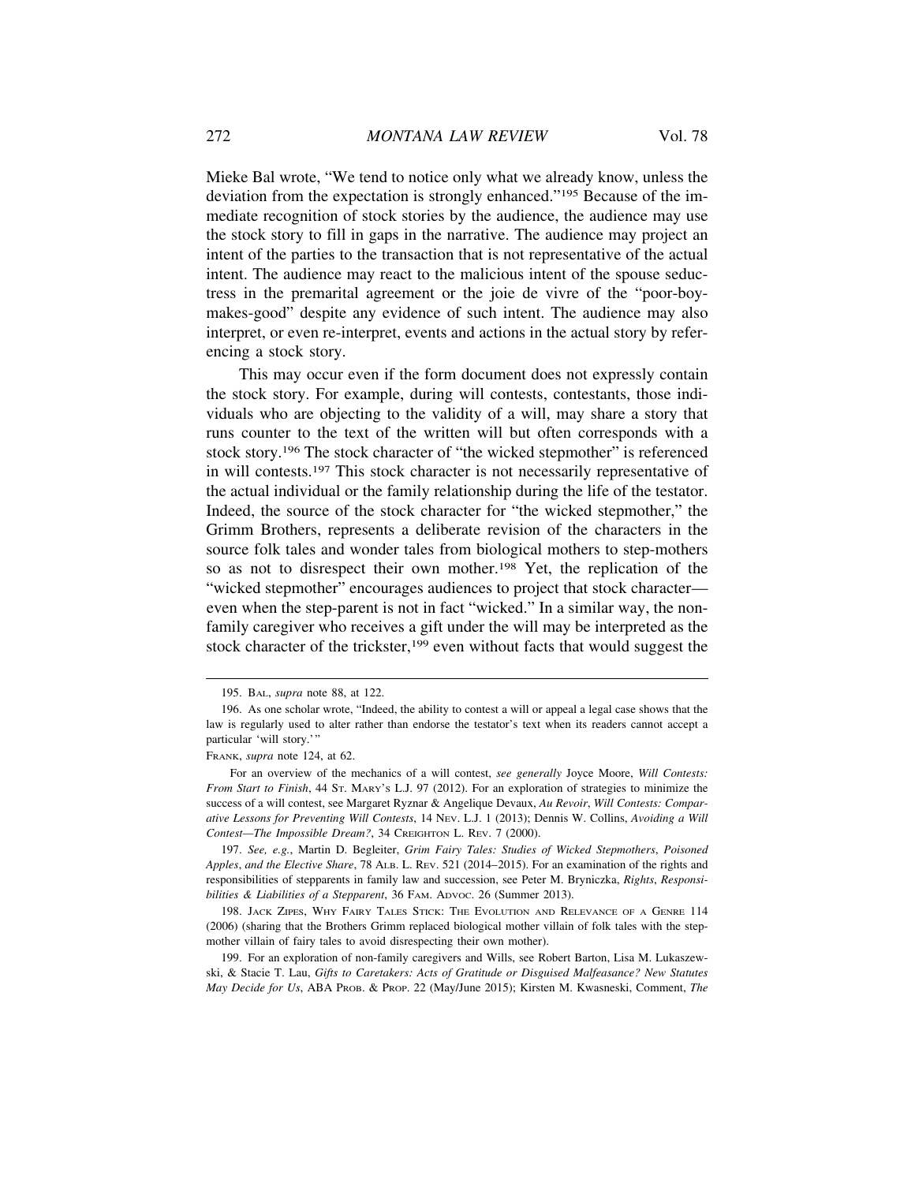Mieke Bal wrote, "We tend to notice only what we already know, unless the deviation from the expectation is strongly enhanced."[195] Because of the immediate recognition of stock stories by the audience, the audience may use the stock story to fill in gaps in the narrative. The audience may project an intent of the parties to the transaction that is not representative of the actual intent. The audience may react to the malicious intent of the spouse seductress in the premarital agreement or the joie de vivre of the "poor-boy-makes-good" despite any evidence of such intent. The audience may also interpret, or even re-interpret, events and actions in the actual story by referencing a stock story.

This may occur even if the form document does not expressly contain the stock story. For example, during will contests, contestants, those individuals who are objecting to the validity of a will, may share a story that runs counter to the text of the written will but often corresponds with a stock story.[196] The stock character of "the wicked stepmother" is referenced in will contests.[197] This stock character is not necessarily representative of the actual individual or the family relationship during the life of the testator. Indeed, the source of the stock character for "the wicked stepmother," the Grimm Brothers, represents a deliberate revision of the characters in the source folk tales and wonder tales from biological mothers to step-mothers so as not to disrespect their own mother.[198] Yet, the replication of the "wicked stepmother" encourages audiences to project that stock character—even when the step-parent is not in fact "wicked." In a similar way, the non-family caregiver who receives a gift under the will may be interpreted as the stock character of the trickster,[199] even without facts that would suggest the

---

195. BAL, *supra* note 88, at 122.

196. As one scholar wrote, "Indeed, the ability to contest a will or appeal a legal case shows that the law is regularly used to alter rather than endorse the testator's text when its readers cannot accept a particular 'will story.'"

FRANK, *supra* note 124, at 62.

For an overview of the mechanics of a will contest, *see generally* Joyce Moore, *Will Contests: From Start to Finish*, 44 ST. MARY'S L.J. 97 (2012). For an exploration of strategies to minimize the success of a will contest, see Margaret Ryznar & Angelique Devaux, *Au Revoir*, *Will Contests: Comparative Lessons for Preventing Will Contests*, 14 NEV. L.J. 1 (2013); Dennis W. Collins, *Avoiding a Will Contest—The Impossible Dream?*, 34 CREIGHTON L. REV. 7 (2000).

197. *See, e.g.*, Martin D. Begleiter, *Grim Fairy Tales: Studies of Wicked Stepmothers*, *Poisoned Apples*, *and the Elective Share*, 78 ALB. L. REV. 521 (2014–2015). For an examination of the rights and responsibilities of stepparents in family law and succession, see Peter M. Bryniczka, *Rights*, *Responsibilities & Liabilities of a Stepparent*, 36 FAM. ADVOC. 26 (Summer 2013).

198. JACK ZIPES, WHY FAIRY TALES STICK: THE EVOLUTION AND RELEVANCE OF A GENRE 114 (2006) (sharing that the Brothers Grimm replaced biological mother villain of folk tales with the stepmother villain of fairy tales to avoid disrespecting their own mother).

199. For an exploration of non-family caregivers and Wills, see Robert Barton, Lisa M. Lukaszewski, & Stacie T. Lau, *Gifts to Caretakers: Acts of Gratitude or Disguised Malfeasance? New Statutes May Decide for Us*, ABA PROB. & PROP. 22 (May/June 2015); Kirsten M. Kwasneski, Comment, *The*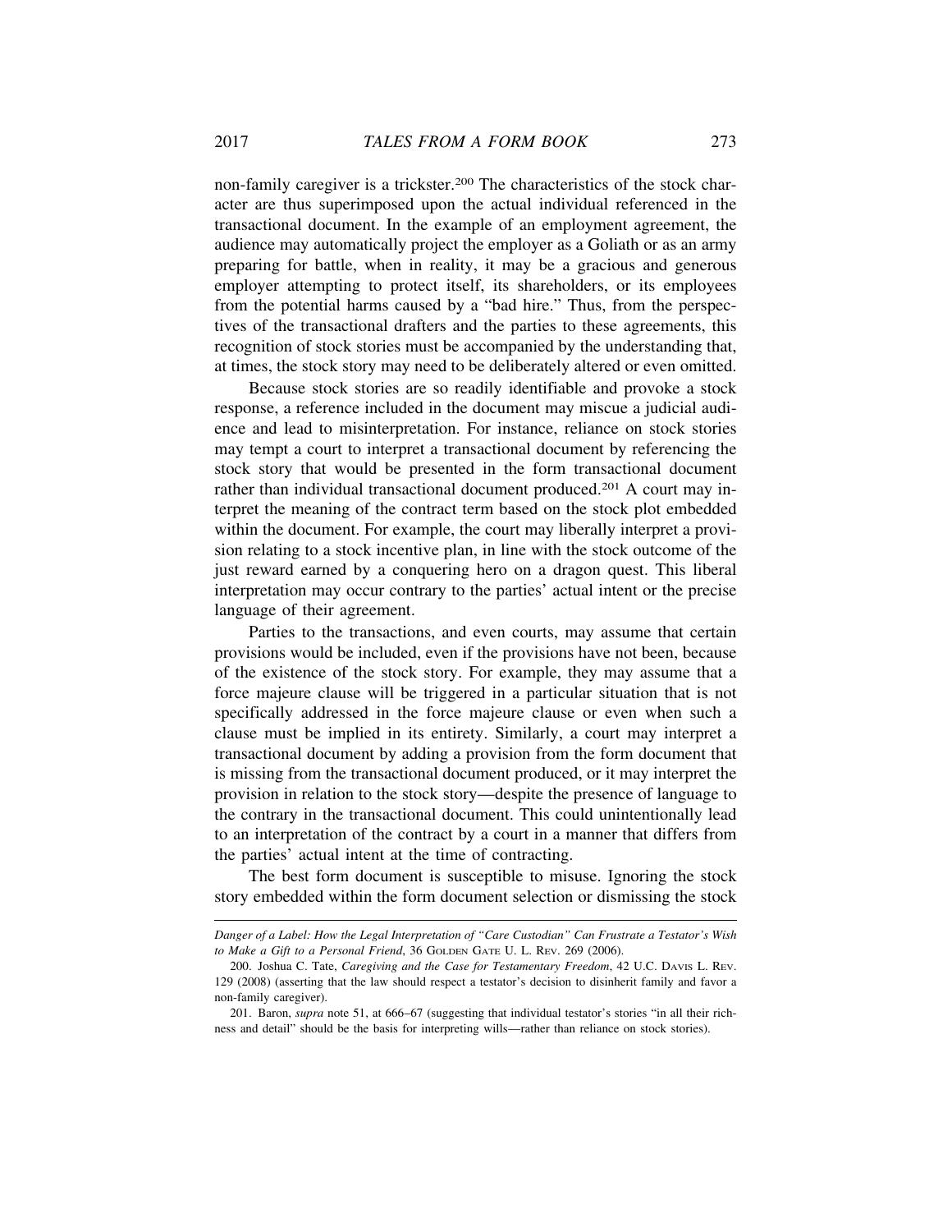non-family caregiver is a trickster.[200] The characteristics of the stock character are thus superimposed upon the actual individual referenced in the transactional document. In the example of an employment agreement, the audience may automatically project the employer as a Goliath or as an army preparing for battle, when in reality, it may be a gracious and generous employer attempting to protect itself, its shareholders, or its employees from the potential harms caused by a "bad hire." Thus, from the perspectives of the transactional drafters and the parties to these agreements, this recognition of stock stories must be accompanied by the understanding that, at times, the stock story may need to be deliberately altered or even omitted.

Because stock stories are so readily identifiable and provoke a stock response, a reference included in the document may miscue a judicial audience and lead to misinterpretation. For instance, reliance on stock stories may tempt a court to interpret a transactional document by referencing the stock story that would be presented in the form transactional document rather than individual transactional document produced.[201] A court may interpret the meaning of the contract term based on the stock plot embedded within the document. For example, the court may liberally interpret a provision relating to a stock incentive plan, in line with the stock outcome of the just reward earned by a conquering hero on a dragon quest. This liberal interpretation may occur contrary to the parties' actual intent or the precise language of their agreement.

Parties to the transactions, and even courts, may assume that certain provisions would be included, even if the provisions have not been, because of the existence of the stock story. For example, they may assume that a force majeure clause will be triggered in a particular situation that is not specifically addressed in the force majeure clause or even when such a clause must be implied in its entirety. Similarly, a court may interpret a transactional document by adding a provision from the form document that is missing from the transactional document produced, or it may interpret the provision in relation to the stock story—despite the presence of language to the contrary in the transactional document. This could unintentionally lead to an interpretation of the contract by a court in a manner that differs from the parties' actual intent at the time of contracting.

The best form document is susceptible to misuse. Ignoring the stock story embedded within the form document selection or dismissing the stock

---

*Danger of a Label: How the Legal Interpretation of "Care Custodian" Can Frustrate a Testator's Wish to Make a Gift to a Personal Friend*, 36 GOLDEN GATE U. L. REV. 269 (2006).

200. Joshua C. Tate, *Caregiving and the Case for Testamentary Freedom*, 42 U.C. DAVIS L. REV. 129 (2008) (asserting that the law should respect a testator's decision to disinherit family and favor a non-family caregiver).

201. Baron, *supra* note 51, at 666–67 (suggesting that individual testator's stories "in all their richness and detail" should be the basis for interpreting wills—rather than reliance on stock stories).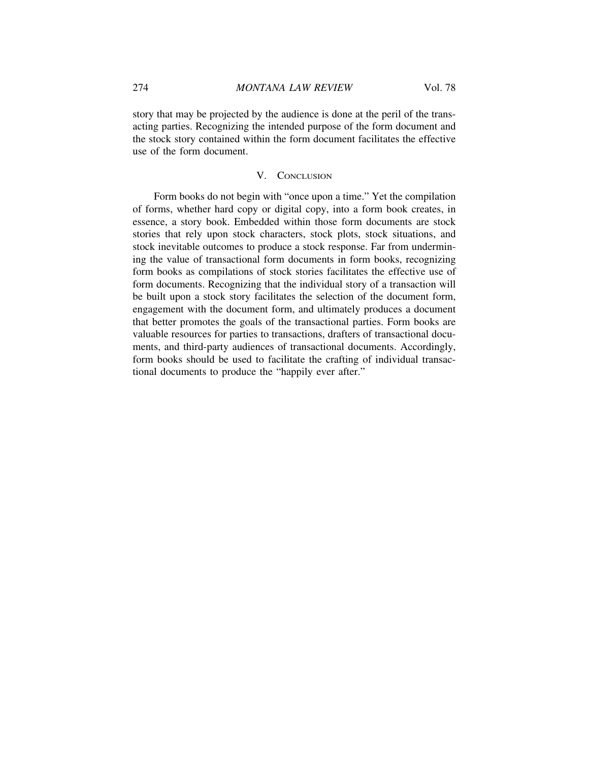story that may be projected by the audience is done at the peril of the transacting parties. Recognizing the intended purpose of the form document and the stock story contained within the form document facilitates the effective use of the form document.

## V. Conclusion

Form books do not begin with "once upon a time." Yet the compilation of forms, whether hard copy or digital copy, into a form book creates, in essence, a story book. Embedded within those form documents are stock stories that rely upon stock characters, stock plots, stock situations, and stock inevitable outcomes to produce a stock response. Far from undermining the value of transactional form documents in form books, recognizing form books as compilations of stock stories facilitates the effective use of form documents. Recognizing that the individual story of a transaction will be built upon a stock story facilitates the selection of the document form, engagement with the document form, and ultimately produces a document that better promotes the goals of the transactional parties. Form books are valuable resources for parties to transactions, drafters of transactional documents, and third-party audiences of transactional documents. Accordingly, form books should be used to facilitate the crafting of individual transactional documents to produce the "happily ever after."